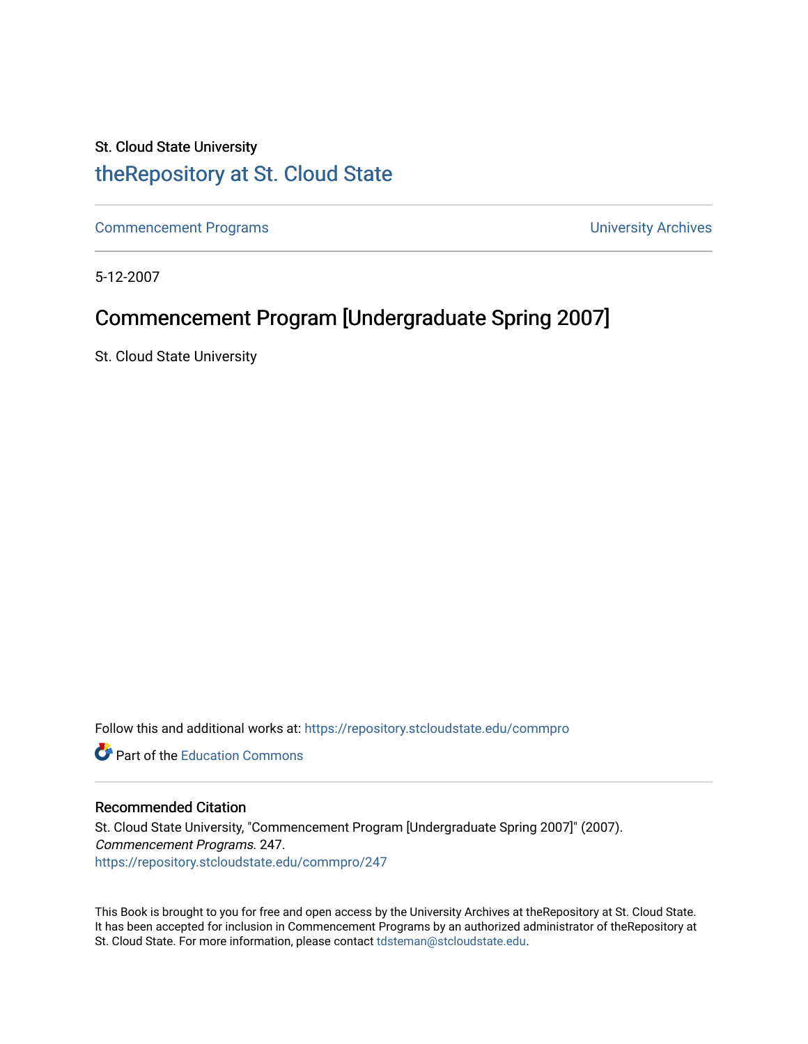St. Cloud State University

# theRepository at St. Cloud State

Commencement Programs | University Archives

5-12-2007

## Commencement Program [Undergraduate Spring 2007]

St. Cloud State University

Follow this and additional works at: https://repository.stcloudstate.edu/commpro

Part of the Education Commons

### Recommended Citation

St. Cloud State University, "Commencement Program [Undergraduate Spring 2007]" (2007). *Commencement Programs*. 247.
https://repository.stcloudstate.edu/commpro/247

This Book is brought to you for free and open access by the University Archives at theRepository at St. Cloud State. It has been accepted for inclusion in Commencement Programs by an authorized administrator of theRepository at St. Cloud State. For more information, please contact tdsteman@stcloudstate.edu.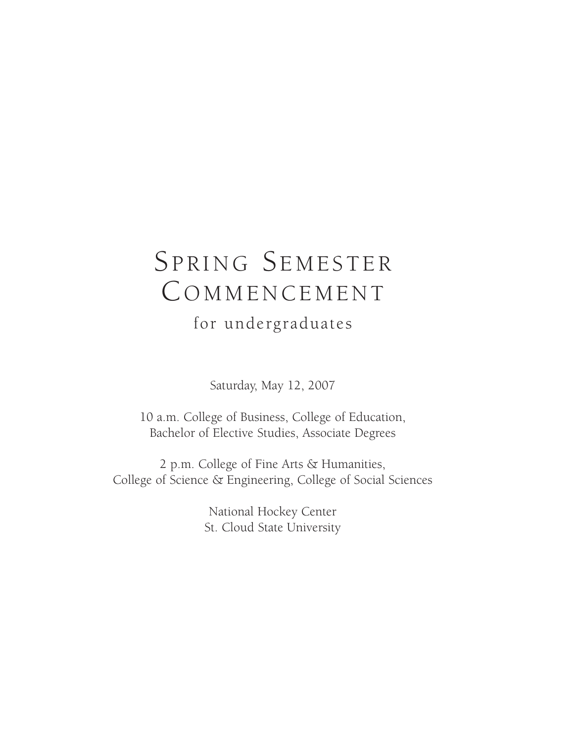# Spring Semester Commencement

## for undergraduates

Saturday, May 12, 2007

10 a.m. College of Business, College of Education,
Bachelor of Elective Studies, Associate Degrees

2 p.m. College of Fine Arts & Humanities,
College of Science & Engineering, College of Social Sciences

National Hockey Center
St. Cloud State University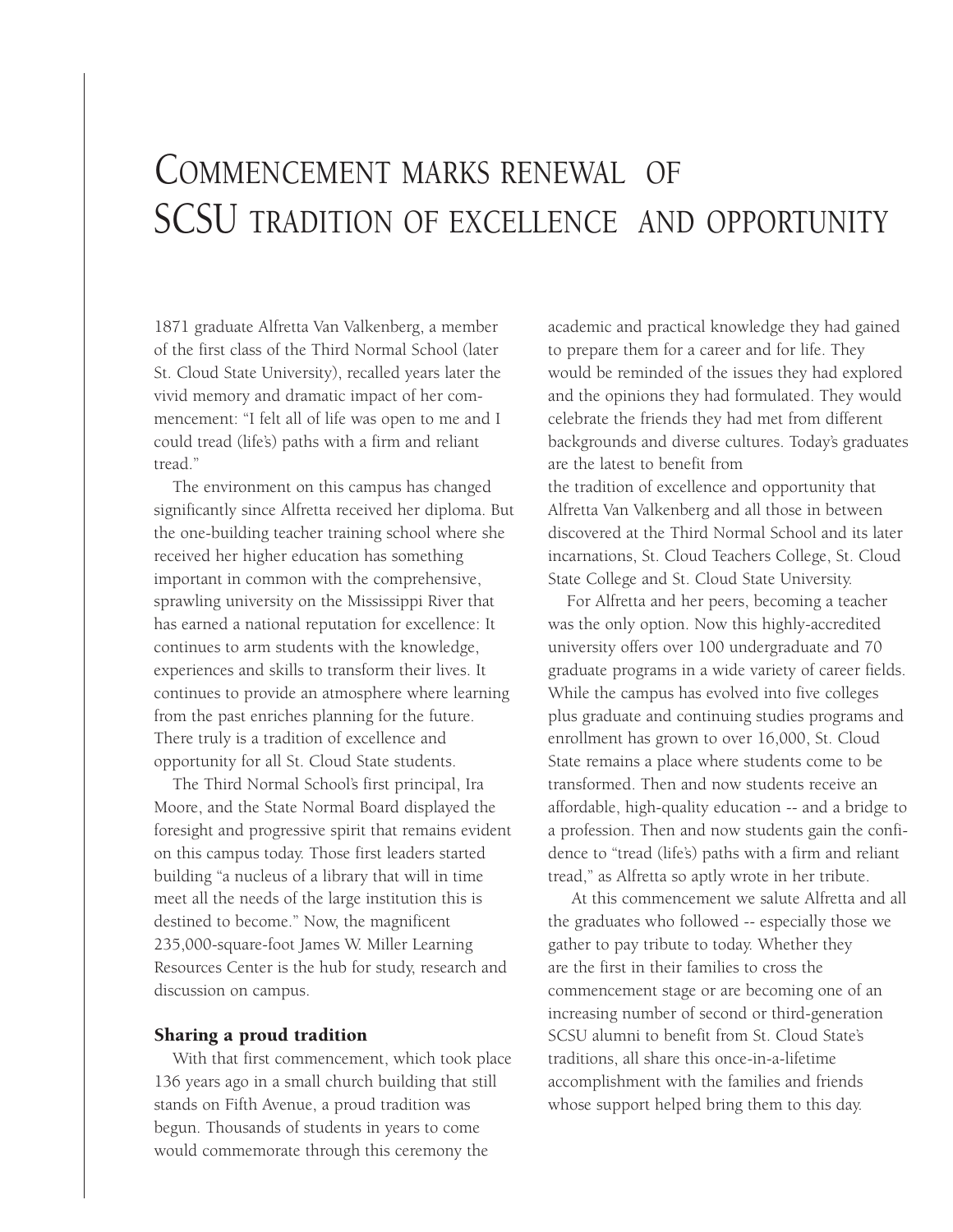# Commencement marks renewal of SCSU tradition of excellence and opportunity

1871 graduate Alfretta Van Valkenberg, a member of the first class of the Third Normal School (later St. Cloud State University), recalled years later the vivid memory and dramatic impact of her commencement: "I felt all of life was open to me and I could tread (life's) paths with a firm and reliant tread."

The environment on this campus has changed significantly since Alfretta received her diploma. But the one-building teacher training school where she received her higher education has something important in common with the comprehensive, sprawling university on the Mississippi River that has earned a national reputation for excellence: It continues to arm students with the knowledge, experiences and skills to transform their lives. It continues to provide an atmosphere where learning from the past enriches planning for the future. There truly is a tradition of excellence and opportunity for all St. Cloud State students.

The Third Normal School's first principal, Ira Moore, and the State Normal Board displayed the foresight and progressive spirit that remains evident on this campus today. Those first leaders started building "a nucleus of a library that will in time meet all the needs of the large institution this is destined to become." Now, the magnificent 235,000-square-foot James W. Miller Learning Resources Center is the hub for study, research and discussion on campus.

### Sharing a proud tradition

With that first commencement, which took place 136 years ago in a small church building that still stands on Fifth Avenue, a proud tradition was begun. Thousands of students in years to come would commemorate through this ceremony the academic and practical knowledge they had gained to prepare them for a career and for life. They would be reminded of the issues they had explored and the opinions they had formulated. They would celebrate the friends they had met from different backgrounds and diverse cultures. Today's graduates are the latest to benefit from the tradition of excellence and opportunity that Alfretta Van Valkenberg and all those in between discovered at the Third Normal School and its later incarnations, St. Cloud Teachers College, St. Cloud State College and St. Cloud State University.

For Alfretta and her peers, becoming a teacher was the only option. Now this highly-accredited university offers over 100 undergraduate and 70 graduate programs in a wide variety of career fields. While the campus has evolved into five colleges plus graduate and continuing studies programs and enrollment has grown to over 16,000, St. Cloud State remains a place where students come to be transformed. Then and now students receive an affordable, high-quality education -- and a bridge to a profession. Then and now students gain the confidence to "tread (life's) paths with a firm and reliant tread," as Alfretta so aptly wrote in her tribute.

At this commencement we salute Alfretta and all the graduates who followed -- especially those we gather to pay tribute to today. Whether they are the first in their families to cross the commencement stage or are becoming one of an increasing number of second or third-generation SCSU alumni to benefit from St. Cloud State's traditions, all share this once-in-a-lifetime accomplishment with the families and friends whose support helped bring them to this day.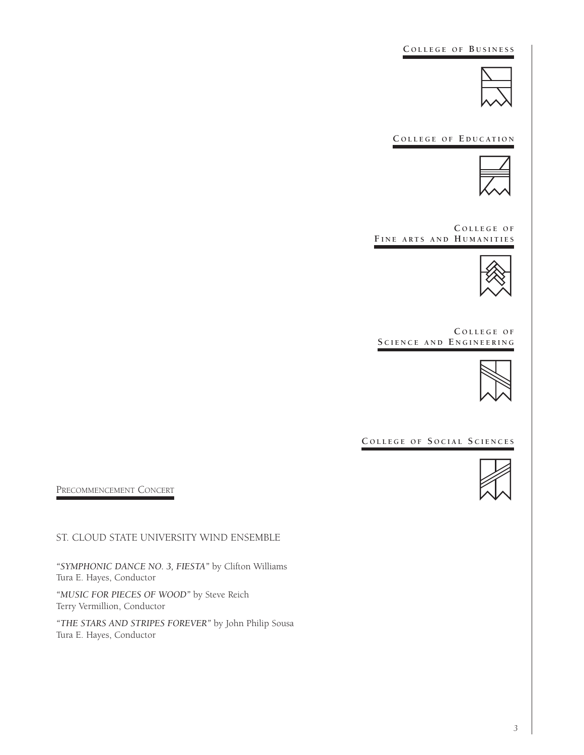## College of Business

## College of Education

## College of Fine arts and Humanities

## College of Science and Engineering

## College of Social Sciences

## Precommencement Concert

ST. CLOUD STATE UNIVERSITY WIND ENSEMBLE

*"SYMPHONIC DANCE NO. 3, FIESTA"* by Clifton Williams
Tura E. Hayes, Conductor

*"MUSIC FOR PIECES OF WOOD"* by Steve Reich
Terry Vermillion, Conductor

*"THE STARS AND STRIPES FOREVER"* by John Philip Sousa
Tura E. Hayes, Conductor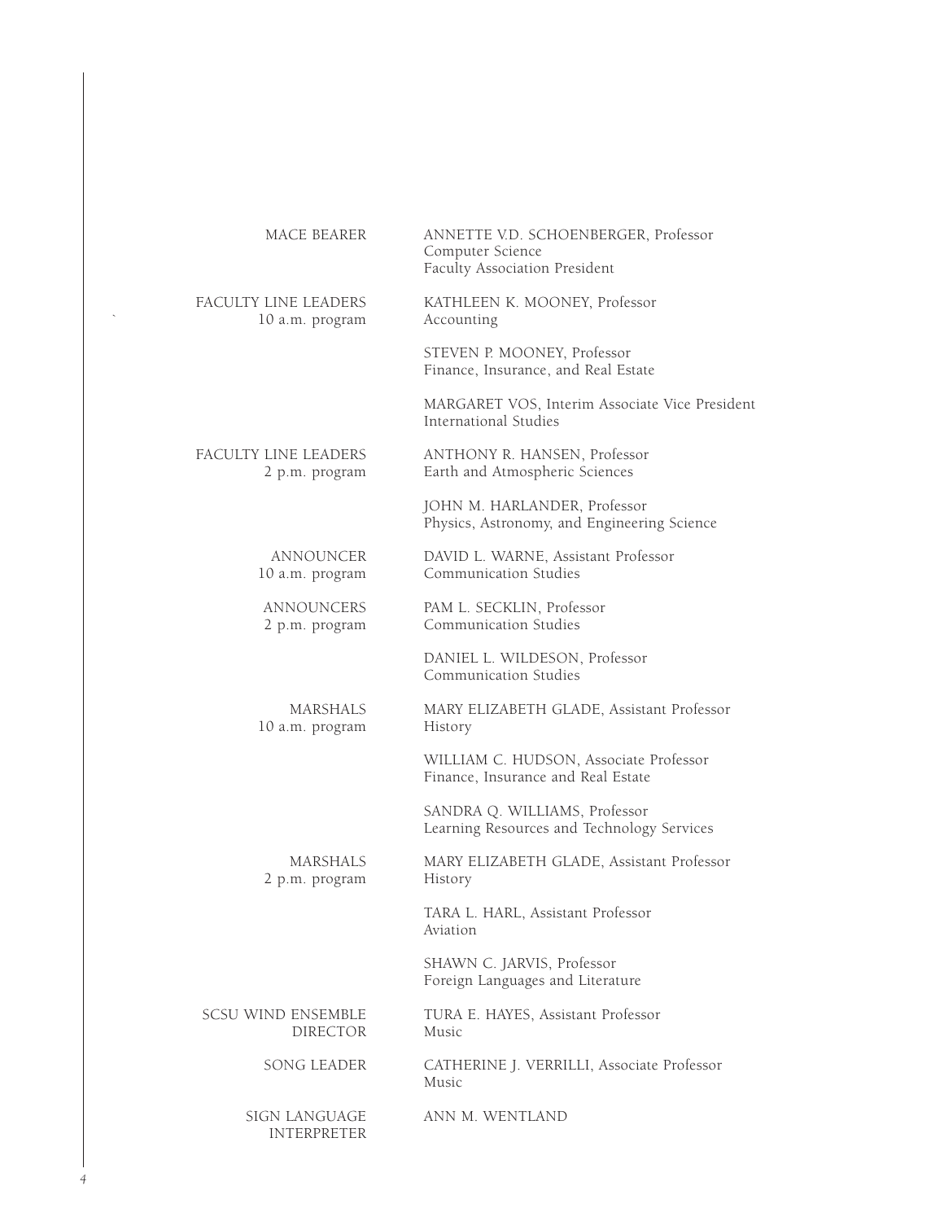| | |
|---|---|
| MACE BEARER | ANNETTE V.D. SCHOENBERGER, Professor<br>Computer Science<br>Faculty Association President |
| FACULTY LINE LEADERS<br>10 a.m. program | KATHLEEN K. MOONEY, Professor<br>Accounting |
| | STEVEN P. MOONEY, Professor<br>Finance, Insurance, and Real Estate |
| | MARGARET VOS, Interim Associate Vice President<br>International Studies |
| FACULTY LINE LEADERS<br>2 p.m. program | ANTHONY R. HANSEN, Professor<br>Earth and Atmospheric Sciences |
| | JOHN M. HARLANDER, Professor<br>Physics, Astronomy, and Engineering Science |
| ANNOUNCER<br>10 a.m. program | DAVID L. WARNE, Assistant Professor<br>Communication Studies |
| ANNOUNCERS<br>2 p.m. program | PAM L. SECKLIN, Professor<br>Communication Studies |
| | DANIEL L. WILDESON, Professor<br>Communication Studies |
| MARSHALS<br>10 a.m. program | MARY ELIZABETH GLADE, Assistant Professor<br>History |
| | WILLIAM C. HUDSON, Associate Professor<br>Finance, Insurance and Real Estate |
| | SANDRA Q. WILLIAMS, Professor<br>Learning Resources and Technology Services |
| MARSHALS<br>2 p.m. program | MARY ELIZABETH GLADE, Assistant Professor<br>History |
| | TARA L. HARL, Assistant Professor<br>Aviation |
| | SHAWN C. JARVIS, Professor<br>Foreign Languages and Literature |
| SCSU WIND ENSEMBLE<br>DIRECTOR | TURA E. HAYES, Assistant Professor<br>Music |
| SONG LEADER | CATHERINE J. VERRILLI, Associate Professor<br>Music |
| SIGN LANGUAGE<br>INTERPRETER | ANN M. WENTLAND |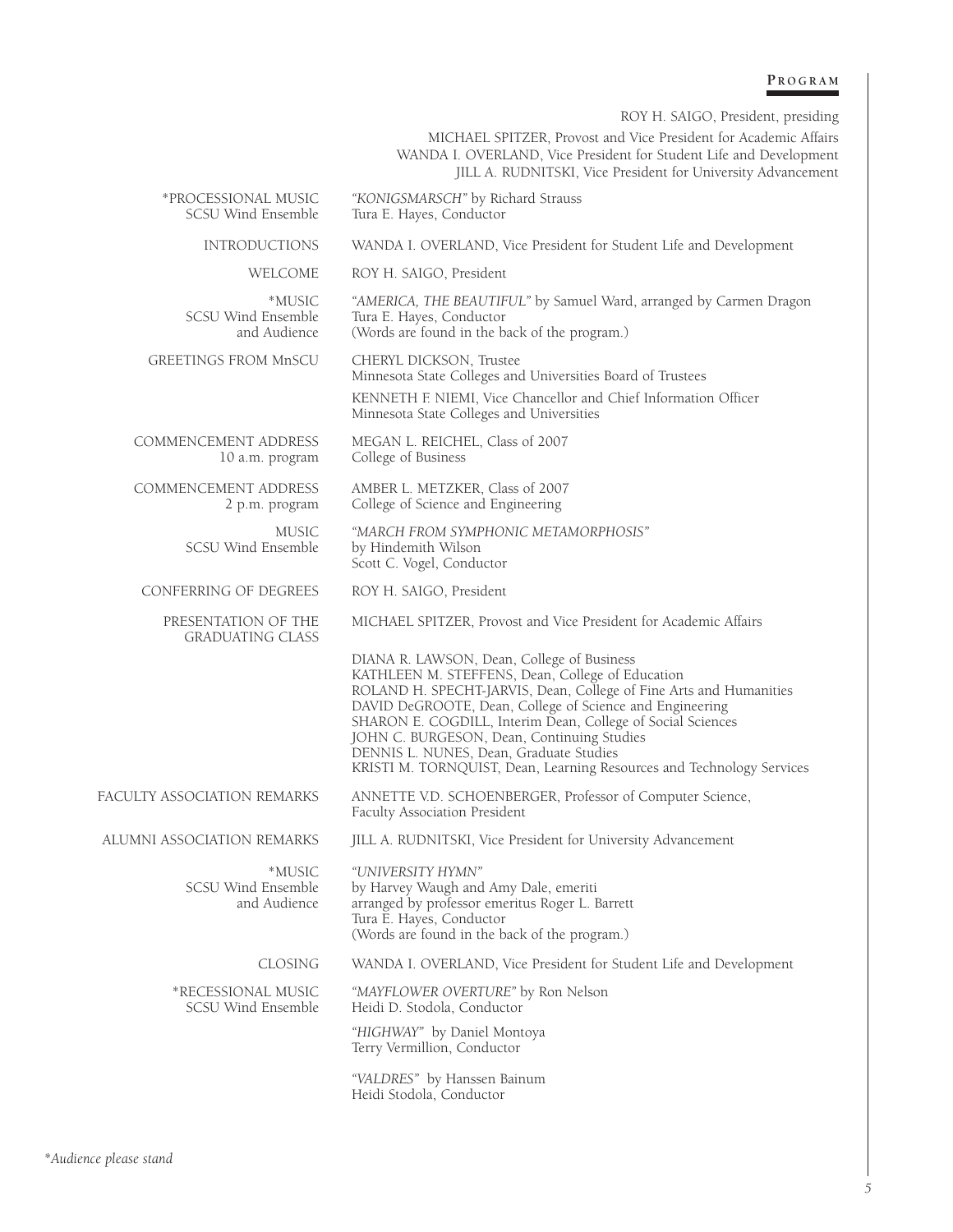## Program

ROY H. SAIGO, President, presiding

MICHAEL SPITZER, Provost and Vice President for Academic Affairs
WANDA I. OVERLAND, Vice President for Student Life and Development
JILL A. RUDNITSKI, Vice President for University Advancement

| | |
|---|---|
| *PROCESSIONAL MUSIC<br>SCSU Wind Ensemble | *"KONIGSMARSCH"* by Richard Strauss<br>Tura E. Hayes, Conductor |
| INTRODUCTIONS | WANDA I. OVERLAND, Vice President for Student Life and Development |
| WELCOME | ROY H. SAIGO, President |
| *MUSIC<br>SCSU Wind Ensemble<br>and Audience | *"AMERICA, THE BEAUTIFUL"* by Samuel Ward, arranged by Carmen Dragon<br>Tura E. Hayes, Conductor<br>(Words are found in the back of the program.) |
| GREETINGS FROM MnSCU | CHERYL DICKSON, Trustee<br>Minnesota State Colleges and Universities Board of Trustees<br><br>KENNETH F. NIEMI, Vice Chancellor and Chief Information Officer<br>Minnesota State Colleges and Universities |
| COMMENCEMENT ADDRESS<br>10 a.m. program | MEGAN L. REICHEL, Class of 2007<br>College of Business |
| COMMENCEMENT ADDRESS<br>2 p.m. program | AMBER L. METZKER, Class of 2007<br>College of Science and Engineering |
| MUSIC<br>SCSU Wind Ensemble | *"MARCH FROM SYMPHONIC METAMORPHOSIS"*<br>by Hindemith Wilson<br>Scott C. Vogel, Conductor |
| CONFERRING OF DEGREES | ROY H. SAIGO, President |
| PRESENTATION OF THE<br>GRADUATING CLASS | MICHAEL SPITZER, Provost and Vice President for Academic Affairs<br><br>DIANA R. LAWSON, Dean, College of Business<br>KATHLEEN M. STEFFENS, Dean, College of Education<br>ROLAND H. SPECHT-JARVIS, Dean, College of Fine Arts and Humanities<br>DAVID DeGROOTE, Dean, College of Science and Engineering<br>SHARON E. COGDILL, Interim Dean, College of Social Sciences<br>JOHN C. BURGESON, Dean, Continuing Studies<br>DENNIS L. NUNES, Dean, Graduate Studies<br>KRISTI M. TORNQUIST, Dean, Learning Resources and Technology Services |
| FACULTY ASSOCIATION REMARKS | ANNETTE V.D. SCHOENBERGER, Professor of Computer Science,<br>Faculty Association President |
| ALUMNI ASSOCIATION REMARKS | JILL A. RUDNITSKI, Vice President for University Advancement |
| *MUSIC<br>SCSU Wind Ensemble<br>and Audience | *"UNIVERSITY HYMN"*<br>by Harvey Waugh and Amy Dale, emeriti<br>arranged by professor emeritus Roger L. Barrett<br>Tura E. Hayes, Conductor<br>(Words are found in the back of the program.) |
| CLOSING | WANDA I. OVERLAND, Vice President for Student Life and Development |
| *RECESSIONAL MUSIC<br>SCSU Wind Ensemble | *"MAYFLOWER OVERTURE"* by Ron Nelson<br>Heidi D. Stodola, Conductor<br><br>*"HIGHWAY"* by Daniel Montoya<br>Terry Vermillion, Conductor<br><br>*"VALDRES"* by Hanssen Bainum<br>Heidi Stodola, Conductor |

*\*Audience please stand*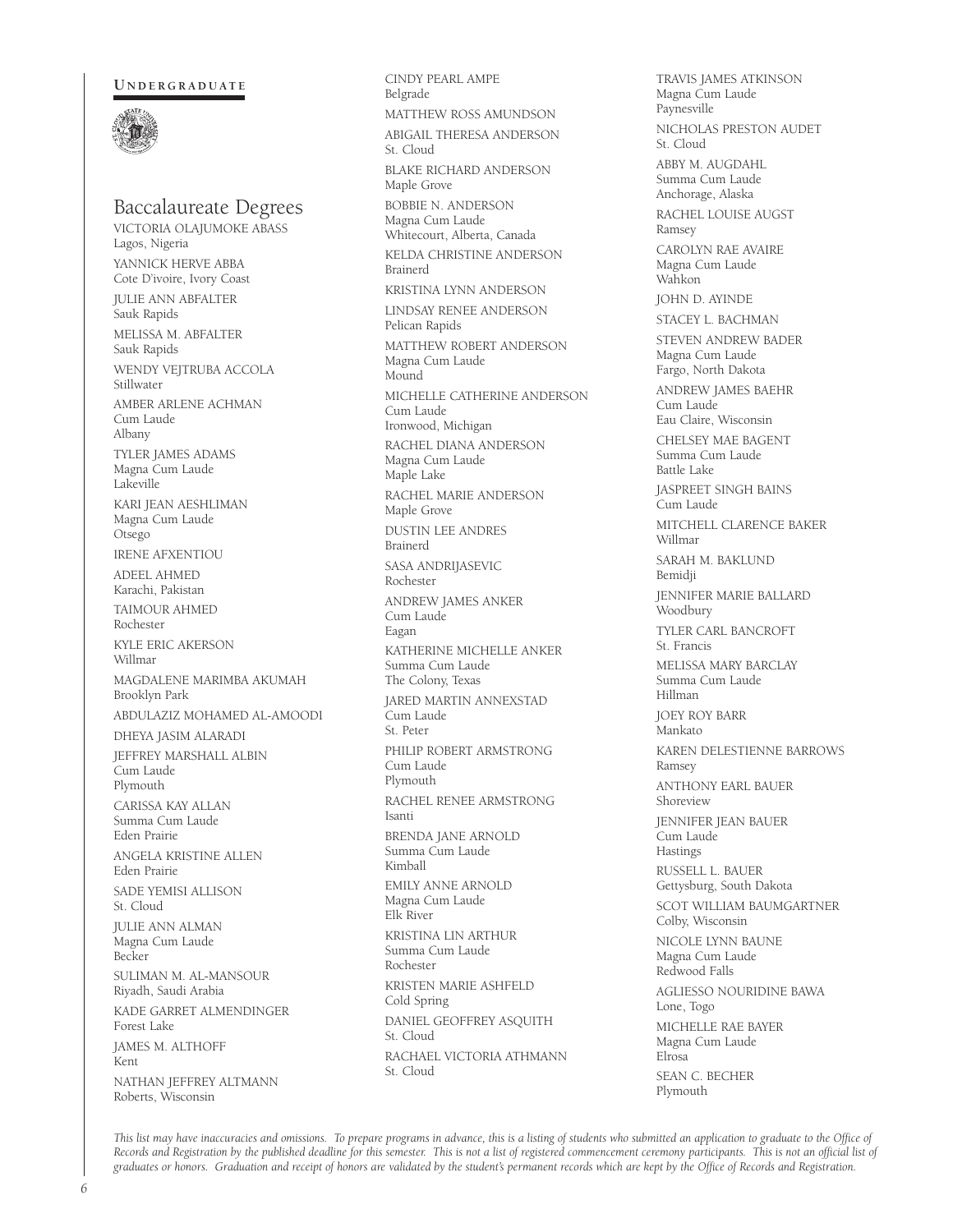**UNDERGRADUATE**

## Baccalaureate Degrees

VICTORIA OLAJUMOKE ABASS
Lagos, Nigeria

YANNICK HERVE ABBA
Cote D'ivoire, Ivory Coast

JULIE ANN ABFALTER
Sauk Rapids

MELISSA M. ABFALTER
Sauk Rapids

WENDY VEJTRUBA ACCOLA
Stillwater

AMBER ARLENE ACHMAN
Cum Laude
Albany

TYLER JAMES ADAMS
Magna Cum Laude
Lakeville

KARI JEAN AESHLIMAN
Magna Cum Laude
Otsego

IRENE AFXENTIOU

ADEEL AHMED
Karachi, Pakistan

TAIMOUR AHMED
Rochester

KYLE ERIC AKERSON
Willmar

MAGDALENE MARIMBA AKUMAH
Brooklyn Park

ABDULAZIZ MOHAMED AL-AMOODI

DHEYA JASIM ALARADI

JEFFREY MARSHALL ALBIN
Cum Laude
Plymouth

CARISSA KAY ALLAN
Summa Cum Laude
Eden Prairie

ANGELA KRISTINE ALLEN
Eden Prairie

SADE YEMISI ALLISON
St. Cloud

JULIE ANN ALMAN
Magna Cum Laude
Becker

SULIMAN M. AL-MANSOUR
Riyadh, Saudi Arabia

KADE GARRET ALMENDINGER
Forest Lake

JAMES M. ALTHOFF
Kent

NATHAN JEFFREY ALTMANN
Roberts, Wisconsin

CINDY PEARL AMPE
Belgrade

MATTHEW ROSS AMUNDSON

ABIGAIL THERESA ANDERSON
St. Cloud

BLAKE RICHARD ANDERSON
Maple Grove

BOBBIE N. ANDERSON
Magna Cum Laude
Whitecourt, Alberta, Canada

KELDA CHRISTINE ANDERSON
Brainerd

KRISTINA LYNN ANDERSON

LINDSAY RENEE ANDERSON
Pelican Rapids

MATTHEW ROBERT ANDERSON
Magna Cum Laude
Mound

MICHELLE CATHERINE ANDERSON
Cum Laude
Ironwood, Michigan

RACHEL DIANA ANDERSON
Magna Cum Laude
Maple Lake

RACHEL MARIE ANDERSON
Maple Grove

DUSTIN LEE ANDRES
Brainerd

SASA ANDRIJASEVIC
Rochester

ANDREW JAMES ANKER
Cum Laude
Eagan

KATHERINE MICHELLE ANKER
Summa Cum Laude
The Colony, Texas

JARED MARTIN ANNEXSTAD
Cum Laude
St. Peter

PHILIP ROBERT ARMSTRONG
Cum Laude
Plymouth

RACHEL RENEE ARMSTRONG
Isanti

BRENDA JANE ARNOLD
Summa Cum Laude
Kimball

EMILY ANNE ARNOLD
Magna Cum Laude
Elk River

KRISTINA LIN ARTHUR
Summa Cum Laude
Rochester

KRISTEN MARIE ASHFELD
Cold Spring

DANIEL GEOFFREY ASQUITH
St. Cloud

RACHAEL VICTORIA ATHMANN
St. Cloud

TRAVIS JAMES ATKINSON
Magna Cum Laude
Paynesville

NICHOLAS PRESTON AUDET
St. Cloud

ABBY M. AUGDAHL
Summa Cum Laude
Anchorage, Alaska

RACHEL LOUISE AUGST
Ramsey

CAROLYN RAE AVAIRE
Magna Cum Laude
Wahkon

JOHN D. AYINDE

STACEY L. BACHMAN

STEVEN ANDREW BADER
Magna Cum Laude
Fargo, North Dakota

ANDREW JAMES BAEHR
Cum Laude
Eau Claire, Wisconsin

CHELSEY MAE BAGENT
Summa Cum Laude
Battle Lake

JASPREET SINGH BAINS
Cum Laude

MITCHELL CLARENCE BAKER
Willmar

SARAH M. BAKLUND
Bemidji

JENNIFER MARIE BALLARD
Woodbury

TYLER CARL BANCROFT
St. Francis

MELISSA MARY BARCLAY
Summa Cum Laude
Hillman

JOEY ROY BARR
Mankato

KAREN DELESTIENNE BARROWS
Ramsey

ANTHONY EARL BAUER
Shoreview

JENNIFER JEAN BAUER
Cum Laude
Hastings

RUSSELL L. BAUER
Gettysburg, South Dakota

SCOT WILLIAM BAUMGARTNER
Colby, Wisconsin

NICOLE LYNN BAUNE
Magna Cum Laude
Redwood Falls

AGLIESSO NOURIDINE BAWA
Lone, Togo

MICHELLE RAE BAYER
Magna Cum Laude
Elrosa

SEAN C. BECHER
Plymouth

*This list may have inaccuracies and omissions. To prepare programs in advance, this is a listing of students who submitted an application to graduate to the Office of Records and Registration by the published deadline for this semester. This is not a list of registered commencement ceremony participants. This is not an official list of graduates or honors. Graduation and receipt of honors are validated by the student's permanent records which are kept by the Office of Records and Registration.*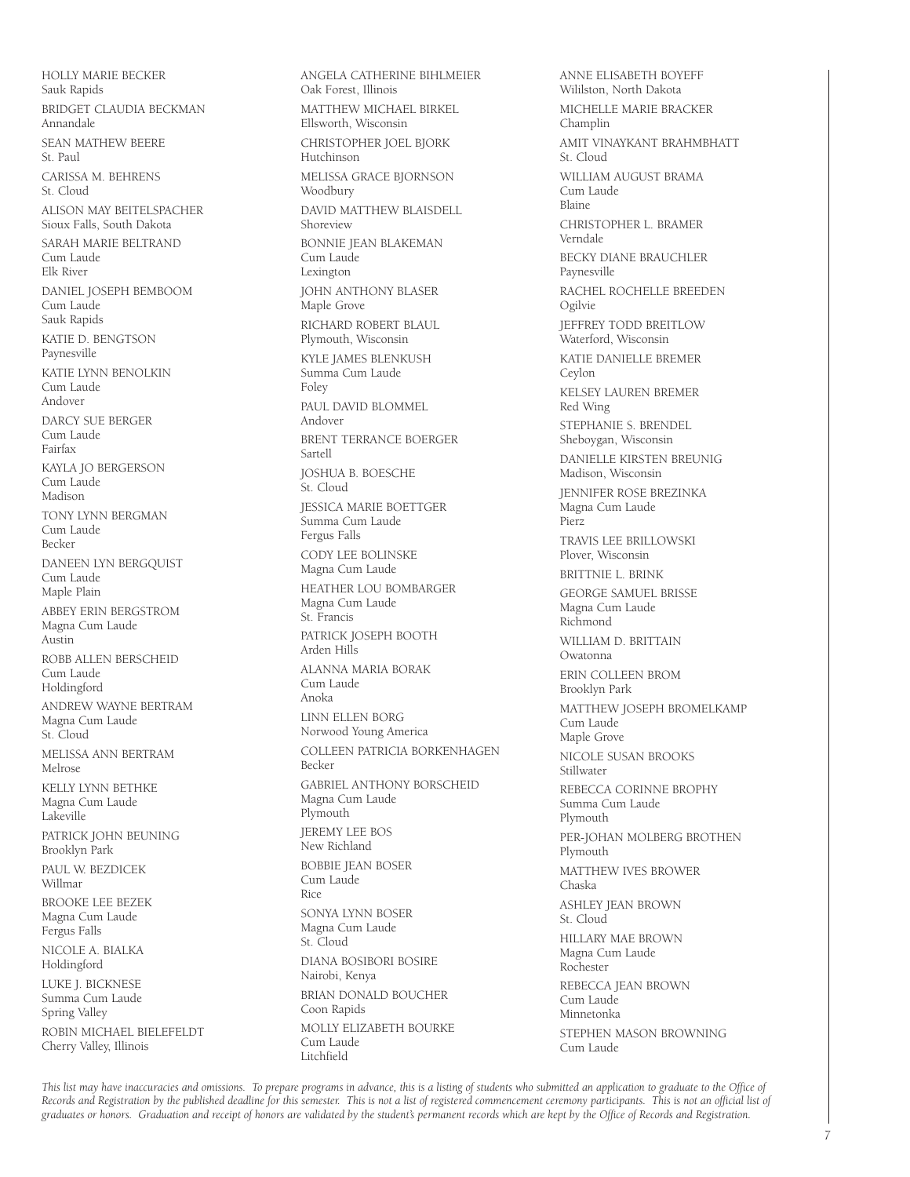HOLLY MARIE BECKER
Sauk Rapids

BRIDGET CLAUDIA BECKMAN
Annandale

SEAN MATHEW BEERE
St. Paul

CARISSA M. BEHRENS
St. Cloud

ALISON MAY BEITELSPACHER
Sioux Falls, South Dakota

SARAH MARIE BELTRAND
Cum Laude
Elk River

DANIEL JOSEPH BEMBOOM
Cum Laude
Sauk Rapids

KATIE D. BENGTSON
Paynesville

KATIE LYNN BENOLKIN
Cum Laude
Andover

DARCY SUE BERGER
Cum Laude
Fairfax

KAYLA JO BERGERSON
Cum Laude
Madison

TONY LYNN BERGMAN
Cum Laude
Becker

DANEEN LYN BERGQUIST
Cum Laude
Maple Plain

ABBEY ERIN BERGSTROM
Magna Cum Laude
Austin

ROBB ALLEN BERSCHEID
Cum Laude
Holdingford

ANDREW WAYNE BERTRAM
Magna Cum Laude
St. Cloud

MELISSA ANN BERTRAM
Melrose

KELLY LYNN BETHKE
Magna Cum Laude
Lakeville

PATRICK JOHN BEUNING
Brooklyn Park

PAUL W. BEZDICEK
Willmar

BROOKE LEE BEZEK
Magna Cum Laude
Fergus Falls

NICOLE A. BIALKA
Holdingford

LUKE J. BICKNESE
Summa Cum Laude
Spring Valley

ROBIN MICHAEL BIELEFELDT
Cherry Valley, Illinois

ANGELA CATHERINE BIHLMEIER
Oak Forest, Illinois

MATTHEW MICHAEL BIRKEL
Ellsworth, Wisconsin

CHRISTOPHER JOEL BJORK
Hutchinson

MELISSA GRACE BJORNSON
Woodbury

DAVID MATTHEW BLAISDELL
Shoreview

BONNIE JEAN BLAKEMAN
Cum Laude
Lexington

JOHN ANTHONY BLASER
Maple Grove

RICHARD ROBERT BLAUL
Plymouth, Wisconsin

KYLE JAMES BLENKUSH
Summa Cum Laude
Foley

PAUL DAVID BLOMMEL
Andover

BRENT TERRANCE BOERGER
Sartell

JOSHUA B. BOESCHE
St. Cloud

JESSICA MARIE BOETTGER
Summa Cum Laude
Fergus Falls

CODY LEE BOLINSKE
Magna Cum Laude

HEATHER LOU BOMBARGER
Magna Cum Laude
St. Francis

PATRICK JOSEPH BOOTH
Arden Hills

ALANNA MARIA BORAK
Cum Laude
Anoka

LINN ELLEN BORG
Norwood Young America

COLLEEN PATRICIA BORKENHAGEN
Becker

GABRIEL ANTHONY BORSCHEID
Magna Cum Laude
Plymouth

JEREMY LEE BOS
New Richland

BOBBIE JEAN BOSER
Cum Laude
Rice

SONYA LYNN BOSER
Magna Cum Laude
St. Cloud

DIANA BOSIBORI BOSIRE
Nairobi, Kenya

BRIAN DONALD BOUCHER
Coon Rapids

MOLLY ELIZABETH BOURKE
Cum Laude
Litchfield

ANNE ELISABETH BOYEFF
Wililston, North Dakota

MICHELLE MARIE BRACKER
Champlin

AMIT VINAYKANT BRAHMBHATT
St. Cloud

WILLIAM AUGUST BRAMA
Cum Laude
Blaine

CHRISTOPHER L. BRAMER
Verndale

BECKY DIANE BRAUCHLER
Paynesville

RACHEL ROCHELLE BREEDEN
Ogilvie

JEFFREY TODD BREITLOW
Waterford, Wisconsin

KATIE DANIELLE BREMER
Ceylon

KELSEY LAUREN BREMER
Red Wing

STEPHANIE S. BRENDEL
Sheboygan, Wisconsin

DANIELLE KIRSTEN BREUNIG
Madison, Wisconsin

JENNIFER ROSE BREZINKA
Magna Cum Laude
Pierz

TRAVIS LEE BRILLOWSKI
Plover, Wisconsin

BRITTNIE L. BRINK

GEORGE SAMUEL BRISSE
Magna Cum Laude
Richmond

WILLIAM D. BRITTAIN
Owatonna

ERIN COLLEEN BROM
Brooklyn Park

MATTHEW JOSEPH BROMELKAMP
Cum Laude
Maple Grove

NICOLE SUSAN BROOKS
Stillwater

REBECCA CORINNE BROPHY
Summa Cum Laude
Plymouth

PER-JOHAN MOLBERG BROTHEN
Plymouth

MATTHEW IVES BROWER
Chaska

ASHLEY JEAN BROWN
St. Cloud

HILLARY MAE BROWN
Magna Cum Laude
Rochester

REBECCA JEAN BROWN
Cum Laude
Minnetonka

STEPHEN MASON BROWNING
Cum Laude

*This list may have inaccuracies and omissions. To prepare programs in advance, this is a listing of students who submitted an application to graduate to the Office of Records and Registration by the published deadline for this semester. This is not a list of registered commencement ceremony participants. This is not an official list of graduates or honors. Graduation and receipt of honors are validated by the student's permanent records which are kept by the Office of Records and Registration.*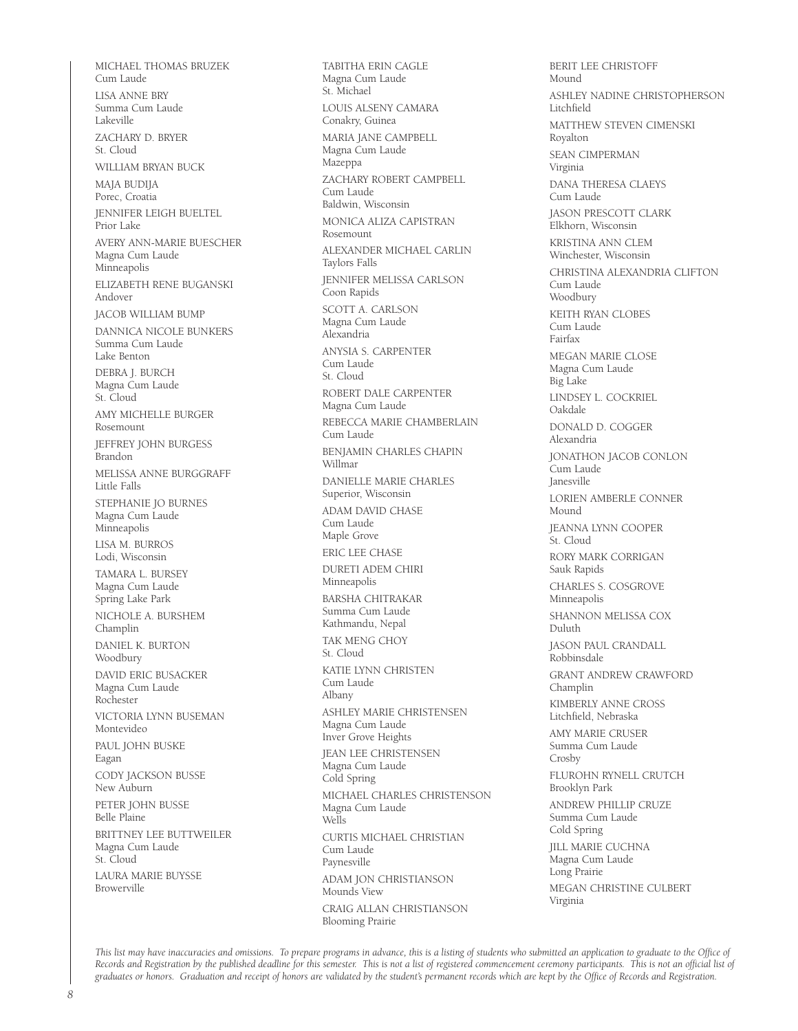MICHAEL THOMAS BRUZEK
Cum Laude

LISA ANNE BRY
Summa Cum Laude
Lakeville

ZACHARY D. BRYER
St. Cloud

WILLIAM BRYAN BUCK

MAJA BUDIJA
Porec, Croatia

JENNIFER LEIGH BUELTEL
Prior Lake

AVERY ANN-MARIE BUESCHER
Magna Cum Laude
Minneapolis

ELIZABETH RENE BUGANSKI
Andover

JACOB WILLIAM BUMP

DANNICA NICOLE BUNKERS
Summa Cum Laude
Lake Benton

DEBRA J. BURCH
Magna Cum Laude
St. Cloud

AMY MICHELLE BURGER
Rosemount

JEFFREY JOHN BURGESS
Brandon

MELISSA ANNE BURGGRAFF
Little Falls

STEPHANIE JO BURNES
Magna Cum Laude
Minneapolis

LISA M. BURROS
Lodi, Wisconsin

TAMARA L. BURSEY
Magna Cum Laude
Spring Lake Park

NICHOLE A. BURSHEM
Champlin

DANIEL K. BURTON
Woodbury

DAVID ERIC BUSACKER
Magna Cum Laude
Rochester

VICTORIA LYNN BUSEMAN
Montevideo

PAUL JOHN BUSKE
Eagan

CODY JACKSON BUSSE
New Auburn

PETER JOHN BUSSE
Belle Plaine

BRITTNEY LEE BUTTWEILER
Magna Cum Laude
St. Cloud

LAURA MARIE BUYSSE
Browerville

TABITHA ERIN CAGLE
Magna Cum Laude
St. Michael

LOUIS ALSENY CAMARA
Conakry, Guinea

MARIA JANE CAMPBELL
Magna Cum Laude
Mazeppa

ZACHARY ROBERT CAMPBELL
Cum Laude
Baldwin, Wisconsin

MONICA ALIZA CAPISTRAN
Rosemount

ALEXANDER MICHAEL CARLIN
Taylors Falls

JENNIFER MELISSA CARLSON
Coon Rapids

SCOTT A. CARLSON
Magna Cum Laude
Alexandria

ANYSIA S. CARPENTER
Cum Laude
St. Cloud

ROBERT DALE CARPENTER
Magna Cum Laude

REBECCA MARIE CHAMBERLAIN
Cum Laude

BENJAMIN CHARLES CHAPIN
Willmar

DANIELLE MARIE CHARLES
Superior, Wisconsin

ADAM DAVID CHASE
Cum Laude
Maple Grove

ERIC LEE CHASE

DURETI ADEM CHIRI
Minneapolis

BARSHA CHITRAKAR
Summa Cum Laude
Kathmandu, Nepal

TAK MENG CHOY
St. Cloud

KATIE LYNN CHRISTEN
Cum Laude
Albany

ASHLEY MARIE CHRISTENSEN
Magna Cum Laude
Inver Grove Heights

JEAN LEE CHRISTENSEN
Magna Cum Laude
Cold Spring

MICHAEL CHARLES CHRISTENSON
Magna Cum Laude
Wells

CURTIS MICHAEL CHRISTIAN
Cum Laude
Paynesville

ADAM JON CHRISTIANSON
Mounds View

CRAIG ALLAN CHRISTIANSON
Blooming Prairie

BERIT LEE CHRISTOFF
Mound

ASHLEY NADINE CHRISTOPHERSON
Litchfield

MATTHEW STEVEN CIMENSKI
Royalton

SEAN CIMPERMAN
Virginia

DANA THERESA CLAEYS
Cum Laude

JASON PRESCOTT CLARK
Elkhorn, Wisconsin

KRISTINA ANN CLEM
Winchester, Wisconsin

CHRISTINA ALEXANDRIA CLIFTON
Cum Laude
Woodbury

KEITH RYAN CLOBES
Cum Laude
Fairfax

MEGAN MARIE CLOSE
Magna Cum Laude
Big Lake

LINDSEY L. COCKRIEL
Oakdale

DONALD D. COGGER
Alexandria

JONATHON JACOB CONLON
Cum Laude
Janesville

LORIEN AMBERLE CONNER
Mound

JEANNA LYNN COOPER
St. Cloud

RORY MARK CORRIGAN
Sauk Rapids

CHARLES S. COSGROVE
Minneapolis

SHANNON MELISSA COX
Duluth

JASON PAUL CRANDALL
Robbinsdale

GRANT ANDREW CRAWFORD
Champlin

KIMBERLY ANNE CROSS
Litchfield, Nebraska

AMY MARIE CRUSER
Summa Cum Laude
Crosby

FLUROHN RYNELL CRUTCH
Brooklyn Park

ANDREW PHILLIP CRUZE
Summa Cum Laude
Cold Spring

JILL MARIE CUCHNA
Magna Cum Laude
Long Prairie

MEGAN CHRISTINE CULBERT
Virginia

*This list may have inaccuracies and omissions. To prepare programs in advance, this is a listing of students who submitted an application to graduate to the Office of Records and Registration by the published deadline for this semester. This is not a list of registered commencement ceremony participants. This is not an official list of graduates or honors. Graduation and receipt of honors are validated by the student's permanent records which are kept by the Office of Records and Registration.*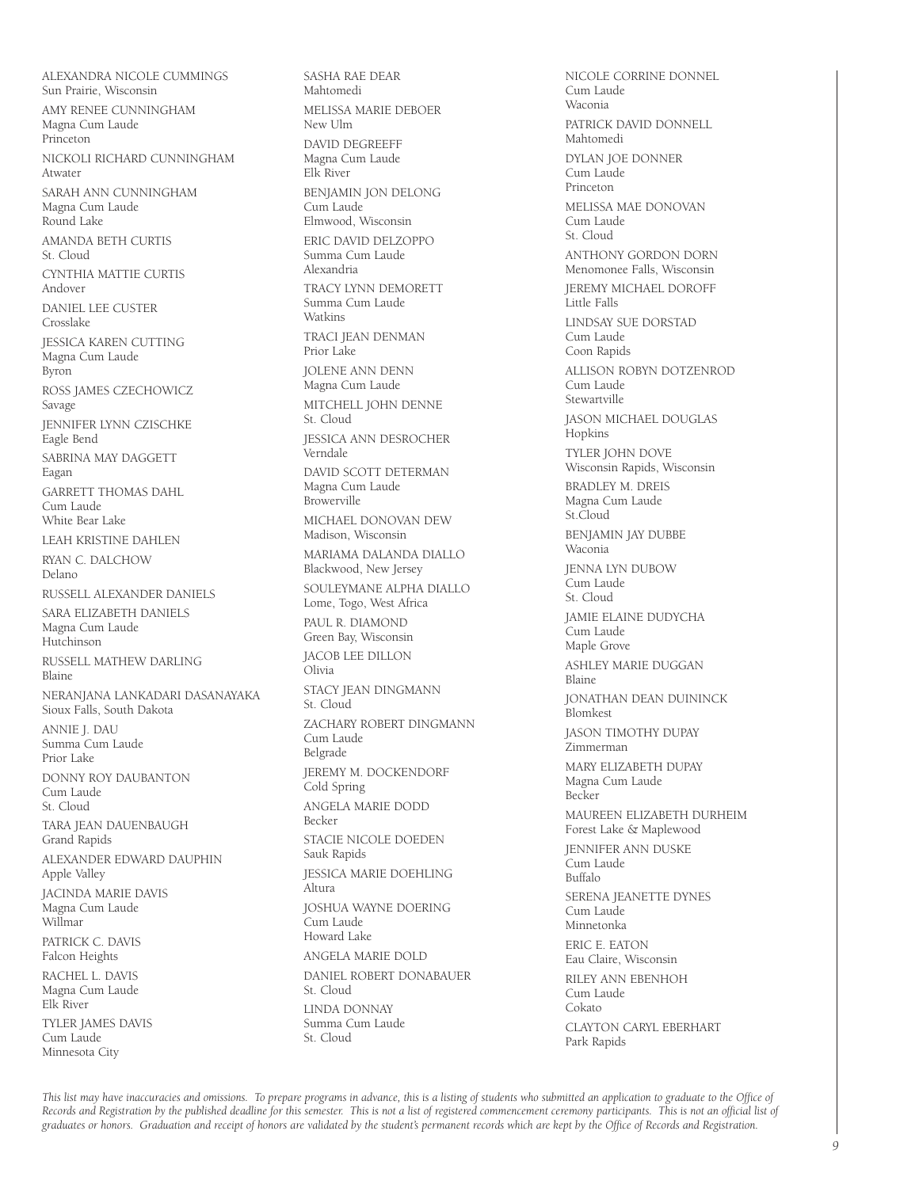ALEXANDRA NICOLE CUMMINGS
Sun Prairie, Wisconsin

AMY RENEE CUNNINGHAM
Magna Cum Laude
Princeton

NICKOLI RICHARD CUNNINGHAM
Atwater

SARAH ANN CUNNINGHAM
Magna Cum Laude
Round Lake

AMANDA BETH CURTIS
St. Cloud

CYNTHIA MATTIE CURTIS
Andover

DANIEL LEE CUSTER
Crosslake

JESSICA KAREN CUTTING
Magna Cum Laude
Byron

ROSS JAMES CZECHOWICZ
Savage

JENNIFER LYNN CZISCHKE
Eagle Bend

SABRINA MAY DAGGETT
Eagan

GARRETT THOMAS DAHL
Cum Laude
White Bear Lake

LEAH KRISTINE DAHLEN

RYAN C. DALCHOW
Delano

RUSSELL ALEXANDER DANIELS

SARA ELIZABETH DANIELS
Magna Cum Laude
Hutchinson

RUSSELL MATHEW DARLING
Blaine

NERANJANA LANKADARI DASANAYAKA
Sioux Falls, South Dakota

ANNIE J. DAU
Summa Cum Laude
Prior Lake

DONNY ROY DAUBANTON
Cum Laude
St. Cloud

TARA JEAN DAUENBAUGH
Grand Rapids

ALEXANDER EDWARD DAUPHIN
Apple Valley

JACINDA MARIE DAVIS
Magna Cum Laude
Willmar

PATRICK C. DAVIS
Falcon Heights

RACHEL L. DAVIS
Magna Cum Laude
Elk River

TYLER JAMES DAVIS
Cum Laude
Minnesota City

SASHA RAE DEAR
Mahtomedi

MELISSA MARIE DEBOER
New Ulm

DAVID DEGREEFF
Magna Cum Laude
Elk River

BENJAMIN JON DELONG
Cum Laude
Elmwood, Wisconsin

ERIC DAVID DELZOPPO
Summa Cum Laude
Alexandria

TRACY LYNN DEMORETT
Summa Cum Laude
Watkins

TRACI JEAN DENMAN
Prior Lake

JOLENE ANN DENN
Magna Cum Laude

MITCHELL JOHN DENNE
St. Cloud

JESSICA ANN DESROCHER
Verndale

DAVID SCOTT DETERMAN
Magna Cum Laude
Browerville

MICHAEL DONOVAN DEW
Madison, Wisconsin

MARIAMA DALANDA DIALLO
Blackwood, New Jersey

SOULEYMANE ALPHA DIALLO
Lome, Togo, West Africa

PAUL R. DIAMOND
Green Bay, Wisconsin

JACOB LEE DILLON
Olivia

STACY JEAN DINGMANN
St. Cloud

ZACHARY ROBERT DINGMANN
Cum Laude
Belgrade

JEREMY M. DOCKENDORF
Cold Spring

ANGELA MARIE DODD
Becker

STACIE NICOLE DOEDEN
Sauk Rapids

JESSICA MARIE DOEHLING
Altura

JOSHUA WAYNE DOERING
Cum Laude
Howard Lake

ANGELA MARIE DOLD

DANIEL ROBERT DONABAUER
St. Cloud

LINDA DONNAY
Summa Cum Laude
St. Cloud

NICOLE CORRINE DONNEL
Cum Laude
Waconia

PATRICK DAVID DONNELL
Mahtomedi

DYLAN JOE DONNER
Cum Laude
Princeton

MELISSA MAE DONOVAN
Cum Laude
St. Cloud

ANTHONY GORDON DORN
Menomonee Falls, Wisconsin

JEREMY MICHAEL DOROFF
Little Falls

LINDSAY SUE DORSTAD
Cum Laude
Coon Rapids

ALLISON ROBYN DOTZENROD
Cum Laude
Stewartville

JASON MICHAEL DOUGLAS
Hopkins

TYLER JOHN DOVE
Wisconsin Rapids, Wisconsin

BRADLEY M. DREIS
Magna Cum Laude
St.Cloud

BENJAMIN JAY DUBBE
Waconia

JENNA LYN DUBOW
Cum Laude
St. Cloud

JAMIE ELAINE DUDYCHA
Cum Laude
Maple Grove

ASHLEY MARIE DUGGAN
Blaine

JONATHAN DEAN DUININCK
Blomkest

JASON TIMOTHY DUPAY
Zimmerman

MARY ELIZABETH DUPAY
Magna Cum Laude
Becker

MAUREEN ELIZABETH DURHEIM
Forest Lake & Maplewood

JENNIFER ANN DUSKE
Cum Laude
Buffalo

SERENA JEANETTE DYNES
Cum Laude
Minnetonka

ERIC E. EATON
Eau Claire, Wisconsin

RILEY ANN EBENHOH
Cum Laude
Cokato

CLAYTON CARYL EBERHART
Park Rapids

*This list may have inaccuracies and omissions. To prepare programs in advance, this is a listing of students who submitted an application to graduate to the Office of Records and Registration by the published deadline for this semester. This is not a list of registered commencement ceremony participants. This is not an official list of graduates or honors. Graduation and receipt of honors are validated by the student's permanent records which are kept by the Office of Records and Registration.*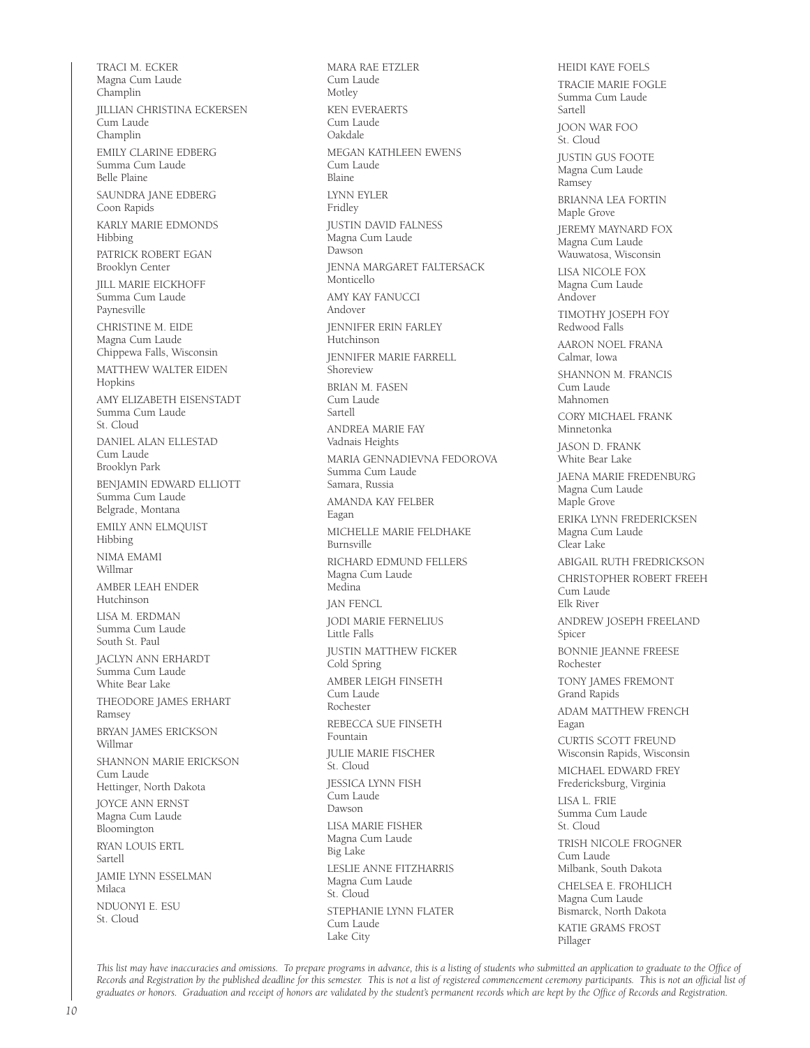TRACI M. ECKER
Magna Cum Laude
Champlin

JILLIAN CHRISTINA ECKERSEN
Cum Laude
Champlin

EMILY CLARINE EDBERG
Summa Cum Laude
Belle Plaine

SAUNDRA JANE EDBERG
Coon Rapids

KARLY MARIE EDMONDS
Hibbing

PATRICK ROBERT EGAN
Brooklyn Center

JILL MARIE EICKHOFF
Summa Cum Laude
Paynesville

CHRISTINE M. EIDE
Magna Cum Laude
Chippewa Falls, Wisconsin

MATTHEW WALTER EIDEN
Hopkins

AMY ELIZABETH EISENSTADT
Summa Cum Laude
St. Cloud

DANIEL ALAN ELLESTAD
Cum Laude
Brooklyn Park

BENJAMIN EDWARD ELLIOTT
Summa Cum Laude
Belgrade, Montana

EMILY ANN ELMQUIST
Hibbing

NIMA EMAMI
Willmar

AMBER LEAH ENDER
Hutchinson

LISA M. ERDMAN
Summa Cum Laude
South St. Paul

JACLYN ANN ERHARDT
Summa Cum Laude
White Bear Lake

THEODORE JAMES ERHART
Ramsey

BRYAN JAMES ERICKSON
Willmar

SHANNON MARIE ERICKSON
Cum Laude
Hettinger, North Dakota

JOYCE ANN ERNST
Magna Cum Laude
Bloomington

RYAN LOUIS ERTL
Sartell

JAMIE LYNN ESSELMAN
Milaca

NDUONYI E. ESU
St. Cloud

MARA RAE ETZLER
Cum Laude
Motley

KEN EVERAERTS
Cum Laude
Oakdale

MEGAN KATHLEEN EWENS
Cum Laude
Blaine

LYNN EYLER
Fridley

JUSTIN DAVID FALNESS
Magna Cum Laude
Dawson

JENNA MARGARET FALTERSACK
Monticello

AMY KAY FANUCCI
Andover

JENNIFER ERIN FARLEY
Hutchinson

JENNIFER MARIE FARRELL
Shoreview

BRIAN M. FASEN
Cum Laude
Sartell

ANDREA MARIE FAY
Vadnais Heights

MARIA GENNADIEVNA FEDOROVA
Summa Cum Laude
Samara, Russia

AMANDA KAY FELBER
Eagan

MICHELLE MARIE FELDHAKE
Burnsville

RICHARD EDMUND FELLERS
Magna Cum Laude
Medina

JAN FENCL

JODI MARIE FERNELIUS
Little Falls

JUSTIN MATTHEW FICKER
Cold Spring

AMBER LEIGH FINSETH
Cum Laude
Rochester

REBECCA SUE FINSETH
Fountain

JULIE MARIE FISCHER
St. Cloud

JESSICA LYNN FISH
Cum Laude
Dawson

LISA MARIE FISHER
Magna Cum Laude
Big Lake

LESLIE ANNE FITZHARRIS
Magna Cum Laude
St. Cloud

STEPHANIE LYNN FLATER
Cum Laude
Lake City

HEIDI KAYE FOELS

TRACIE MARIE FOGLE
Summa Cum Laude
Sartell

JOON WAR FOO
St. Cloud

JUSTIN GUS FOOTE
Magna Cum Laude
Ramsey

BRIANNA LEA FORTIN
Maple Grove

JEREMY MAYNARD FOX
Magna Cum Laude
Wauwatosa, Wisconsin

LISA NICOLE FOX
Magna Cum Laude
Andover

TIMOTHY JOSEPH FOY
Redwood Falls

AARON NOEL FRANA
Calmar, Iowa

SHANNON M. FRANCIS
Cum Laude
Mahnomen

CORY MICHAEL FRANK
Minnetonka

JASON D. FRANK
White Bear Lake

JAENA MARIE FREDENBURG
Magna Cum Laude
Maple Grove

ERIKA LYNN FREDERICKSEN
Magna Cum Laude
Clear Lake

ABIGAIL RUTH FREDRICKSON

CHRISTOPHER ROBERT FREEH
Cum Laude
Elk River

ANDREW JOSEPH FREELAND
Spicer

BONNIE JEANNE FREESE
Rochester

TONY JAMES FREMONT
Grand Rapids

ADAM MATTHEW FRENCH
Eagan

CURTIS SCOTT FREUND
Wisconsin Rapids, Wisconsin

MICHAEL EDWARD FREY
Fredericksburg, Virginia

LISA L. FRIE
Summa Cum Laude
St. Cloud

TRISH NICOLE FROGNER
Cum Laude
Milbank, South Dakota

CHELSEA E. FROHLICH
Magna Cum Laude
Bismarck, North Dakota

KATIE GRAMS FROST
Pillager

*This list may have inaccuracies and omissions. To prepare programs in advance, this is a listing of students who submitted an application to graduate to the Office of Records and Registration by the published deadline for this semester. This is not a list of registered commencement ceremony participants. This is not an official list of graduates or honors. Graduation and receipt of honors are validated by the student's permanent records which are kept by the Office of Records and Registration.*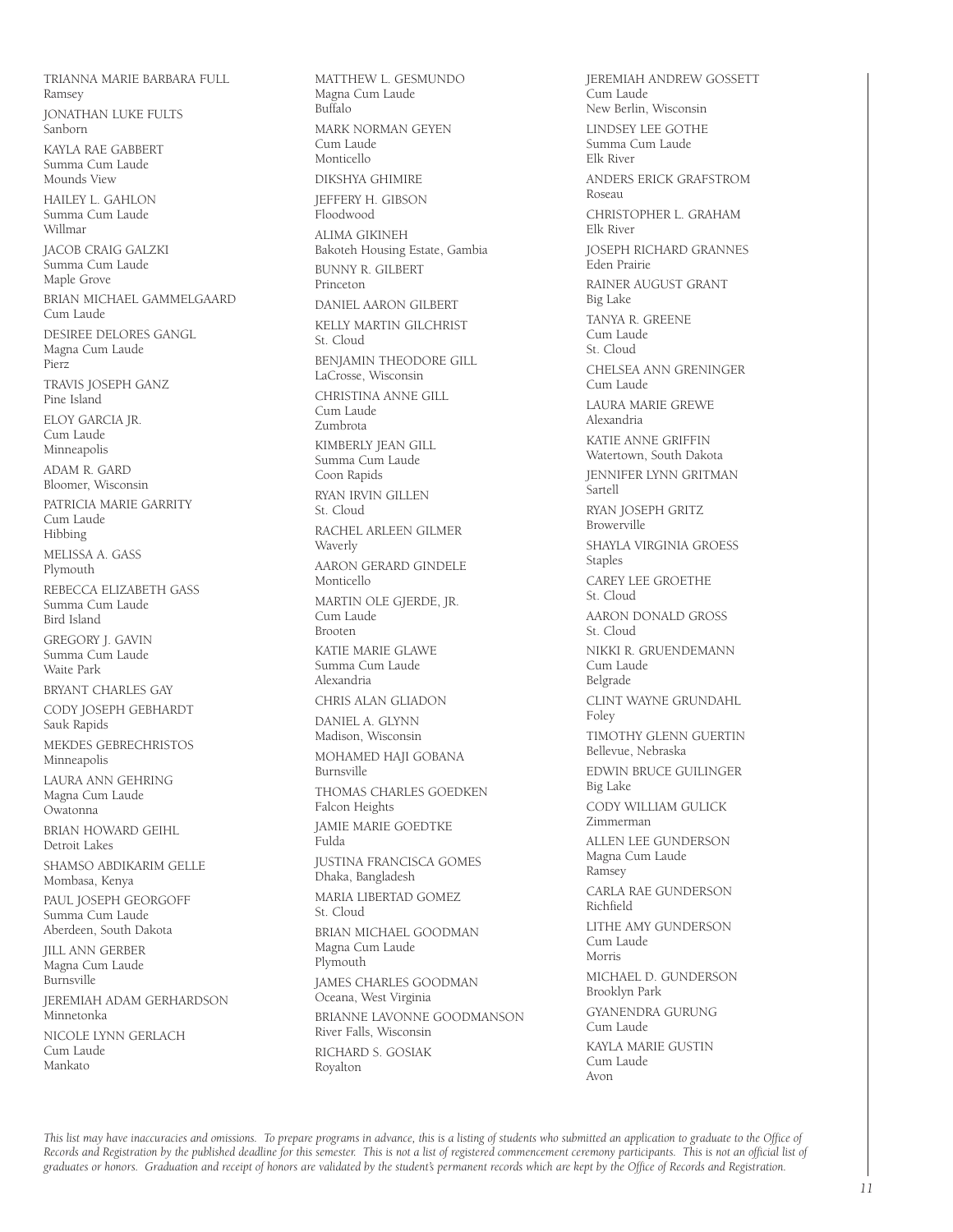TRIANNA MARIE BARBARA FULL
Ramsey

JONATHAN LUKE FULTS
Sanborn

KAYLA RAE GABBERT
Summa Cum Laude
Mounds View

HAILEY L. GAHLON
Summa Cum Laude
Willmar

JACOB CRAIG GALZKI
Summa Cum Laude
Maple Grove

BRIAN MICHAEL GAMMELGAARD
Cum Laude

DESIREE DELORES GANGL
Magna Cum Laude
Pierz

TRAVIS JOSEPH GANZ
Pine Island

ELOY GARCIA JR.
Cum Laude
Minneapolis

ADAM R. GARD
Bloomer, Wisconsin

PATRICIA MARIE GARRITY
Cum Laude
Hibbing

MELISSA A. GASS
Plymouth

REBECCA ELIZABETH GASS
Summa Cum Laude
Bird Island

GREGORY J. GAVIN
Summa Cum Laude
Waite Park

BRYANT CHARLES GAY

CODY JOSEPH GEBHARDT
Sauk Rapids

MEKDES GEBRECHRISTOS
Minneapolis

LAURA ANN GEHRING
Magna Cum Laude
Owatonna

BRIAN HOWARD GEIHL
Detroit Lakes

SHAMSO ABDIKARIM GELLE
Mombasa, Kenya

PAUL JOSEPH GEORGOFF
Summa Cum Laude
Aberdeen, South Dakota

JILL ANN GERBER
Magna Cum Laude
Burnsville

JEREMIAH ADAM GERHARDSON
Minnetonka

NICOLE LYNN GERLACH
Cum Laude
Mankato

MATTHEW L. GESMUNDO
Magna Cum Laude
Buffalo

MARK NORMAN GEYEN
Cum Laude
Monticello

DIKSHYA GHIMIRE

JEFFERY H. GIBSON
Floodwood

ALIMA GIKINEH
Bakoteh Housing Estate, Gambia

BUNNY R. GILBERT
Princeton

DANIEL AARON GILBERT

KELLY MARTIN GILCHRIST
St. Cloud

BENJAMIN THEODORE GILL
LaCrosse, Wisconsin

CHRISTINA ANNE GILL
Cum Laude
Zumbrota

KIMBERLY JEAN GILL
Summa Cum Laude
Coon Rapids

RYAN IRVIN GILLEN
St. Cloud

RACHEL ARLEEN GILMER
Waverly

AARON GERARD GINDELE
Monticello

MARTIN OLE GJERDE, JR.
Cum Laude
Brooten

KATIE MARIE GLAWE
Summa Cum Laude
Alexandria

CHRIS ALAN GLIADON

DANIEL A. GLYNN
Madison, Wisconsin

MOHAMED HAJI GOBANA
Burnsville

THOMAS CHARLES GOEDKEN
Falcon Heights

JAMIE MARIE GOEDTKE
Fulda

JUSTINA FRANCISCA GOMES
Dhaka, Bangladesh

MARIA LIBERTAD GOMEZ
St. Cloud

BRIAN MICHAEL GOODMAN
Magna Cum Laude
Plymouth

JAMES CHARLES GOODMAN
Oceana, West Virginia

BRIANNE LAVONNE GOODMANSON
River Falls, Wisconsin

RICHARD S. GOSIAK
Royalton

JEREMIAH ANDREW GOSSETT
Cum Laude
New Berlin, Wisconsin

LINDSEY LEE GOTHE
Summa Cum Laude
Elk River

ANDERS ERICK GRAFSTROM
Roseau

CHRISTOPHER L. GRAHAM
Elk River

JOSEPH RICHARD GRANNES
Eden Prairie

RAINER AUGUST GRANT
Big Lake

TANYA R. GREENE
Cum Laude
St. Cloud

CHELSEA ANN GRENINGER
Cum Laude

LAURA MARIE GREWE
Alexandria

KATIE ANNE GRIFFIN
Watertown, South Dakota

JENNIFER LYNN GRITMAN
Sartell

RYAN JOSEPH GRITZ
Browerville

SHAYLA VIRGINIA GROESS
Staples

CAREY LEE GROETHE
St. Cloud

AARON DONALD GROSS
St. Cloud

NIKKI R. GRUENDEMANN
Cum Laude
Belgrade

CLINT WAYNE GRUNDAHL
Foley

TIMOTHY GLENN GUERTIN
Bellevue, Nebraska

EDWIN BRUCE GUILINGER
Big Lake

CODY WILLIAM GULICK
Zimmerman

ALLEN LEE GUNDERSON
Magna Cum Laude
Ramsey

CARLA RAE GUNDERSON
Richfield

LITHE AMY GUNDERSON
Cum Laude
Morris

MICHAEL D. GUNDERSON
Brooklyn Park

GYANENDRA GURUNG
Cum Laude

KAYLA MARIE GUSTIN
Cum Laude
Avon

*This list may have inaccuracies and omissions. To prepare programs in advance, this is a listing of students who submitted an application to graduate to the Office of Records and Registration by the published deadline for this semester. This is not a list of registered commencement ceremony participants. This is not an official list of graduates or honors. Graduation and receipt of honors are validated by the student's permanent records which are kept by the Office of Records and Registration.*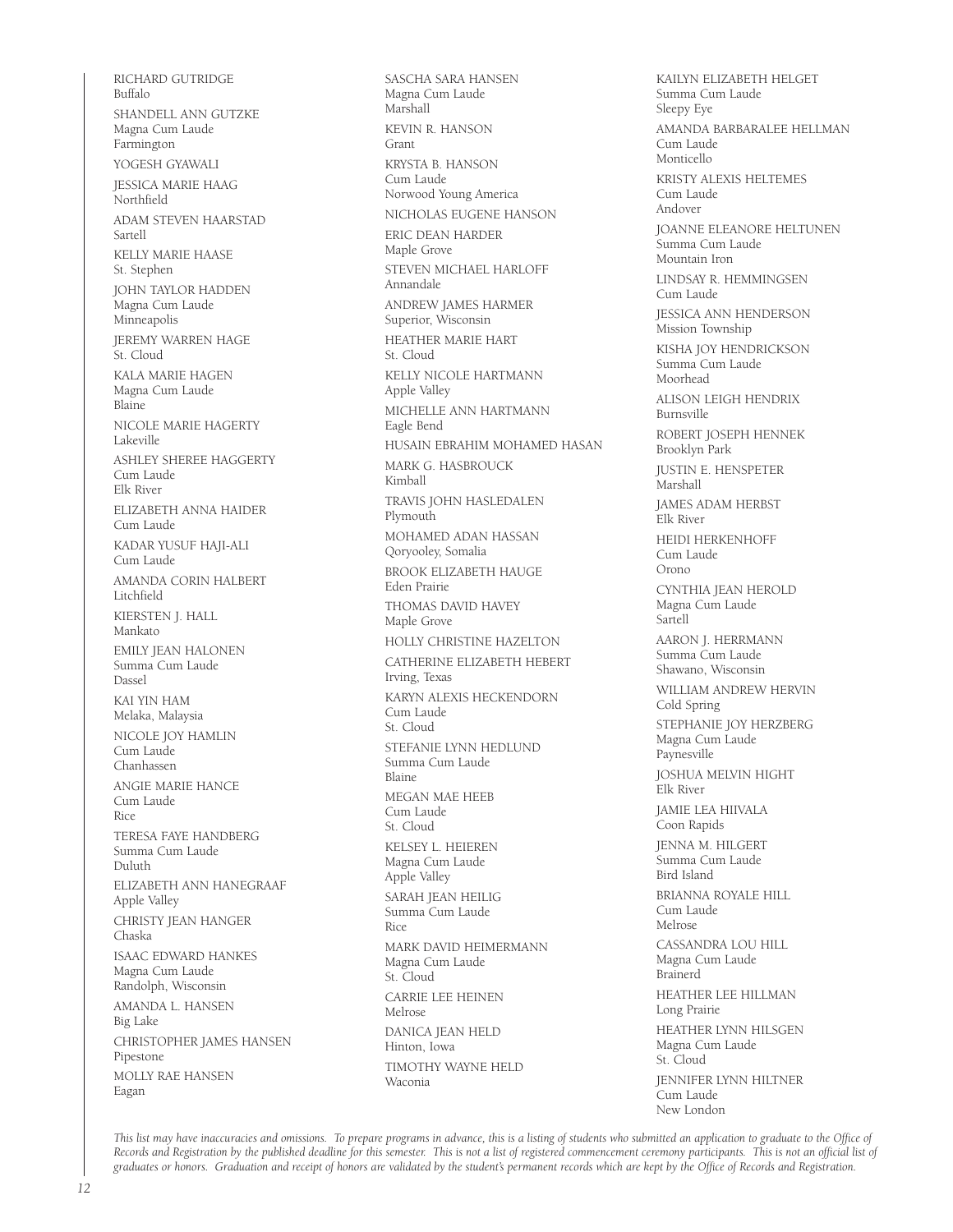RICHARD GUTRIDGE
Buffalo

SHANDELL ANN GUTZKE
Magna Cum Laude
Farmington

YOGESH GYAWALI

JESSICA MARIE HAAG
Northfield

ADAM STEVEN HAARSTAD
Sartell

KELLY MARIE HAASE
St. Stephen

JOHN TAYLOR HADDEN
Magna Cum Laude
Minneapolis

JEREMY WARREN HAGE
St. Cloud

KALA MARIE HAGEN
Magna Cum Laude
Blaine

NICOLE MARIE HAGERTY
Lakeville

ASHLEY SHEREE HAGGERTY
Cum Laude
Elk River

ELIZABETH ANNA HAIDER
Cum Laude

KADAR YUSUF HAJI-ALI
Cum Laude

AMANDA CORIN HALBERT
Litchfield

KIERSTEN J. HALL
Mankato

EMILY JEAN HALONEN
Summa Cum Laude
Dassel

KAI YIN HAM
Melaka, Malaysia

NICOLE JOY HAMLIN
Cum Laude
Chanhassen

ANGIE MARIE HANCE
Cum Laude
Rice

TERESA FAYE HANDBERG
Summa Cum Laude
Duluth

ELIZABETH ANN HANEGRAAF
Apple Valley

CHRISTY JEAN HANGER
Chaska

ISAAC EDWARD HANKES
Magna Cum Laude
Randolph, Wisconsin

AMANDA L. HANSEN
Big Lake

CHRISTOPHER JAMES HANSEN
Pipestone

MOLLY RAE HANSEN
Eagan

SASCHA SARA HANSEN
Magna Cum Laude
Marshall

KEVIN R. HANSON
Grant

KRYSTA B. HANSON
Cum Laude
Norwood Young America

NICHOLAS EUGENE HANSON

ERIC DEAN HARDER
Maple Grove

STEVEN MICHAEL HARLOFF
Annandale

ANDREW JAMES HARMER
Superior, Wisconsin

HEATHER MARIE HART
St. Cloud

KELLY NICOLE HARTMANN
Apple Valley

MICHELLE ANN HARTMANN
Eagle Bend

HUSAIN EBRAHIM MOHAMED HASAN

MARK G. HASBROUCK
Kimball

TRAVIS JOHN HASLEDALEN
Plymouth

MOHAMED ADAN HASSAN
Qoryooley, Somalia

BROOK ELIZABETH HAUGE
Eden Prairie

THOMAS DAVID HAVEY
Maple Grove

HOLLY CHRISTINE HAZELTON

CATHERINE ELIZABETH HEBERT
Irving, Texas

KARYN ALEXIS HECKENDORN
Cum Laude
St. Cloud

STEFANIE LYNN HEDLUND
Summa Cum Laude
Blaine

MEGAN MAE HEEB
Cum Laude
St. Cloud

KELSEY L. HEIEREN
Magna Cum Laude
Apple Valley

SARAH JEAN HEILIG
Summa Cum Laude
Rice

MARK DAVID HEIMERMANN
Magna Cum Laude
St. Cloud

CARRIE LEE HEINEN
Melrose

DANICA JEAN HELD
Hinton, Iowa

TIMOTHY WAYNE HELD
Waconia

KAILYN ELIZABETH HELGET
Summa Cum Laude
Sleepy Eye

AMANDA BARBARALEE HELLMAN
Cum Laude
Monticello

KRISTY ALEXIS HELTEMES
Cum Laude
Andover

JOANNE ELEANORE HELTUNEN
Summa Cum Laude
Mountain Iron

LINDSAY R. HEMMINGSEN
Cum Laude

JESSICA ANN HENDERSON
Mission Township

KISHA JOY HENDRICKSON
Summa Cum Laude
Moorhead

ALISON LEIGH HENDRIX
Burnsville

ROBERT JOSEPH HENNEK
Brooklyn Park

JUSTIN E. HENSPETER
Marshall

JAMES ADAM HERBST
Elk River

HEIDI HERKENHOFF
Cum Laude
Orono

CYNTHIA JEAN HEROLD
Magna Cum Laude
Sartell

AARON J. HERRMANN
Summa Cum Laude
Shawano, Wisconsin

WILLIAM ANDREW HERVIN
Cold Spring

STEPHANIE JOY HERZBERG
Magna Cum Laude
Paynesville

JOSHUA MELVIN HIGHT
Elk River

JAMIE LEA HIIVALA
Coon Rapids

JENNA M. HILGERT
Summa Cum Laude
Bird Island

BRIANNA ROYALE HILL
Cum Laude
Melrose

CASSANDRA LOU HILL
Magna Cum Laude
Brainerd

HEATHER LEE HILLMAN
Long Prairie

HEATHER LYNN HILSGEN
Magna Cum Laude
St. Cloud

JENNIFER LYNN HILTNER
Cum Laude
New London

*This list may have inaccuracies and omissions. To prepare programs in advance, this is a listing of students who submitted an application to graduate to the Office of Records and Registration by the published deadline for this semester. This is not a list of registered commencement ceremony participants. This is not an official list of graduates or honors. Graduation and receipt of honors are validated by the student's permanent records which are kept by the Office of Records and Registration.*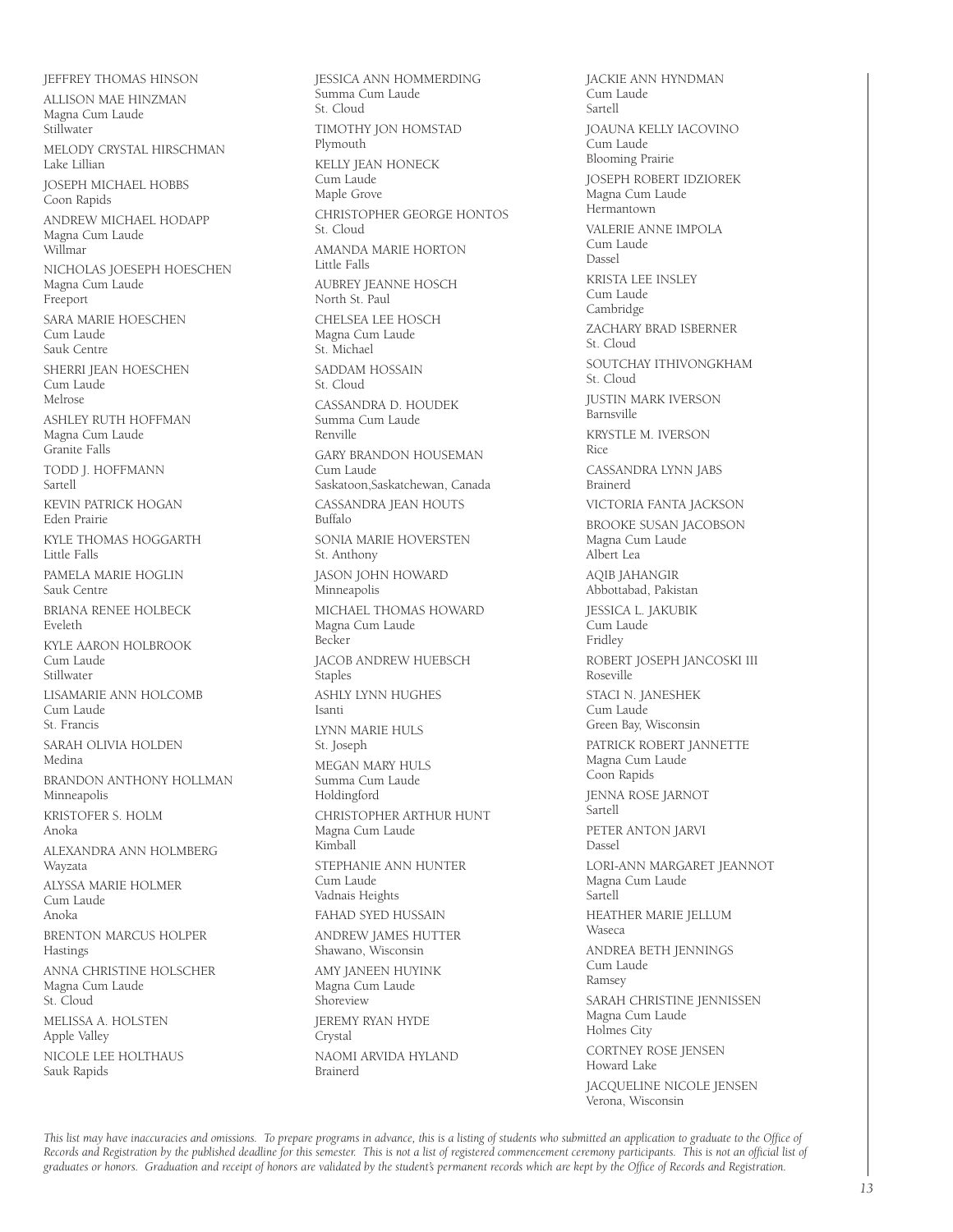JEFFREY THOMAS HINSON

ALLISON MAE HINZMAN
Magna Cum Laude
Stillwater

MELODY CRYSTAL HIRSCHMAN
Lake Lillian

JOSEPH MICHAEL HOBBS
Coon Rapids

ANDREW MICHAEL HODAPP
Magna Cum Laude
Willmar

NICHOLAS JOESEPH HOESCHEN
Magna Cum Laude
Freeport

SARA MARIE HOESCHEN
Cum Laude
Sauk Centre

SHERRI JEAN HOESCHEN
Cum Laude
Melrose

ASHLEY RUTH HOFFMAN
Magna Cum Laude
Granite Falls

TODD J. HOFFMANN
Sartell

KEVIN PATRICK HOGAN
Eden Prairie

KYLE THOMAS HOGGARTH
Little Falls

PAMELA MARIE HOGLIN
Sauk Centre

BRIANA RENEE HOLBECK
Eveleth

KYLE AARON HOLBROOK
Cum Laude
Stillwater

LISAMARIE ANN HOLCOMB
Cum Laude
St. Francis

SARAH OLIVIA HOLDEN
Medina

BRANDON ANTHONY HOLLMAN
Minneapolis

KRISTOFER S. HOLM
Anoka

ALEXANDRA ANN HOLMBERG
Wayzata

ALYSSA MARIE HOLMER
Cum Laude
Anoka

BRENTON MARCUS HOLPER
Hastings

ANNA CHRISTINE HOLSCHER
Magna Cum Laude
St. Cloud

MELISSA A. HOLSTEN
Apple Valley

NICOLE LEE HOLTHAUS
Sauk Rapids

JESSICA ANN HOMMERDING
Summa Cum Laude
St. Cloud

TIMOTHY JON HOMSTAD
Plymouth

KELLY JEAN HONECK
Cum Laude
Maple Grove

CHRISTOPHER GEORGE HONTOS
St. Cloud

AMANDA MARIE HORTON
Little Falls

AUBREY JEANNE HOSCH
North St. Paul

CHELSEA LEE HOSCH
Magna Cum Laude
St. Michael

SADDAM HOSSAIN
St. Cloud

CASSANDRA D. HOUDEK
Summa Cum Laude
Renville

GARY BRANDON HOUSEMAN
Cum Laude
Saskatoon,Saskatchewan, Canada

CASSANDRA JEAN HOUTS
Buffalo

SONIA MARIE HOVERSTEN
St. Anthony

JASON JOHN HOWARD
Minneapolis

MICHAEL THOMAS HOWARD
Magna Cum Laude
Becker

JACOB ANDREW HUEBSCH
Staples

ASHLY LYNN HUGHES
Isanti

LYNN MARIE HULS
St. Joseph

MEGAN MARY HULS
Summa Cum Laude
Holdingford

CHRISTOPHER ARTHUR HUNT
Magna Cum Laude
Kimball

STEPHANIE ANN HUNTER
Cum Laude
Vadnais Heights

FAHAD SYED HUSSAIN

ANDREW JAMES HUTTER
Shawano, Wisconsin

AMY JANEEN HUYINK
Magna Cum Laude
Shoreview

JEREMY RYAN HYDE
Crystal

NAOMI ARVIDA HYLAND
Brainerd

JACKIE ANN HYNDMAN
Cum Laude
Sartell

JOAUNA KELLY IACOVINO
Cum Laude
Blooming Prairie

JOSEPH ROBERT IDZIOREK
Magna Cum Laude
Hermantown

VALERIE ANNE IMPOLA
Cum Laude
Dassel

KRISTA LEE INSLEY
Cum Laude
Cambridge

ZACHARY BRAD ISBERNER
St. Cloud

SOUTCHAY ITHIVONGKHAM
St. Cloud

JUSTIN MARK IVERSON
Barnsville

KRYSTLE M. IVERSON
Rice

CASSANDRA LYNN JABS
Brainerd

VICTORIA FANTA JACKSON

BROOKE SUSAN JACOBSON
Magna Cum Laude
Albert Lea

AQIB JAHANGIR
Abbottabad, Pakistan

JESSICA L. JAKUBIK
Cum Laude
Fridley

ROBERT JOSEPH JANCOSKI III
Roseville

STACI N. JANESHEK
Cum Laude
Green Bay, Wisconsin

PATRICK ROBERT JANNETTE
Magna Cum Laude
Coon Rapids

JENNA ROSE JARNOT
Sartell

PETER ANTON JARVI
Dassel

LORI-ANN MARGARET JEANNOT
Magna Cum Laude
Sartell

HEATHER MARIE JELLUM
Waseca

ANDREA BETH JENNINGS
Cum Laude
Ramsey

SARAH CHRISTINE JENNISSEN
Magna Cum Laude
Holmes City

CORTNEY ROSE JENSEN
Howard Lake

JACQUELINE NICOLE JENSEN
Verona, Wisconsin

*This list may have inaccuracies and omissions. To prepare programs in advance, this is a listing of students who submitted an application to graduate to the Office of Records and Registration by the published deadline for this semester. This is not a list of registered commencement ceremony participants. This is not an official list of graduates or honors. Graduation and receipt of honors are validated by the student's permanent records which are kept by the Office of Records and Registration.*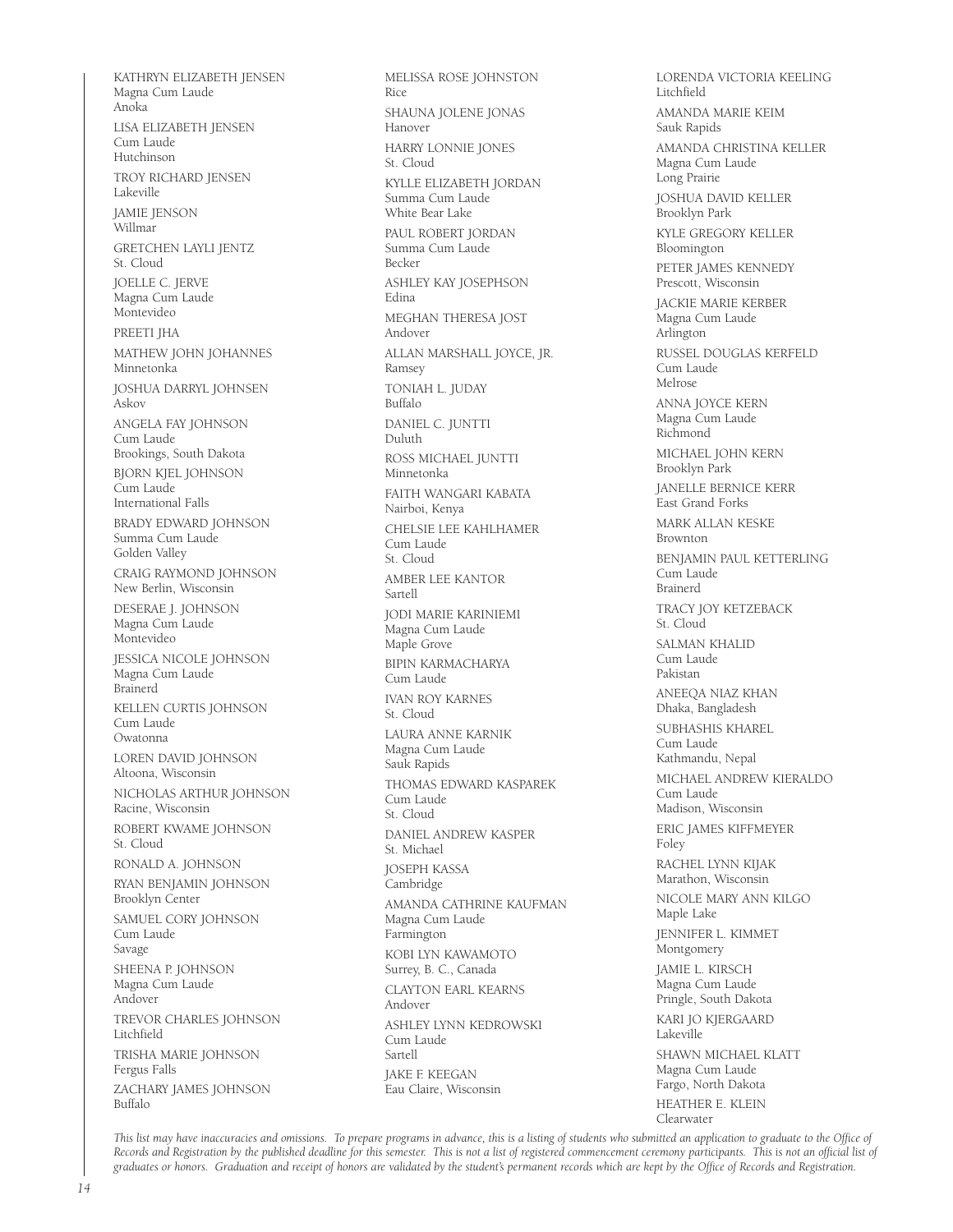KATHRYN ELIZABETH JENSEN
Magna Cum Laude
Anoka

LISA ELIZABETH JENSEN
Cum Laude
Hutchinson

TROY RICHARD JENSEN
Lakeville

JAMIE JENSON
Willmar

GRETCHEN LAYLI JENTZ
St. Cloud

JOELLE C. JERVE
Magna Cum Laude
Montevideo

PREETI JHA

MATHEW JOHN JOHANNES
Minnetonka

JOSHUA DARRYL JOHNSEN
Askov

ANGELA FAY JOHNSON
Cum Laude
Brookings, South Dakota

BJORN KJEL JOHNSON
Cum Laude
International Falls

BRADY EDWARD JOHNSON
Summa Cum Laude
Golden Valley

CRAIG RAYMOND JOHNSON
New Berlin, Wisconsin

DESERAE J. JOHNSON
Magna Cum Laude
Montevideo

JESSICA NICOLE JOHNSON
Magna Cum Laude
Brainerd

KELLEN CURTIS JOHNSON
Cum Laude
Owatonna

LOREN DAVID JOHNSON
Altoona, Wisconsin

NICHOLAS ARTHUR JOHNSON
Racine, Wisconsin

ROBERT KWAME JOHNSON
St. Cloud

RONALD A. JOHNSON

RYAN BENJAMIN JOHNSON
Brooklyn Center

SAMUEL CORY JOHNSON
Cum Laude
Savage

SHEENA P. JOHNSON
Magna Cum Laude
Andover

TREVOR CHARLES JOHNSON
Litchfield

TRISHA MARIE JOHNSON
Fergus Falls

ZACHARY JAMES JOHNSON
Buffalo

MELISSA ROSE JOHNSTON
Rice

SHAUNA JOLENE JONAS
Hanover

HARRY LONNIE JONES
St. Cloud

KYLLE ELIZABETH JORDAN
Summa Cum Laude
White Bear Lake

PAUL ROBERT JORDAN
Summa Cum Laude
Becker

ASHLEY KAY JOSEPHSON
Edina

MEGHAN THERESA JOST
Andover

ALLAN MARSHALL JOYCE, JR.
Ramsey

TONIAH L. JUDAY
Buffalo

DANIEL C. JUNTTI
Duluth

ROSS MICHAEL JUNTTI
Minnetonka

FAITH WANGARI KABATA
Nairboi, Kenya

CHELSIE LEE KAHLHAMER
Cum Laude
St. Cloud

AMBER LEE KANTOR
Sartell

JODI MARIE KARINIEMI
Magna Cum Laude
Maple Grove

BIPIN KARMACHARYA
Cum Laude

IVAN ROY KARNES
St. Cloud

LAURA ANNE KARNIK
Magna Cum Laude
Sauk Rapids

THOMAS EDWARD KASPAREK
Cum Laude
St. Cloud

DANIEL ANDREW KASPER
St. Michael

JOSEPH KASSA
Cambridge

AMANDA CATHRINE KAUFMAN
Magna Cum Laude
Farmington

KOBI LYN KAWAMOTO
Surrey, B. C., Canada

CLAYTON EARL KEARNS
Andover

ASHLEY LYNN KEDROWSKI
Cum Laude
Sartell

JAKE F. KEEGAN
Eau Claire, Wisconsin

LORENDA VICTORIA KEELING
Litchfield

AMANDA MARIE KEIM
Sauk Rapids

AMANDA CHRISTINA KELLER
Magna Cum Laude
Long Prairie

JOSHUA DAVID KELLER
Brooklyn Park

KYLE GREGORY KELLER
Bloomington

PETER JAMES KENNEDY
Prescott, Wisconsin

JACKIE MARIE KERBER
Magna Cum Laude
Arlington

RUSSEL DOUGLAS KERFELD
Cum Laude
Melrose

ANNA JOYCE KERN
Magna Cum Laude
Richmond

MICHAEL JOHN KERN
Brooklyn Park

JANELLE BERNICE KERR
East Grand Forks

MARK ALLAN KESKE
Brownton

BENJAMIN PAUL KETTERLING
Cum Laude
Brainerd

TRACY JOY KETZEBACK
St. Cloud

SALMAN KHALID
Cum Laude
Pakistan

ANEEQA NIAZ KHAN
Dhaka, Bangladesh

SUBHASHIS KHAREL
Cum Laude
Kathmandu, Nepal

MICHAEL ANDREW KIERALDO
Cum Laude
Madison, Wisconsin

ERIC JAMES KIFFMEYER
Foley

RACHEL LYNN KIJAK
Marathon, Wisconsin

NICOLE MARY ANN KILGO
Maple Lake

JENNIFER L. KIMMET
Montgomery

JAMIE L. KIRSCH
Magna Cum Laude
Pringle, South Dakota

KARI JO KJERGAARD
Lakeville

SHAWN MICHAEL KLATT
Magna Cum Laude
Fargo, North Dakota

HEATHER E. KLEIN
Clearwater

*This list may have inaccuracies and omissions. To prepare programs in advance, this is a listing of students who submitted an application to graduate to the Office of Records and Registration by the published deadline for this semester. This is not a list of registered commencement ceremony participants. This is not an official list of graduates or honors. Graduation and receipt of honors are validated by the student's permanent records which are kept by the Office of Records and Registration.*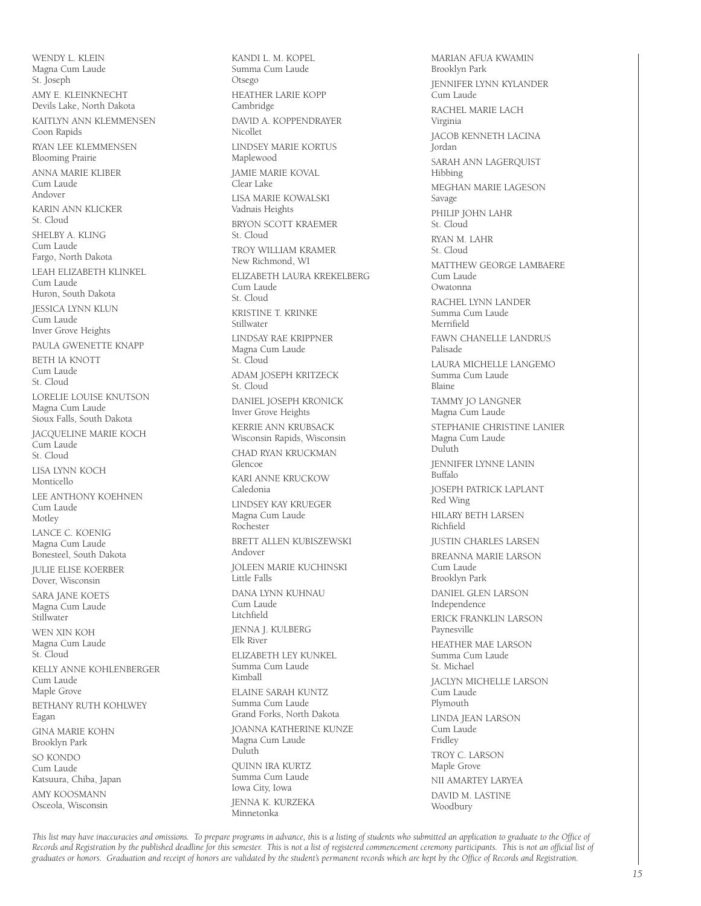WENDY L. KLEIN
Magna Cum Laude
St. Joseph

AMY E. KLEINKNECHT
Devils Lake, North Dakota

KAITLYN ANN KLEMMENSEN
Coon Rapids

RYAN LEE KLEMMENSEN
Blooming Prairie

ANNA MARIE KLIBER
Cum Laude
Andover

KARIN ANN KLICKER
St. Cloud

SHELBY A. KLING
Cum Laude
Fargo, North Dakota

LEAH ELIZABETH KLINKEL
Cum Laude
Huron, South Dakota

JESSICA LYNN KLUN
Cum Laude
Inver Grove Heights

PAULA GWENETTE KNAPP

BETH IA KNOTT
Cum Laude
St. Cloud

LORELIE LOUISE KNUTSON
Magna Cum Laude
Sioux Falls, South Dakota

JACQUELINE MARIE KOCH
Cum Laude
St. Cloud

LISA LYNN KOCH
Monticello

LEE ANTHONY KOEHNEN
Cum Laude
Motley

LANCE C. KOENIG
Magna Cum Laude
Bonesteel, South Dakota

JULIE ELISE KOERBER
Dover, Wisconsin

SARA JANE KOETS
Magna Cum Laude
Stillwater

WEN XIN KOH
Magna Cum Laude
St. Cloud

KELLY ANNE KOHLENBERGER
Cum Laude
Maple Grove

BETHANY RUTH KOHLWEY
Eagan

GINA MARIE KOHN
Brooklyn Park

SO KONDO
Cum Laude
Katsuura, Chiba, Japan

AMY KOOSMANN
Osceola, Wisconsin

KANDI L. M. KOPEL
Summa Cum Laude
Otsego

HEATHER LARIE KOPP
Cambridge

DAVID A. KOPPENDRAYER
Nicollet

LINDSEY MARIE KORTUS
Maplewood

JAMIE MARIE KOVAL
Clear Lake

LISA MARIE KOWALSKI
Vadnais Heights

BRYON SCOTT KRAEMER
St. Cloud

TROY WILLIAM KRAMER
New Richmond, WI

ELIZABETH LAURA KREKELBERG
Cum Laude
St. Cloud

KRISTINE T. KRINKE
Stillwater

LINDSAY RAE KRIPPNER
Magna Cum Laude
St. Cloud

ADAM JOSEPH KRITZECK
St. Cloud

DANIEL JOSEPH KRONICK
Inver Grove Heights

KERRIE ANN KRUBSACK
Wisconsin Rapids, Wisconsin

CHAD RYAN KRUCKMAN
Glencoe

KARI ANNE KRUCKOW
Caledonia

LINDSEY KAY KRUEGER
Magna Cum Laude
Rochester

BRETT ALLEN KUBISZEWSKI
Andover

JOLEEN MARIE KUCHINSKI
Little Falls

DANA LYNN KUHNAU
Cum Laude
Litchfield

JENNA J. KULBERG
Elk River

ELIZABETH LEY KUNKEL
Summa Cum Laude
Kimball

ELAINE SARAH KUNTZ
Summa Cum Laude
Grand Forks, North Dakota

JOANNA KATHERINE KUNZE
Magna Cum Laude
Duluth

QUINN IRA KURTZ
Summa Cum Laude
Iowa City, Iowa

JENNA K. KURZEKA
Minnetonka

MARIAN AFUA KWAMIN
Brooklyn Park

JENNIFER LYNN KYLANDER
Cum Laude

RACHEL MARIE LACH
Virginia

JACOB KENNETH LACINA
Jordan

SARAH ANN LAGERQUIST
Hibbing

MEGHAN MARIE LAGESON
Savage

PHILIP JOHN LAHR
St. Cloud

RYAN M. LAHR
St. Cloud

MATTHEW GEORGE LAMBAERE
Cum Laude
Owatonna

RACHEL LYNN LANDER
Summa Cum Laude
Merrifield

FAWN CHANELLE LANDRUS
Palisade

LAURA MICHELLE LANGEMO
Summa Cum Laude
Blaine

TAMMY JO LANGNER
Magna Cum Laude

STEPHANIE CHRISTINE LANIER
Magna Cum Laude
Duluth

JENNIFER LYNNE LANIN
Buffalo

JOSEPH PATRICK LAPLANT
Red Wing

HILARY BETH LARSEN
Richfield

JUSTIN CHARLES LARSEN

BREANNA MARIE LARSON
Cum Laude
Brooklyn Park

DANIEL GLEN LARSON
Independence

ERICK FRANKLIN LARSON
Paynesville

HEATHER MAE LARSON
Summa Cum Laude
St. Michael

JACLYN MICHELLE LARSON
Cum Laude
Plymouth

LINDA JEAN LARSON
Cum Laude
Fridley

TROY C. LARSON
Maple Grove

NII AMARTEY LARYEA

DAVID M. LASTINE
Woodbury

*This list may have inaccuracies and omissions. To prepare programs in advance, this is a listing of students who submitted an application to graduate to the Office of Records and Registration by the published deadline for this semester. This is not a list of registered commencement ceremony participants. This is not an official list of graduates or honors. Graduation and receipt of honors are validated by the student's permanent records which are kept by the Office of Records and Registration.*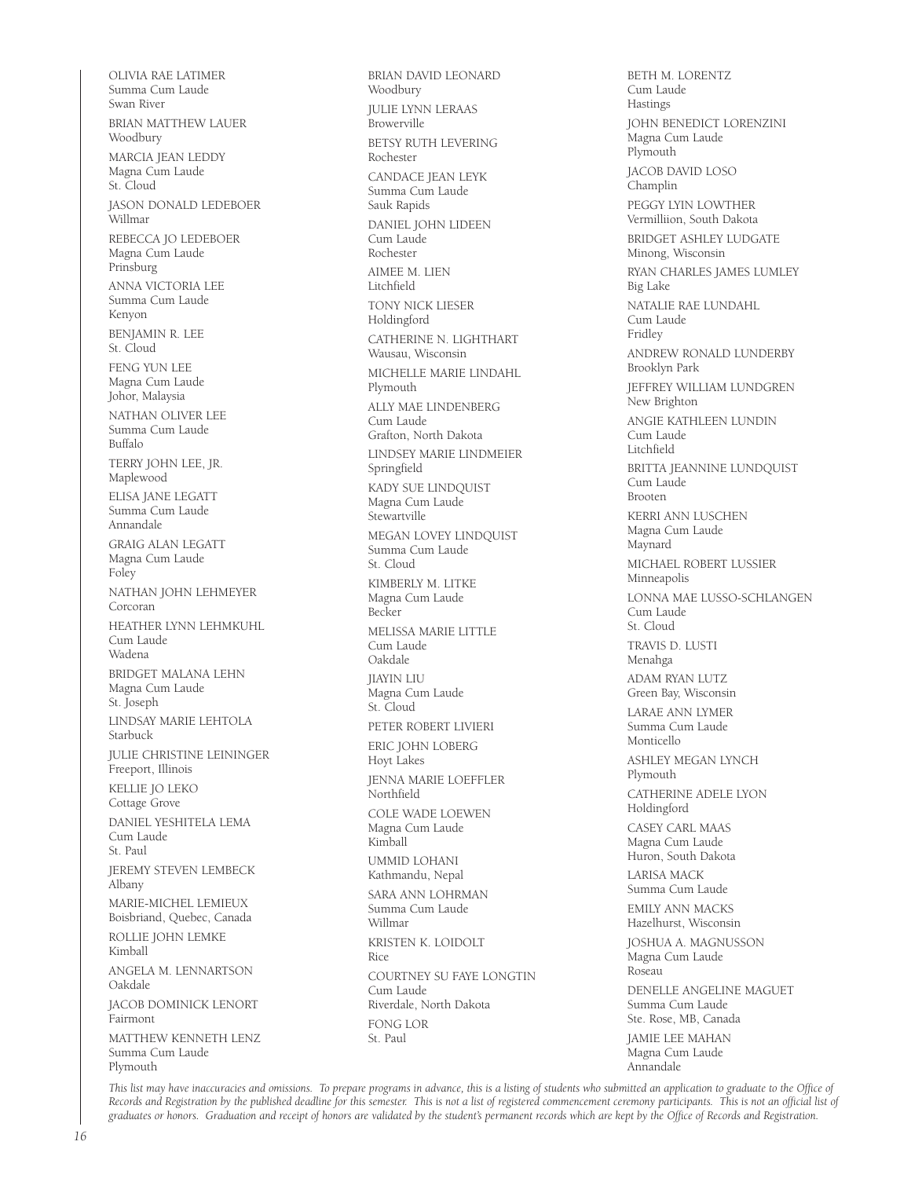OLIVIA RAE LATIMER
Summa Cum Laude
Swan River

BRIAN MATTHEW LAUER
Woodbury

MARCIA JEAN LEDDY
Magna Cum Laude
St. Cloud

JASON DONALD LEDEBOER
Willmar

REBECCA JO LEDEBOER
Magna Cum Laude
Prinsburg

ANNA VICTORIA LEE
Summa Cum Laude
Kenyon

BENJAMIN R. LEE
St. Cloud

FENG YUN LEE
Magna Cum Laude
Johor, Malaysia

NATHAN OLIVER LEE
Summa Cum Laude
Buffalo

TERRY JOHN LEE, JR.
Maplewood

ELISA JANE LEGATT
Summa Cum Laude
Annandale

GRAIG ALAN LEGATT
Magna Cum Laude
Foley

NATHAN JOHN LEHMEYER
Corcoran

HEATHER LYNN LEHMKUHL
Cum Laude
Wadena

BRIDGET MALANA LEHN
Magna Cum Laude
St. Joseph

LINDSAY MARIE LEHTOLA
Starbuck

JULIE CHRISTINE LEININGER
Freeport, Illinois

KELLIE JO LEKO
Cottage Grove

DANIEL YESHITELA LEMA
Cum Laude
St. Paul

JEREMY STEVEN LEMBECK
Albany

MARIE-MICHEL LEMIEUX
Boisbriand, Quebec, Canada

ROLLIE JOHN LEMKE
Kimball

ANGELA M. LENNARTSON
Oakdale

JACOB DOMINICK LENORT
Fairmont

MATTHEW KENNETH LENZ
Summa Cum Laude
Plymouth

BRIAN DAVID LEONARD
Woodbury

JULIE LYNN LERAAS
Browerville

BETSY RUTH LEVERING
Rochester

CANDACE JEAN LEYK
Summa Cum Laude
Sauk Rapids

DANIEL JOHN LIDEEN
Cum Laude
Rochester

AIMEE M. LIEN
Litchfield

TONY NICK LIESER
Holdingford

CATHERINE N. LIGHTHART
Wausau, Wisconsin

MICHELLE MARIE LINDAHL
Plymouth

ALLY MAE LINDENBERG
Cum Laude
Grafton, North Dakota

LINDSEY MARIE LINDMEIER
Springfield

KADY SUE LINDQUIST
Magna Cum Laude
Stewartville

MEGAN LOVEY LINDQUIST
Summa Cum Laude
St. Cloud

KIMBERLY M. LITKE
Magna Cum Laude
Becker

MELISSA MARIE LITTLE
Cum Laude
Oakdale

JIAYIN LIU
Magna Cum Laude
St. Cloud

PETER ROBERT LIVIERI

ERIC JOHN LOBERG
Hoyt Lakes

JENNA MARIE LOEFFLER
Northfield

COLE WADE LOEWEN
Magna Cum Laude
Kimball

UMMID LOHANI
Kathmandu, Nepal

SARA ANN LOHRMAN
Summa Cum Laude
Willmar

KRISTEN K. LOIDOLT
Rice

COURTNEY SU FAYE LONGTIN
Cum Laude
Riverdale, North Dakota

FONG LOR
St. Paul

BETH M. LORENTZ
Cum Laude
Hastings

JOHN BENEDICT LORENZINI
Magna Cum Laude
Plymouth

JACOB DAVID LOSO
Champlin

PEGGY LYIN LOWTHER
Vermilliion, South Dakota

BRIDGET ASHLEY LUDGATE
Minong, Wisconsin

RYAN CHARLES JAMES LUMLEY
Big Lake

NATALIE RAE LUNDAHL
Cum Laude
Fridley

ANDREW RONALD LUNDERBY
Brooklyn Park

JEFFREY WILLIAM LUNDGREN
New Brighton

ANGIE KATHLEEN LUNDIN
Cum Laude
Litchfield

BRITTA JEANNINE LUNDQUIST
Cum Laude
Brooten

KERRI ANN LUSCHEN
Magna Cum Laude
Maynard

MICHAEL ROBERT LUSSIER
Minneapolis

LONNA MAE LUSSO-SCHLANGEN
Cum Laude
St. Cloud

TRAVIS D. LUSTI
Menahga

ADAM RYAN LUTZ
Green Bay, Wisconsin

LARAE ANN LYMER
Summa Cum Laude
Monticello

ASHLEY MEGAN LYNCH
Plymouth

CATHERINE ADELE LYON
Holdingford

CASEY CARL MAAS
Magna Cum Laude
Huron, South Dakota

LARISA MACK
Summa Cum Laude

EMILY ANN MACKS
Hazelhurst, Wisconsin

JOSHUA A. MAGNUSSON
Magna Cum Laude
Roseau

DENELLE ANGELINE MAGUET
Summa Cum Laude
Ste. Rose, MB, Canada

JAMIE LEE MAHAN
Magna Cum Laude
Annandale

*This list may have inaccuracies and omissions. To prepare programs in advance, this is a listing of students who submitted an application to graduate to the Office of Records and Registration by the published deadline for this semester. This is not a list of registered commencement ceremony participants. This is not an official list of graduates or honors. Graduation and receipt of honors are validated by the student's permanent records which are kept by the Office of Records and Registration.*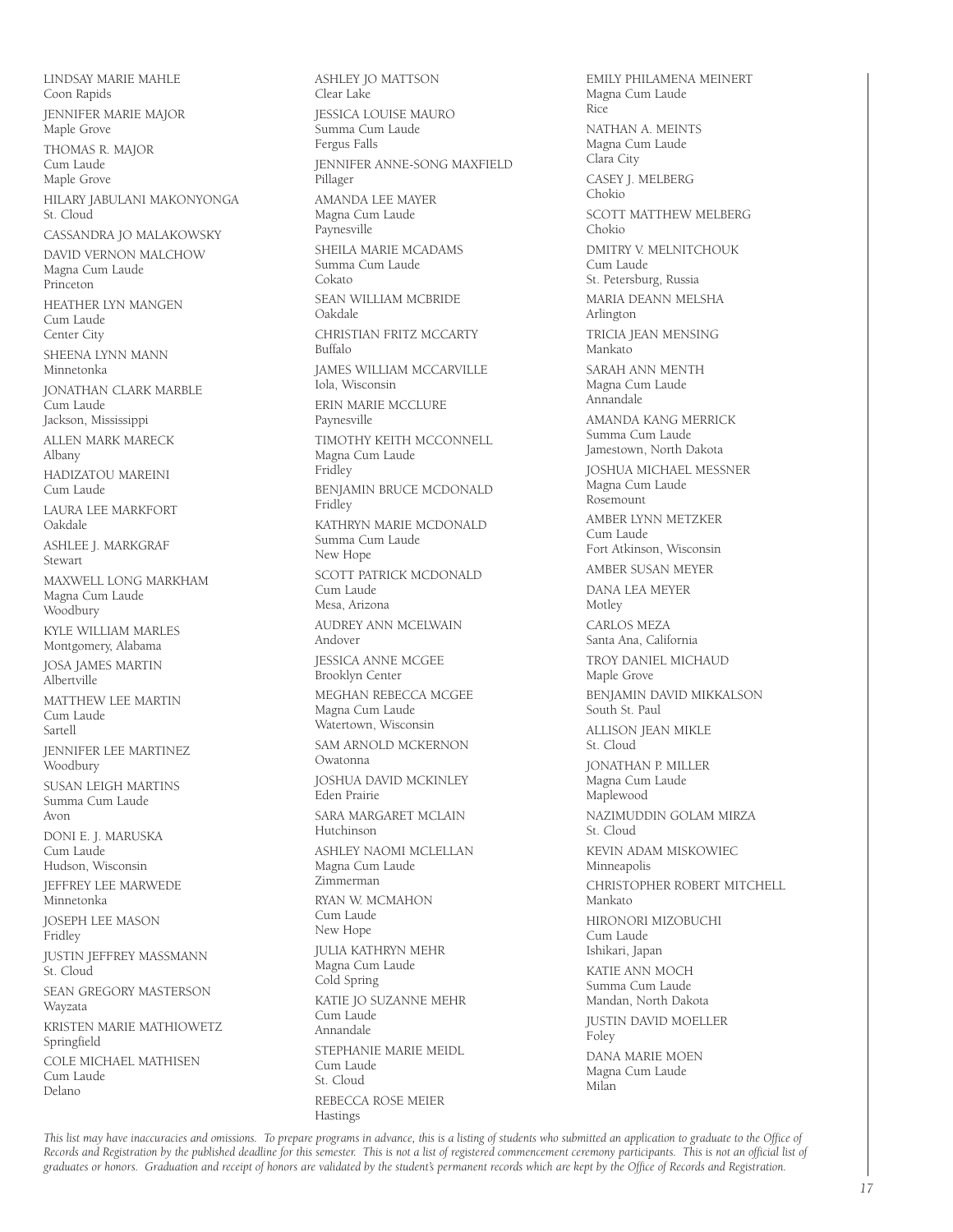LINDSAY MARIE MAHLE
Coon Rapids

JENNIFER MARIE MAJOR
Maple Grove

THOMAS R. MAJOR
Cum Laude
Maple Grove

HILARY JABULANI MAKONYONGA
St. Cloud

CASSANDRA JO MALAKOWSKY

DAVID VERNON MALCHOW
Magna Cum Laude
Princeton

HEATHER LYN MANGEN
Cum Laude
Center City

SHEENA LYNN MANN
Minnetonka

JONATHAN CLARK MARBLE
Cum Laude
Jackson, Mississippi

ALLEN MARK MARECK
Albany

HADIZATOU MAREINI
Cum Laude

LAURA LEE MARKFORT
Oakdale

ASHLEE J. MARKGRAF
Stewart

MAXWELL LONG MARKHAM
Magna Cum Laude
Woodbury

KYLE WILLIAM MARLES
Montgomery, Alabama

JOSA JAMES MARTIN
Albertville

MATTHEW LEE MARTIN
Cum Laude
Sartell

JENNIFER LEE MARTINEZ
Woodbury

SUSAN LEIGH MARTINS
Summa Cum Laude
Avon

DONI E. J. MARUSKA
Cum Laude
Hudson, Wisconsin

JEFFREY LEE MARWEDE
Minnetonka

JOSEPH LEE MASON
Fridley

JUSTIN JEFFREY MASSMANN
St. Cloud

SEAN GREGORY MASTERSON
Wayzata

KRISTEN MARIE MATHIOWETZ
Springfield

COLE MICHAEL MATHISEN
Cum Laude
Delano

ASHLEY JO MATTSON
Clear Lake

JESSICA LOUISE MAURO
Summa Cum Laude
Fergus Falls

JENNIFER ANNE-SONG MAXFIELD
Pillager

AMANDA LEE MAYER
Magna Cum Laude
Paynesville

SHEILA MARIE MCADAMS
Summa Cum Laude
Cokato

SEAN WILLIAM MCBRIDE
Oakdale

CHRISTIAN FRITZ MCCARTY
Buffalo

JAMES WILLIAM MCCARVILLE
Iola, Wisconsin

ERIN MARIE MCCLURE
Paynesville

TIMOTHY KEITH MCCONNELL
Magna Cum Laude
Fridley

BENJAMIN BRUCE MCDONALD
Fridley

KATHRYN MARIE MCDONALD
Summa Cum Laude
New Hope

SCOTT PATRICK MCDONALD
Cum Laude
Mesa, Arizona

AUDREY ANN MCELWAIN
Andover

JESSICA ANNE MCGEE
Brooklyn Center

MEGHAN REBECCA MCGEE
Magna Cum Laude
Watertown, Wisconsin

SAM ARNOLD MCKERNON
Owatonna

JOSHUA DAVID MCKINLEY
Eden Prairie

SARA MARGARET MCLAIN
Hutchinson

ASHLEY NAOMI MCLELLAN
Magna Cum Laude
Zimmerman

RYAN W. MCMAHON
Cum Laude
New Hope

JULIA KATHRYN MEHR
Magna Cum Laude
Cold Spring

KATIE JO SUZANNE MEHR
Cum Laude
Annandale

STEPHANIE MARIE MEIDL
Cum Laude
St. Cloud

REBECCA ROSE MEIER
Hastings

EMILY PHILAMENA MEINERT
Magna Cum Laude
Rice

NATHAN A. MEINTS
Magna Cum Laude
Clara City

CASEY J. MELBERG
Chokio

SCOTT MATTHEW MELBERG
Chokio

DMITRY V. MELNITCHOUK
Cum Laude
St. Petersburg, Russia

MARIA DEANN MELSHA
Arlington

TRICIA JEAN MENSING
Mankato

SARAH ANN MENTH
Magna Cum Laude
Annandale

AMANDA KANG MERRICK
Summa Cum Laude
Jamestown, North Dakota

JOSHUA MICHAEL MESSNER
Magna Cum Laude
Rosemount

AMBER LYNN METZKER
Cum Laude
Fort Atkinson, Wisconsin

AMBER SUSAN MEYER

DANA LEA MEYER
Motley

CARLOS MEZA
Santa Ana, California

TROY DANIEL MICHAUD
Maple Grove

BENJAMIN DAVID MIKKALSON
South St. Paul

ALLISON JEAN MIKLE
St. Cloud

JONATHAN P. MILLER
Magna Cum Laude
Maplewood

NAZIMUDDIN GOLAM MIRZA
St. Cloud

KEVIN ADAM MISKOWIEC
Minneapolis

CHRISTOPHER ROBERT MITCHELL
Mankato

HIRONORI MIZOBUCHI
Cum Laude
Ishikari, Japan

KATIE ANN MOCH
Summa Cum Laude
Mandan, North Dakota

JUSTIN DAVID MOELLER
Foley

DANA MARIE MOEN
Magna Cum Laude
Milan

*This list may have inaccuracies and omissions. To prepare programs in advance, this is a listing of students who submitted an application to graduate to the Office of Records and Registration by the published deadline for this semester. This is not a list of registered commencement ceremony participants. This is not an official list of graduates or honors. Graduation and receipt of honors are validated by the student's permanent records which are kept by the Office of Records and Registration.*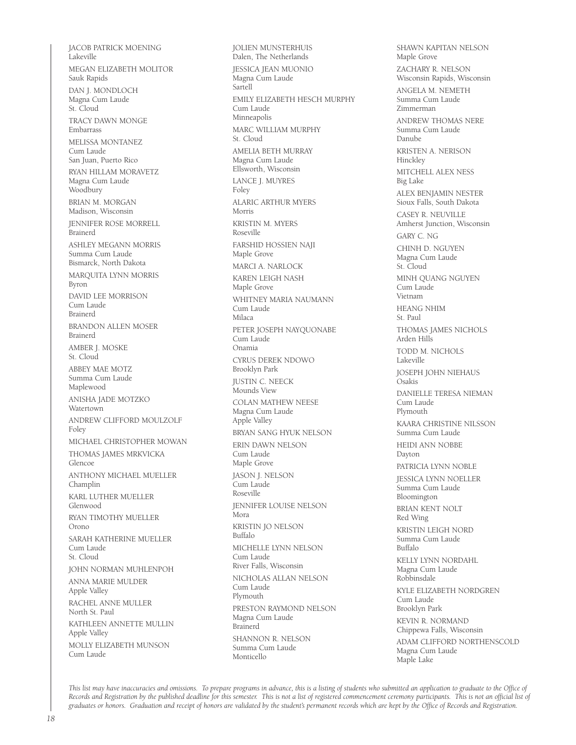JACOB PATRICK MOENING
Lakeville

MEGAN ELIZABETH MOLITOR
Sauk Rapids

DAN J. MONDLOCH
Magna Cum Laude
St. Cloud

TRACY DAWN MONGE
Embarrass

MELISSA MONTANEZ
Cum Laude
San Juan, Puerto Rico

RYAN HILLAM MORAVETZ
Magna Cum Laude
Woodbury

BRIAN M. MORGAN
Madison, Wisconsin

JENNIFER ROSE MORRELL
Brainerd

ASHLEY MEGANN MORRIS
Summa Cum Laude
Bismarck, North Dakota

MARQUITA LYNN MORRIS
Byron

DAVID LEE MORRISON
Cum Laude
Brainerd

BRANDON ALLEN MOSER
Brainerd

AMBER J. MOSKE
St. Cloud

ABBEY MAE MOTZ
Summa Cum Laude
Maplewood

ANISHA JADE MOTZKO
Watertown

ANDREW CLIFFORD MOULZOLF
Foley

MICHAEL CHRISTOPHER MOWAN

THOMAS JAMES MRKVICKA
Glencoe

ANTHONY MICHAEL MUELLER
Champlin

KARL LUTHER MUELLER
Glenwood

RYAN TIMOTHY MUELLER
Orono

SARAH KATHERINE MUELLER
Cum Laude
St. Cloud

JOHN NORMAN MUHLENPOH

ANNA MARIE MULDER
Apple Valley

RACHEL ANNE MULLER
North St. Paul

KATHLEEN ANNETTE MULLIN
Apple Valley

MOLLY ELIZABETH MUNSON
Cum Laude

JOLIEN MUNSTERHUIS
Dalen, The Netherlands

JESSICA JEAN MUONIO
Magna Cum Laude
Sartell

EMILY ELIZABETH HESCH MURPHY
Cum Laude
Minneapolis

MARC WILLIAM MURPHY
St. Cloud

AMELIA BETH MURRAY
Magna Cum Laude
Ellsworth, Wisconsin

LANCE J. MUYRES
Foley

ALARIC ARTHUR MYERS
Morris

KRISTIN M. MYERS
Roseville

FARSHID HOSSIEN NAJI
Maple Grove

MARCI A. NARLOCK

KAREN LEIGH NASH
Maple Grove

WHITNEY MARIA NAUMANN
Cum Laude
Milaca

PETER JOSEPH NAYQUONABE
Cum Laude
Onamia

CYRUS DEREK NDOWO
Brooklyn Park

JUSTIN C. NEECK
Mounds View

COLAN MATHEW NEESE
Magna Cum Laude
Apple Valley

BRYAN SANG HYUK NELSON

ERIN DAWN NELSON
Cum Laude
Maple Grove

JASON J. NELSON
Cum Laude
Roseville

JENNIFER LOUISE NELSON
Mora

KRISTIN JO NELSON
Buffalo

MICHELLE LYNN NELSON
Cum Laude
River Falls, Wisconsin

NICHOLAS ALLAN NELSON
Cum Laude
Plymouth

PRESTON RAYMOND NELSON
Magna Cum Laude
Brainerd

SHANNON R. NELSON
Summa Cum Laude
Monticello

SHAWN KAPITAN NELSON
Maple Grove

ZACHARY R. NELSON
Wisconsin Rapids, Wisconsin

ANGELA M. NEMETH
Summa Cum Laude
Zimmerman

ANDREW THOMAS NERE
Summa Cum Laude
Danube

KRISTEN A. NERISON
Hinckley

MITCHELL ALEX NESS
Big Lake

ALEX BENJAMIN NESTER
Sioux Falls, South Dakota

CASEY R. NEUVILLE
Amherst Junction, Wisconsin

GARY C. NG

CHINH D. NGUYEN
Magna Cum Laude
St. Cloud

MINH QUANG NGUYEN
Cum Laude
Vietnam

HEANG NHIM
St. Paul

THOMAS JAMES NICHOLS
Arden Hills

TODD M. NICHOLS
Lakeville

JOSEPH JOHN NIEHAUS
Osakis

DANIELLE TERESA NIEMAN
Cum Laude
Plymouth

KAARA CHRISTINE NILSSON
Summa Cum Laude

HEIDI ANN NOBBE
Dayton

PATRICIA LYNN NOBLE

JESSICA LYNN NOELLER
Summa Cum Laude
Bloomington

BRIAN KENT NOLT
Red Wing

KRISTIN LEIGH NORD
Summa Cum Laude
Buffalo

KELLY LYNN NORDAHL
Magna Cum Laude
Robbinsdale

KYLE ELIZABETH NORDGREN
Cum Laude
Brooklyn Park

KEVIN R. NORMAND
Chippewa Falls, Wisconsin

ADAM CLIFFORD NORTHENSCOLD
Magna Cum Laude
Maple Lake

*This list may have inaccuracies and omissions. To prepare programs in advance, this is a listing of students who submitted an application to graduate to the Office of Records and Registration by the published deadline for this semester. This is not a list of registered commencement ceremony participants. This is not an official list of graduates or honors. Graduation and receipt of honors are validated by the student's permanent records which are kept by the Office of Records and Registration.*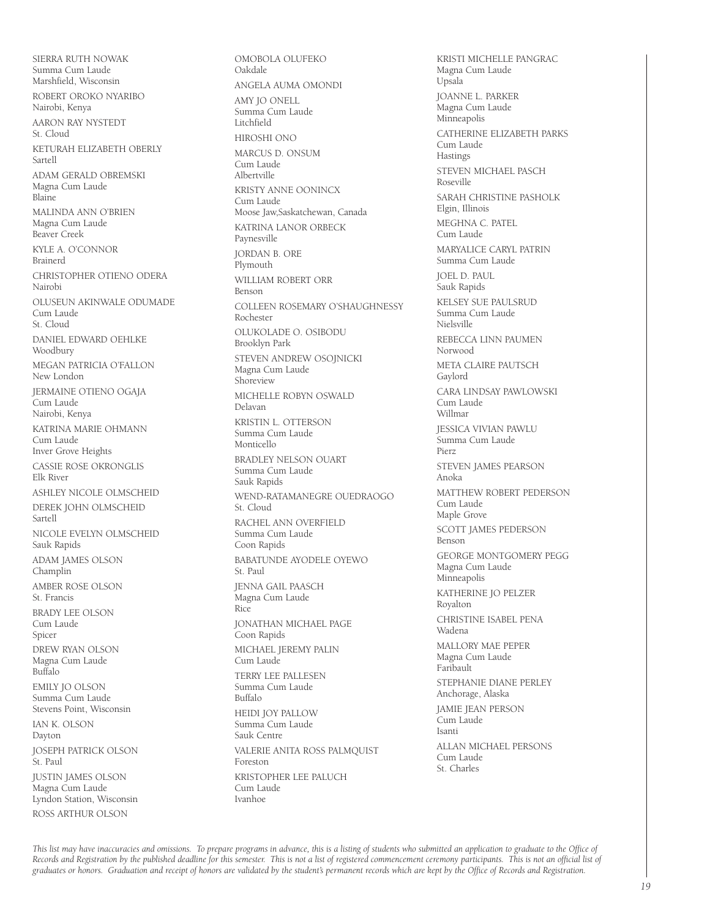SIERRA RUTH NOWAK
Summa Cum Laude
Marshfield, Wisconsin

ROBERT OROKO NYARIBO
Nairobi, Kenya

AARON RAY NYSTEDT
St. Cloud

KETURAH ELIZABETH OBERLY
Sartell

ADAM GERALD OBREMSKI
Magna Cum Laude
Blaine

MALINDA ANN O'BRIEN
Magna Cum Laude
Beaver Creek

KYLE A. O'CONNOR
Brainerd

CHRISTOPHER OTIENO ODERA
Nairobi

OLUSEUN AKINWALE ODUMADE
Cum Laude
St. Cloud

DANIEL EDWARD OEHLKE
Woodbury

MEGAN PATRICIA O'FALLON
New London

JERMAINE OTIENO OGAJA
Cum Laude
Nairobi, Kenya

KATRINA MARIE OHMANN
Cum Laude
Inver Grove Heights

CASSIE ROSE OKRONGLIS
Elk River

ASHLEY NICOLE OLMSCHEID

DEREK JOHN OLMSCHEID
Sartell

NICOLE EVELYN OLMSCHEID
Sauk Rapids

ADAM JAMES OLSON
Champlin

AMBER ROSE OLSON
St. Francis

BRADY LEE OLSON
Cum Laude
Spicer

DREW RYAN OLSON
Magna Cum Laude
Buffalo

EMILY JO OLSON
Summa Cum Laude
Stevens Point, Wisconsin

IAN K. OLSON
Dayton

JOSEPH PATRICK OLSON
St. Paul

JUSTIN JAMES OLSON
Magna Cum Laude
Lyndon Station, Wisconsin

ROSS ARTHUR OLSON

OMOBOLA OLUFEKO
Oakdale

ANGELA AUMA OMONDI

AMY JO ONELL
Summa Cum Laude
Litchfield

HIROSHI ONO

MARCUS D. ONSUM
Cum Laude
Albertville

KRISTY ANNE OONINCX
Cum Laude
Moose Jaw,Saskatchewan, Canada

KATRINA LANOR ORBECK
Paynesville

JORDAN B. ORE
Plymouth

WILLIAM ROBERT ORR
Benson

COLLEEN ROSEMARY O'SHAUGHNESSY
Rochester

OLUKOLADE O. OSIBODU
Brooklyn Park

STEVEN ANDREW OSOJNICKI
Magna Cum Laude
Shoreview

MICHELLE ROBYN OSWALD
Delavan

KRISTIN L. OTTERSON
Summa Cum Laude
Monticello

BRADLEY NELSON OUART
Summa Cum Laude
Sauk Rapids

WEND-RATAMANEGRE OUEDRAOGO
St. Cloud

RACHEL ANN OVERFIELD
Summa Cum Laude
Coon Rapids

BABATUNDE AYODELE OYEWO
St. Paul

JENNA GAIL PAASCH
Magna Cum Laude
Rice

JONATHAN MICHAEL PAGE
Coon Rapids

MICHAEL JEREMY PALIN
Cum Laude

TERRY LEE PALLESEN
Summa Cum Laude
Buffalo

HEIDI JOY PALLOW
Summa Cum Laude
Sauk Centre

VALERIE ANITA ROSS PALMQUIST
Foreston

KRISTOPHER LEE PALUCH
Cum Laude
Ivanhoe

KRISTI MICHELLE PANGRAC
Magna Cum Laude
Upsala

JOANNE L. PARKER
Magna Cum Laude
Minneapolis

CATHERINE ELIZABETH PARKS
Cum Laude
Hastings

STEVEN MICHAEL PASCH
Roseville

SARAH CHRISTINE PASHOLK
Elgin, Illinois

MEGHNA C. PATEL
Cum Laude

MARYALICE CARYL PATRIN
Summa Cum Laude

JOEL D. PAUL
Sauk Rapids

KELSEY SUE PAULSRUD
Summa Cum Laude
Nielsville

REBECCA LINN PAUMEN
Norwood

META CLAIRE PAUTSCH
Gaylord

CARA LINDSAY PAWLOWSKI
Cum Laude
Willmar

JESSICA VIVIAN PAWLU
Summa Cum Laude
Pierz

STEVEN JAMES PEARSON
Anoka

MATTHEW ROBERT PEDERSON
Cum Laude
Maple Grove

SCOTT JAMES PEDERSON
Benson

GEORGE MONTGOMERY PEGG
Magna Cum Laude
Minneapolis

KATHERINE JO PELZER
Royalton

CHRISTINE ISABEL PENA
Wadena

MALLORY MAE PEPER
Magna Cum Laude
Faribault

STEPHANIE DIANE PERLEY
Anchorage, Alaska

JAMIE JEAN PERSON
Cum Laude
Isanti

ALLAN MICHAEL PERSONS
Cum Laude
St. Charles

*This list may have inaccuracies and omissions. To prepare programs in advance, this is a listing of students who submitted an application to graduate to the Office of Records and Registration by the published deadline for this semester. This is not a list of registered commencement ceremony participants. This is not an official list of graduates or honors. Graduation and receipt of honors are validated by the student's permanent records which are kept by the Office of Records and Registration.*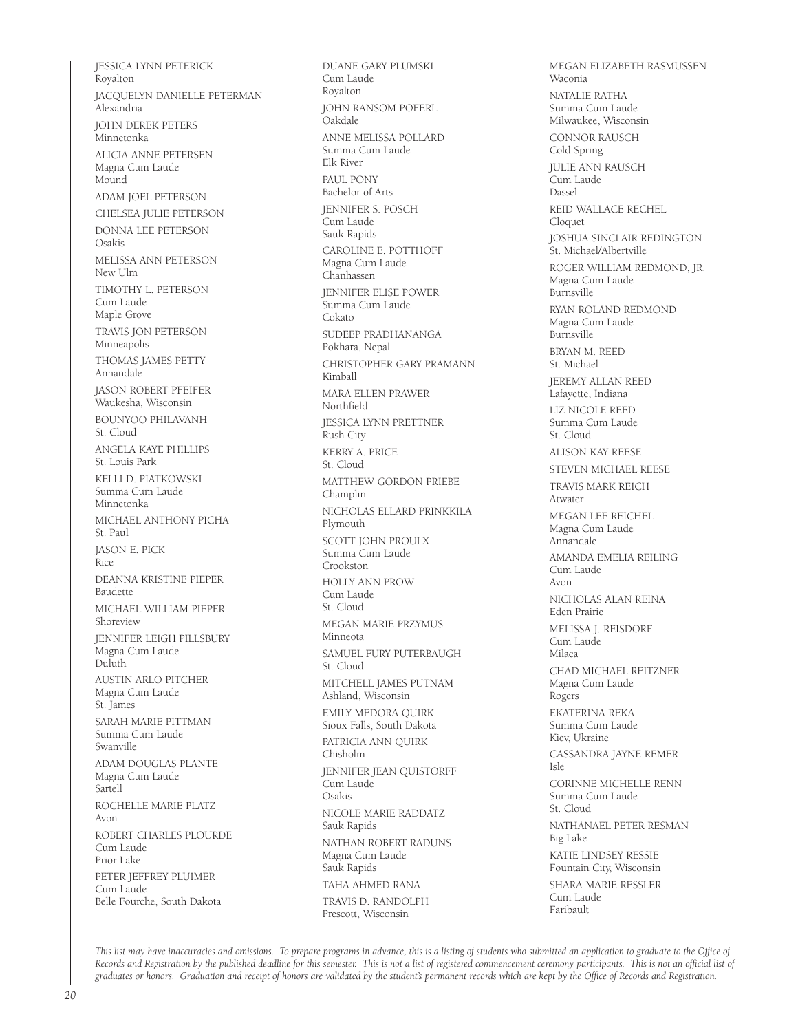JESSICA LYNN PETERICK
Royalton

JACQUELYN DANIELLE PETERMAN
Alexandria

JOHN DEREK PETERS
Minnetonka

ALICIA ANNE PETERSEN
Magna Cum Laude
Mound

ADAM JOEL PETERSON

CHELSEA JULIE PETERSON

DONNA LEE PETERSON
Osakis

MELISSA ANN PETERSON
New Ulm

TIMOTHY L. PETERSON
Cum Laude
Maple Grove

TRAVIS JON PETERSON
Minneapolis

THOMAS JAMES PETTY
Annandale

JASON ROBERT PFEIFER
Waukesha, Wisconsin

BOUNYOO PHILAVANH
St. Cloud

ANGELA KAYE PHILLIPS
St. Louis Park

KELLI D. PIATKOWSKI
Summa Cum Laude
Minnetonka

MICHAEL ANTHONY PICHA
St. Paul

JASON E. PICK
Rice

DEANNA KRISTINE PIEPER
Baudette

MICHAEL WILLIAM PIEPER
Shoreview

JENNIFER LEIGH PILLSBURY
Magna Cum Laude
Duluth

AUSTIN ARLO PITCHER
Magna Cum Laude
St. James

SARAH MARIE PITTMAN
Summa Cum Laude
Swanville

ADAM DOUGLAS PLANTE
Magna Cum Laude
Sartell

ROCHELLE MARIE PLATZ
Avon

ROBERT CHARLES PLOURDE
Cum Laude
Prior Lake

PETER JEFFREY PLUIMER
Cum Laude
Belle Fourche, South Dakota

DUANE GARY PLUMSKI
Cum Laude
Royalton

JOHN RANSOM POFERL
Oakdale

ANNE MELISSA POLLARD
Summa Cum Laude
Elk River

PAUL PONY
Bachelor of Arts

JENNIFER S. POSCH
Cum Laude
Sauk Rapids

CAROLINE E. POTTHOFF
Magna Cum Laude
Chanhassen

JENNIFER ELISE POWER
Summa Cum Laude
Cokato

SUDEEP PRADHANANGA
Pokhara, Nepal

CHRISTOPHER GARY PRAMANN
Kimball

MARA ELLEN PRAWER
Northfield

JESSICA LYNN PRETTNER
Rush City

KERRY A. PRICE
St. Cloud

MATTHEW GORDON PRIEBE
Champlin

NICHOLAS ELLARD PRINKKILA
Plymouth

SCOTT JOHN PROULX
Summa Cum Laude
Crookston

HOLLY ANN PROW
Cum Laude
St. Cloud

MEGAN MARIE PRZYMUS
Minneota

SAMUEL FURY PUTERBAUGH
St. Cloud

MITCHELL JAMES PUTNAM
Ashland, Wisconsin

EMILY MEDORA QUIRK
Sioux Falls, South Dakota

PATRICIA ANN QUIRK
Chisholm

JENNIFER JEAN QUISTORFF
Cum Laude
Osakis

NICOLE MARIE RADDATZ
Sauk Rapids

NATHAN ROBERT RADUNS
Magna Cum Laude
Sauk Rapids

TAHA AHMED RANA

TRAVIS D. RANDOLPH
Prescott, Wisconsin

MEGAN ELIZABETH RASMUSSEN
Waconia

NATALIE RATHA
Summa Cum Laude
Milwaukee, Wisconsin

CONNOR RAUSCH
Cold Spring

JULIE ANN RAUSCH
Cum Laude
Dassel

REID WALLACE RECHEL
Cloquet

JOSHUA SINCLAIR REDINGTON
St. Michael/Albertville

ROGER WILLIAM REDMOND, JR.
Magna Cum Laude
Burnsville

RYAN ROLAND REDMOND
Magna Cum Laude
Burnsville

BRYAN M. REED
St. Michael

JEREMY ALLAN REED
Lafayette, Indiana

LIZ NICOLE REED
Summa Cum Laude
St. Cloud

ALISON KAY REESE

STEVEN MICHAEL REESE

TRAVIS MARK REICH
Atwater

MEGAN LEE REICHEL
Magna Cum Laude
Annandale

AMANDA EMELIA REILING
Cum Laude
Avon

NICHOLAS ALAN REINA
Eden Prairie

MELISSA J. REISDORF
Cum Laude
Milaca

CHAD MICHAEL REITZNER
Magna Cum Laude
Rogers

EKATERINA REKA
Summa Cum Laude
Kiev, Ukraine

CASSANDRA JAYNE REMER
Isle

CORINNE MICHELLE RENN
Summa Cum Laude
St. Cloud

NATHANAEL PETER RESMAN
Big Lake

KATIE LINDSEY RESSIE
Fountain City, Wisconsin

SHARA MARIE RESSLER
Cum Laude
Faribault

*This list may have inaccuracies and omissions. To prepare programs in advance, this is a listing of students who submitted an application to graduate to the Office of Records and Registration by the published deadline for this semester. This is not a list of registered commencement ceremony participants. This is not an official list of graduates or honors. Graduation and receipt of honors are validated by the student's permanent records which are kept by the Office of Records and Registration.*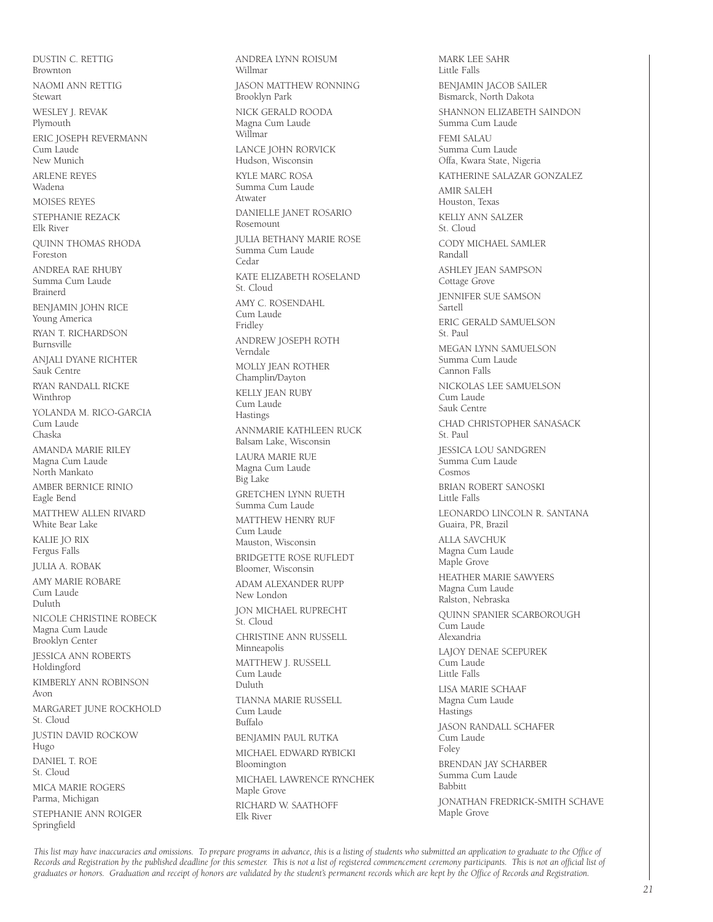DUSTIN C. RETTIG
Brownton

NAOMI ANN RETTIG
Stewart

WESLEY J. REVAK
Plymouth

ERIC JOSEPH REVERMANN
Cum Laude
New Munich

ARLENE REYES
Wadena

MOISES REYES

STEPHANIE REZACK
Elk River

QUINN THOMAS RHODA
Foreston

ANDREA RAE RHUBY
Summa Cum Laude
Brainerd

BENJAMIN JOHN RICE
Young America

RYAN T. RICHARDSON
Burnsville

ANJALI DYANE RICHTER
Sauk Centre

RYAN RANDALL RICKE
Winthrop

YOLANDA M. RICO-GARCIA
Cum Laude
Chaska

AMANDA MARIE RILEY
Magna Cum Laude
North Mankato

AMBER BERNICE RINIO
Eagle Bend

MATTHEW ALLEN RIVARD
White Bear Lake

KALIE JO RIX
Fergus Falls

JULIA A. ROBAK

AMY MARIE ROBARE
Cum Laude
Duluth

NICOLE CHRISTINE ROBECK
Magna Cum Laude
Brooklyn Center

JESSICA ANN ROBERTS
Holdingford

KIMBERLY ANN ROBINSON
Avon

MARGARET JUNE ROCKHOLD
St. Cloud

JUSTIN DAVID ROCKOW
Hugo

DANIEL T. ROE
St. Cloud

MICA MARIE ROGERS
Parma, Michigan

STEPHANIE ANN ROIGER
Springfield

ANDREA LYNN ROISUM
Willmar

JASON MATTHEW RONNING
Brooklyn Park

NICK GERALD ROODA
Magna Cum Laude
Willmar

LANCE JOHN RORVICK
Hudson, Wisconsin

KYLE MARC ROSA
Summa Cum Laude
Atwater

DANIELLE JANET ROSARIO
Rosemount

JULIA BETHANY MARIE ROSE
Summa Cum Laude
Cedar

KATE ELIZABETH ROSELAND
St. Cloud

AMY C. ROSENDAHL
Cum Laude
Fridley

ANDREW JOSEPH ROTH
Verndale

MOLLY JEAN ROTHER
Champlin/Dayton

KELLY JEAN RUBY
Cum Laude
Hastings

ANNMARIE KATHLEEN RUCK
Balsam Lake, Wisconsin

LAURA MARIE RUE
Magna Cum Laude
Big Lake

GRETCHEN LYNN RUETH
Summa Cum Laude

MATTHEW HENRY RUF
Cum Laude
Mauston, Wisconsin

BRIDGETTE ROSE RUFLEDT
Bloomer, Wisconsin

ADAM ALEXANDER RUPP
New London

JON MICHAEL RUPRECHT
St. Cloud

CHRISTINE ANN RUSSELL
Minneapolis

MATTHEW J. RUSSELL
Cum Laude
Duluth

TIANNA MARIE RUSSELL
Cum Laude
Buffalo

BENJAMIN PAUL RUTKA

MICHAEL EDWARD RYBICKI
Bloomington

MICHAEL LAWRENCE RYNCHEK
Maple Grove

RICHARD W. SAATHOFF
Elk River

MARK LEE SAHR
Little Falls

BENJAMIN JACOB SAILER
Bismarck, North Dakota

SHANNON ELIZABETH SAINDON
Summa Cum Laude

FEMI SALAU
Summa Cum Laude
Offa, Kwara State, Nigeria

KATHERINE SALAZAR GONZALEZ

AMIR SALEH
Houston, Texas

KELLY ANN SALZER
St. Cloud

CODY MICHAEL SAMLER
Randall

ASHLEY JEAN SAMPSON
Cottage Grove

JENNIFER SUE SAMSON
Sartell

ERIC GERALD SAMUELSON
St. Paul

MEGAN LYNN SAMUELSON
Summa Cum Laude
Cannon Falls

NICKOLAS LEE SAMUELSON
Cum Laude
Sauk Centre

CHAD CHRISTOPHER SANASACK
St. Paul

JESSICA LOU SANDGREN
Summa Cum Laude
Cosmos

BRIAN ROBERT SANOSKI
Little Falls

LEONARDO LINCOLN R. SANTANA
Guaira, PR, Brazil

ALLA SAVCHUK
Magna Cum Laude
Maple Grove

HEATHER MARIE SAWYERS
Magna Cum Laude
Ralston, Nebraska

QUINN SPANIER SCARBOROUGH
Cum Laude
Alexandria

LAJOY DENAE SCEPUREK
Cum Laude
Little Falls

LISA MARIE SCHAAF
Magna Cum Laude
Hastings

JASON RANDALL SCHAFER
Cum Laude
Foley

BRENDAN JAY SCHARBER
Summa Cum Laude
Babbitt

JONATHAN FREDRICK-SMITH SCHAVE
Maple Grove

*This list may have inaccuracies and omissions. To prepare programs in advance, this is a listing of students who submitted an application to graduate to the Office of Records and Registration by the published deadline for this semester. This is not a list of registered commencement ceremony participants. This is not an official list of graduates or honors. Graduation and receipt of honors are validated by the student's permanent records which are kept by the Office of Records and Registration.*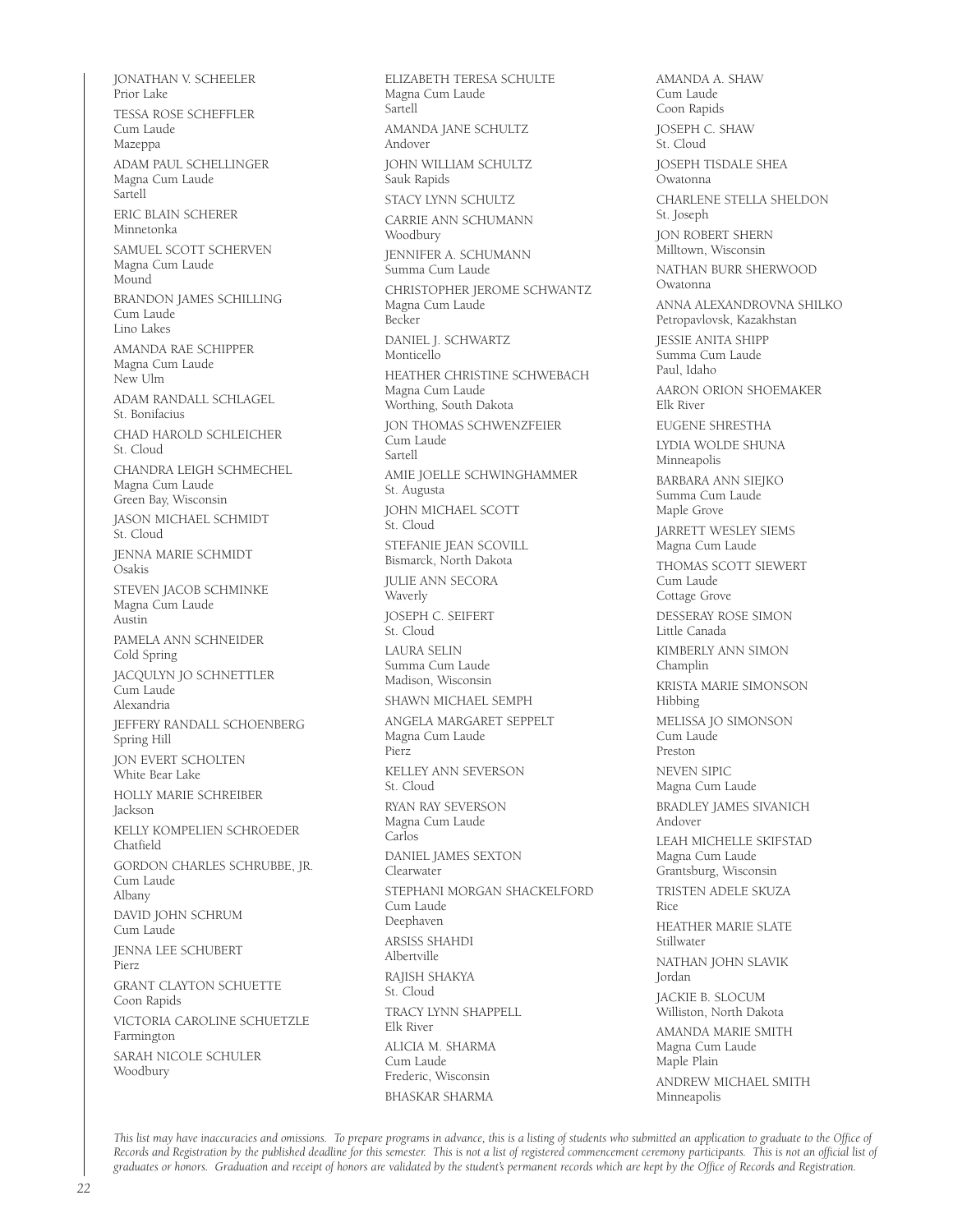JONATHAN V. SCHEELER
Prior Lake

TESSA ROSE SCHEFFLER
Cum Laude
Mazeppa

ADAM PAUL SCHELLINGER
Magna Cum Laude
Sartell

ERIC BLAIN SCHERER
Minnetonka

SAMUEL SCOTT SCHERVEN
Magna Cum Laude
Mound

BRANDON JAMES SCHILLING
Cum Laude
Lino Lakes

AMANDA RAE SCHIPPER
Magna Cum Laude
New Ulm

ADAM RANDALL SCHLAGEL
St. Bonifacius

CHAD HAROLD SCHLEICHER
St. Cloud

CHANDRA LEIGH SCHMECHEL
Magna Cum Laude
Green Bay, Wisconsin

JASON MICHAEL SCHMIDT
St. Cloud

JENNA MARIE SCHMIDT
Osakis

STEVEN JACOB SCHMINKE
Magna Cum Laude
Austin

PAMELA ANN SCHNEIDER
Cold Spring

JACQULYN JO SCHNETTLER
Cum Laude
Alexandria

JEFFERY RANDALL SCHOENBERG
Spring Hill

JON EVERT SCHOLTEN
White Bear Lake

HOLLY MARIE SCHREIBER
Jackson

KELLY KOMPELIEN SCHROEDER
Chatfield

GORDON CHARLES SCHRUBBE, JR.
Cum Laude
Albany

DAVID JOHN SCHRUM
Cum Laude

JENNA LEE SCHUBERT
Pierz

GRANT CLAYTON SCHUETTE
Coon Rapids

VICTORIA CAROLINE SCHUETZLE
Farmington

SARAH NICOLE SCHULER
Woodbury

ELIZABETH TERESA SCHULTE
Magna Cum Laude
Sartell

AMANDA JANE SCHULTZ
Andover

JOHN WILLIAM SCHULTZ
Sauk Rapids

STACY LYNN SCHULTZ

CARRIE ANN SCHUMANN
Woodbury

JENNIFER A. SCHUMANN
Summa Cum Laude

CHRISTOPHER JEROME SCHWANTZ
Magna Cum Laude
Becker

DANIEL J. SCHWARTZ
Monticello

HEATHER CHRISTINE SCHWEBACH
Magna Cum Laude
Worthing, South Dakota

JON THOMAS SCHWENZFEIER
Cum Laude
Sartell

AMIE JOELLE SCHWINGHAMMER
St. Augusta

JOHN MICHAEL SCOTT
St. Cloud

STEFANIE JEAN SCOVILL
Bismarck, North Dakota

JULIE ANN SECORA
Waverly

JOSEPH C. SEIFERT
St. Cloud

LAURA SELIN
Summa Cum Laude
Madison, Wisconsin

SHAWN MICHAEL SEMPH

ANGELA MARGARET SEPPELT
Magna Cum Laude
Pierz

KELLEY ANN SEVERSON
St. Cloud

RYAN RAY SEVERSON
Magna Cum Laude
Carlos

DANIEL JAMES SEXTON
Clearwater

STEPHANI MORGAN SHACKELFORD
Cum Laude
Deephaven

ARSISS SHAHDI
Albertville

RAJISH SHAKYA
St. Cloud

TRACY LYNN SHAPPELL
Elk River

ALICIA M. SHARMA
Cum Laude
Frederic, Wisconsin

BHASKAR SHARMA

AMANDA A. SHAW
Cum Laude
Coon Rapids

JOSEPH C. SHAW
St. Cloud

JOSEPH TISDALE SHEA
Owatonna

CHARLENE STELLA SHELDON
St. Joseph

JON ROBERT SHERN
Milltown, Wisconsin

NATHAN BURR SHERWOOD
Owatonna

ANNA ALEXANDROVNA SHILKO
Petropavlovsk, Kazakhstan

JESSIE ANITA SHIPP
Summa Cum Laude
Paul, Idaho

AARON ORION SHOEMAKER
Elk River

EUGENE SHRESTHA

LYDIA WOLDE SHUNA
Minneapolis

BARBARA ANN SIEJKO
Summa Cum Laude
Maple Grove

JARRETT WESLEY SIEMS
Magna Cum Laude

THOMAS SCOTT SIEWERT
Cum Laude
Cottage Grove

DESSERAY ROSE SIMON
Little Canada

KIMBERLY ANN SIMON
Champlin

KRISTA MARIE SIMONSON
Hibbing

MELISSA JO SIMONSON
Cum Laude
Preston

NEVEN SIPIC
Magna Cum Laude

BRADLEY JAMES SIVANICH
Andover

LEAH MICHELLE SKIFSTAD
Magna Cum Laude
Grantsburg, Wisconsin

TRISTEN ADELE SKUZA
Rice

HEATHER MARIE SLATE
Stillwater

NATHAN JOHN SLAVIK
Jordan

JACKIE B. SLOCUM
Williston, North Dakota

AMANDA MARIE SMITH
Magna Cum Laude
Maple Plain

ANDREW MICHAEL SMITH
Minneapolis

*This list may have inaccuracies and omissions. To prepare programs in advance, this is a listing of students who submitted an application to graduate to the Office of Records and Registration by the published deadline for this semester. This is not a list of registered commencement ceremony participants. This is not an official list of graduates or honors. Graduation and receipt of honors are validated by the student's permanent records which are kept by the Office of Records and Registration.*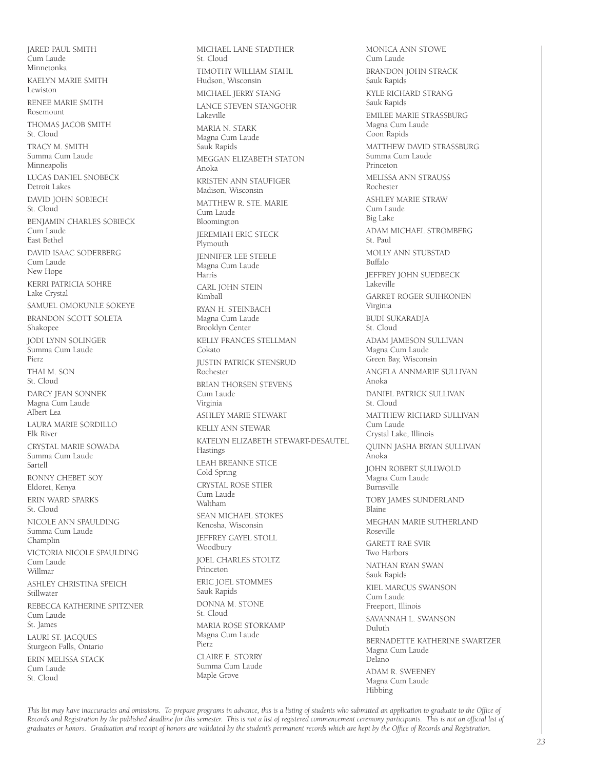JARED PAUL SMITH
Cum Laude
Minnetonka

KAELYN MARIE SMITH
Lewiston

RENEE MARIE SMITH
Rosemount

THOMAS JACOB SMITH
St. Cloud

TRACY M. SMITH
Summa Cum Laude
Minneapolis

LUCAS DANIEL SNOBECK
Detroit Lakes

DAVID JOHN SOBIECH
St. Cloud

BENJAMIN CHARLES SOBIECK
Cum Laude
East Bethel

DAVID ISAAC SODERBERG
Cum Laude
New Hope

KERRI PATRICIA SOHRE
Lake Crystal

SAMUEL OMOKUNLE SOKEYE

BRANDON SCOTT SOLETA
Shakopee

JODI LYNN SOLINGER
Summa Cum Laude
Pierz

THAI M. SON
St. Cloud

DARCY JEAN SONNEK
Magna Cum Laude
Albert Lea

LAURA MARIE SORDILLO
Elk River

CRYSTAL MARIE SOWADA
Summa Cum Laude
Sartell

RONNY CHEBET SOY
Eldoret, Kenya

ERIN WARD SPARKS
St. Cloud

NICOLE ANN SPAULDING
Summa Cum Laude
Champlin

VICTORIA NICOLE SPAULDING
Cum Laude
Willmar

ASHLEY CHRISTINA SPEICH
Stillwater

REBECCA KATHERINE SPITZNER
Cum Laude
St. James

LAURI ST. JACQUES
Sturgeon Falls, Ontario

ERIN MELISSA STACK
Cum Laude
St. Cloud

MICHAEL LANE STADTHER
St. Cloud

TIMOTHY WILLIAM STAHL
Hudson, Wisconsin

MICHAEL JERRY STANG

LANCE STEVEN STANGOHR
Lakeville

MARIA N. STARK
Magna Cum Laude
Sauk Rapids

MEGGAN ELIZABETH STATON
Anoka

KRISTEN ANN STAUFIGER
Madison, Wisconsin

MATTHEW R. STE. MARIE
Cum Laude
Bloomington

JEREMIAH ERIC STECK
Plymouth

JENNIFER LEE STEELE
Magna Cum Laude
Harris

CARL JOHN STEIN
Kimball

RYAN H. STEINBACH
Magna Cum Laude
Brooklyn Center

KELLY FRANCES STELLMAN
Cokato

JUSTIN PATRICK STENSRUD
Rochester

BRIAN THORSEN STEVENS
Cum Laude
Virginia

ASHLEY MARIE STEWART

KELLY ANN STEWAR

KATELYN ELIZABETH STEWART-DESAUTEL
Hastings

LEAH BREANNE STICE
Cold Spring

CRYSTAL ROSE STIER
Cum Laude
Waltham

SEAN MICHAEL STOKES
Kenosha, Wisconsin

JEFFREY GAYEL STOLL
Woodbury

JOEL CHARLES STOLTZ
Princeton

ERIC JOEL STOMMES
Sauk Rapids

DONNA M. STONE
St. Cloud

MARIA ROSE STORKAMP
Magna Cum Laude
Pierz

CLAIRE E. STORRY
Summa Cum Laude
Maple Grove

MONICA ANN STOWE
Cum Laude

BRANDON JOHN STRACK
Sauk Rapids

KYLE RICHARD STRANG
Sauk Rapids

EMILEE MARIE STRASSBURG
Magna Cum Laude
Coon Rapids

MATTHEW DAVID STRASSBURG
Summa Cum Laude
Princeton

MELISSA ANN STRAUSS
Rochester

ASHLEY MARIE STRAW
Cum Laude
Big Lake

ADAM MICHAEL STROMBERG
St. Paul

MOLLY ANN STUBSTAD
Buffalo

JEFFREY JOHN SUEDBECK
Lakeville

GARRET ROGER SUIHKONEN
Virginia

BUDI SUKARADJA
St. Cloud

ADAM JAMESON SULLIVAN
Magna Cum Laude
Green Bay, Wisconsin

ANGELA ANNMARIE SULLIVAN
Anoka

DANIEL PATRICK SULLIVAN
St. Cloud

MATTHEW RICHARD SULLIVAN
Cum Laude
Crystal Lake, Illinois

QUINN JASHA BRYAN SULLIVAN
Anoka

JOHN ROBERT SULLWOLD
Magna Cum Laude
Burnsville

TOBY JAMES SUNDERLAND
Blaine

MEGHAN MARIE SUTHERLAND
Roseville

GARETT RAE SVIR
Two Harbors

NATHAN RYAN SWAN
Sauk Rapids

KIEL MARCUS SWANSON
Cum Laude
Freeport, Illinois

SAVANNAH L. SWANSON
Duluth

BERNADETTE KATHERINE SWARTZER
Magna Cum Laude
Delano

ADAM R. SWEENEY
Magna Cum Laude
Hibbing

*This list may have inaccuracies and omissions. To prepare programs in advance, this is a listing of students who submitted an application to graduate to the Office of Records and Registration by the published deadline for this semester. This is not a list of registered commencement ceremony participants. This is not an official list of graduates or honors. Graduation and receipt of honors are validated by the student's permanent records which are kept by the Office of Records and Registration.*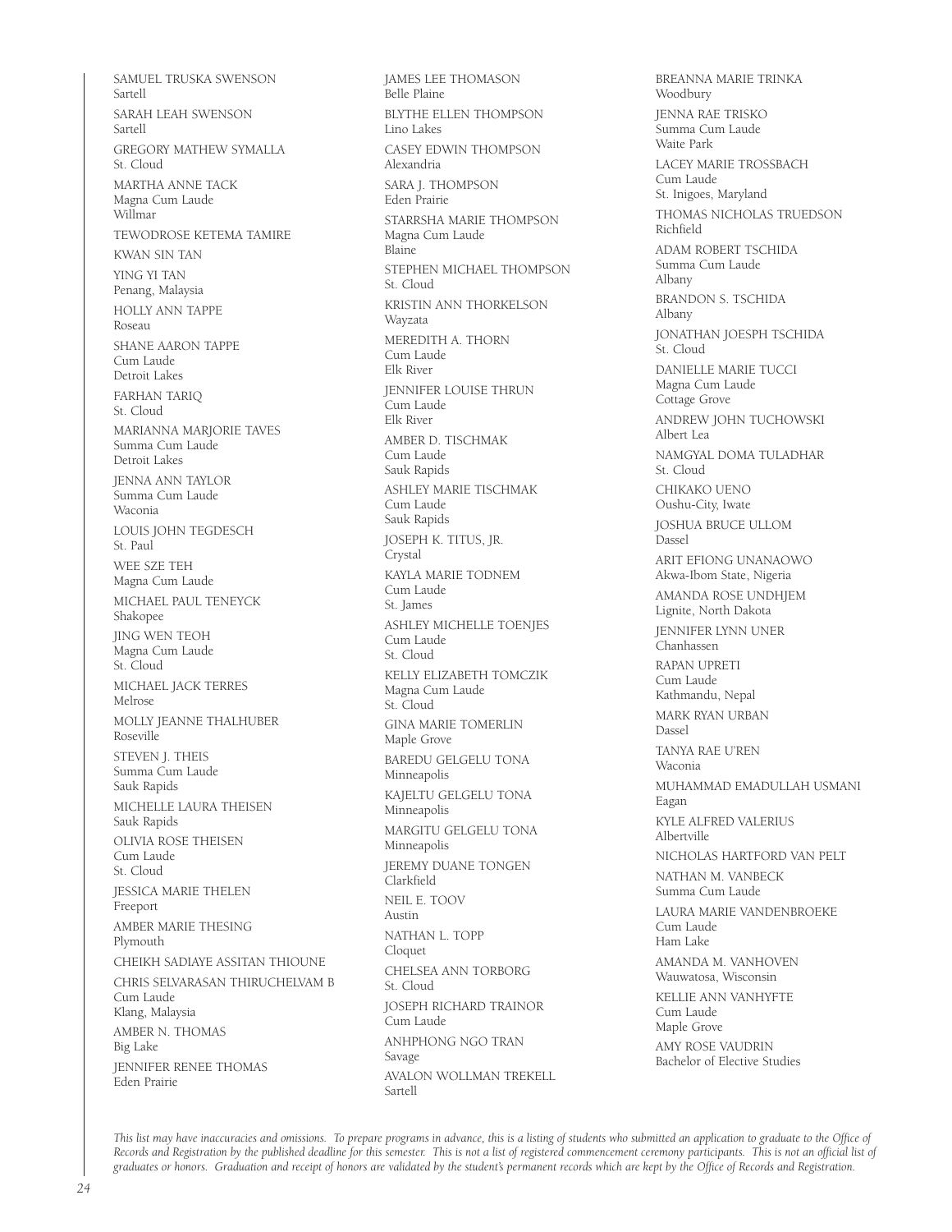SAMUEL TRUSKA SWENSON
Sartell

SARAH LEAH SWENSON
Sartell

GREGORY MATHEW SYMALLA
St. Cloud

MARTHA ANNE TACK
Magna Cum Laude
Willmar

TEWODROSE KETEMA TAMIRE

KWAN SIN TAN

YING YI TAN
Penang, Malaysia

HOLLY ANN TAPPE
Roseau

SHANE AARON TAPPE
Cum Laude
Detroit Lakes

FARHAN TARIQ
St. Cloud

MARIANNA MARJORIE TAVES
Summa Cum Laude
Detroit Lakes

JENNA ANN TAYLOR
Summa Cum Laude
Waconia

LOUIS JOHN TEGDESCH
St. Paul

WEE SZE TEH
Magna Cum Laude

MICHAEL PAUL TENEYCK
Shakopee

JING WEN TEOH
Magna Cum Laude
St. Cloud

MICHAEL JACK TERRES
Melrose

MOLLY JEANNE THALHUBER
Roseville

STEVEN J. THEIS
Summa Cum Laude
Sauk Rapids

MICHELLE LAURA THEISEN
Sauk Rapids

OLIVIA ROSE THEISEN
Cum Laude
St. Cloud

JESSICA MARIE THELEN
Freeport

AMBER MARIE THESING
Plymouth

CHEIKH SADIAYE ASSITAN THIOUNE

CHRIS SELVARASAN THIRUCHELVAM B
Cum Laude
Klang, Malaysia

AMBER N. THOMAS
Big Lake

JENNIFER RENEE THOMAS
Eden Prairie

JAMES LEE THOMASON
Belle Plaine

BLYTHE ELLEN THOMPSON
Lino Lakes

CASEY EDWIN THOMPSON
Alexandria

SARA J. THOMPSON
Eden Prairie

STARRSHA MARIE THOMPSON
Magna Cum Laude
Blaine

STEPHEN MICHAEL THOMPSON
St. Cloud

KRISTIN ANN THORKELSON
Wayzata

MEREDITH A. THORN
Cum Laude
Elk River

JENNIFER LOUISE THRUN
Cum Laude
Elk River

AMBER D. TISCHMAK
Cum Laude
Sauk Rapids

ASHLEY MARIE TISCHMAK
Cum Laude
Sauk Rapids

JOSEPH K. TITUS, JR.
Crystal

KAYLA MARIE TODNEM
Cum Laude
St. James

ASHLEY MICHELLE TOENJES
Cum Laude
St. Cloud

KELLY ELIZABETH TOMCZIK
Magna Cum Laude
St. Cloud

GINA MARIE TOMERLIN
Maple Grove

BAREDU GELGELU TONA
Minneapolis

KAJELTU GELGELU TONA
Minneapolis

MARGITU GELGELU TONA
Minneapolis

JEREMY DUANE TONGEN
Clarkfield

NEIL E. TOOV
Austin

NATHAN L. TOPP
Cloquet

CHELSEA ANN TORBORG
St. Cloud

JOSEPH RICHARD TRAINOR
Cum Laude

ANHPHONG NGO TRAN
Savage

AVALON WOLLMAN TREKELL
Sartell

BREANNA MARIE TRINKA
Woodbury

JENNA RAE TRISKO
Summa Cum Laude
Waite Park

LACEY MARIE TROSSBACH
Cum Laude
St. Inigoes, Maryland

THOMAS NICHOLAS TRUEDSON
Richfield

ADAM ROBERT TSCHIDA
Summa Cum Laude
Albany

BRANDON S. TSCHIDA
Albany

JONATHAN JOESPH TSCHIDA
St. Cloud

DANIELLE MARIE TUCCI
Magna Cum Laude
Cottage Grove

ANDREW JOHN TUCHOWSKI
Albert Lea

NAMGYAL DOMA TULADHAR
St. Cloud

CHIKAKO UENO
Oushu-City, Iwate

JOSHUA BRUCE ULLOM
Dassel

ARIT EFIONG UNANAOWO
Akwa-Ibom State, Nigeria

AMANDA ROSE UNDHJEM
Lignite, North Dakota

JENNIFER LYNN UNER
Chanhassen

RAPAN UPRETI
Cum Laude
Kathmandu, Nepal

MARK RYAN URBAN
Dassel

TANYA RAE U'REN
Waconia

MUHAMMAD EMADULLAH USMANI
Eagan

KYLE ALFRED VALERIUS
Albertville

NICHOLAS HARTFORD VAN PELT

NATHAN M. VANBECK
Summa Cum Laude

LAURA MARIE VANDENBROEKE
Cum Laude
Ham Lake

AMANDA M. VANHOVEN
Wauwatosa, Wisconsin

KELLIE ANN VANHYFTE
Cum Laude
Maple Grove

AMY ROSE VAUDRIN
Bachelor of Elective Studies

*This list may have inaccuracies and omissions. To prepare programs in advance, this is a listing of students who submitted an application to graduate to the Office of Records and Registration by the published deadline for this semester. This is not a list of registered commencement ceremony participants. This is not an official list of graduates or honors. Graduation and receipt of honors are validated by the student's permanent records which are kept by the Office of Records and Registration.*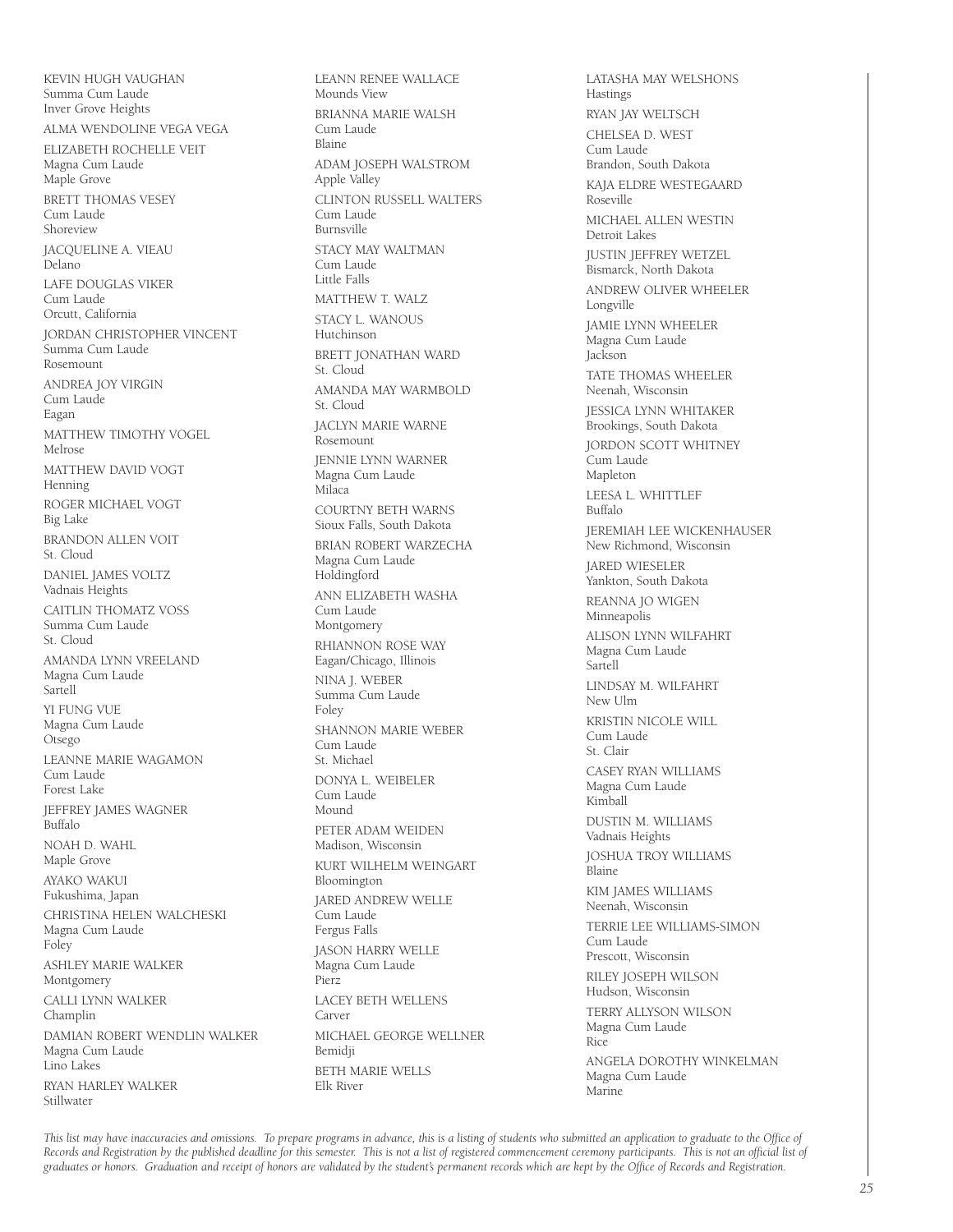KEVIN HUGH VAUGHAN
Summa Cum Laude
Inver Grove Heights

ALMA WENDOLINE VEGA VEGA

ELIZABETH ROCHELLE VEIT
Magna Cum Laude
Maple Grove

BRETT THOMAS VESEY
Cum Laude
Shoreview

JACQUELINE A. VIEAU
Delano

LAFE DOUGLAS VIKER
Cum Laude
Orcutt, California

JORDAN CHRISTOPHER VINCENT
Summa Cum Laude
Rosemount

ANDREA JOY VIRGIN
Cum Laude
Eagan

MATTHEW TIMOTHY VOGEL
Melrose

MATTHEW DAVID VOGT
Henning

ROGER MICHAEL VOGT
Big Lake

BRANDON ALLEN VOIT
St. Cloud

DANIEL JAMES VOLTZ
Vadnais Heights

CAITLIN THOMATZ VOSS
Summa Cum Laude
St. Cloud

AMANDA LYNN VREELAND
Magna Cum Laude
Sartell

YI FUNG VUE
Magna Cum Laude
Otsego

LEANNE MARIE WAGAMON
Cum Laude
Forest Lake

JEFFREY JAMES WAGNER
Buffalo

NOAH D. WAHL
Maple Grove

AYAKO WAKUI
Fukushima, Japan

CHRISTINA HELEN WALCHESKI
Magna Cum Laude
Foley

ASHLEY MARIE WALKER
Montgomery

CALLI LYNN WALKER
Champlin

DAMIAN ROBERT WENDLIN WALKER
Magna Cum Laude
Lino Lakes

RYAN HARLEY WALKER
Stillwater

LEANN RENEE WALLACE
Mounds View

BRIANNA MARIE WALSH
Cum Laude
Blaine

ADAM JOSEPH WALSTROM
Apple Valley

CLINTON RUSSELL WALTERS
Cum Laude
Burnsville

STACY MAY WALTMAN
Cum Laude
Little Falls

MATTHEW T. WALZ

STACY L. WANOUS
Hutchinson

BRETT JONATHAN WARD
St. Cloud

AMANDA MAY WARMBOLD
St. Cloud

JACLYN MARIE WARNE
Rosemount

JENNIE LYNN WARNER
Magna Cum Laude
Milaca

COURTNY BETH WARNS
Sioux Falls, South Dakota

BRIAN ROBERT WARZECHA
Magna Cum Laude
Holdingford

ANN ELIZABETH WASHA
Cum Laude
Montgomery

RHIANNON ROSE WAY
Eagan/Chicago, Illinois

NINA J. WEBER
Summa Cum Laude
Foley

SHANNON MARIE WEBER
Cum Laude
St. Michael

DONYA L. WEIBELER
Cum Laude
Mound

PETER ADAM WEIDEN
Madison, Wisconsin

KURT WILHELM WEINGART
Bloomington

JARED ANDREW WELLE
Cum Laude
Fergus Falls

JASON HARRY WELLE
Magna Cum Laude
Pierz

LACEY BETH WELLENS
Carver

MICHAEL GEORGE WELLNER
Bemidji

BETH MARIE WELLS
Elk River

LATASHA MAY WELSHONS
Hastings

RYAN JAY WELTSCH

CHELSEA D. WEST
Cum Laude
Brandon, South Dakota

KAJA ELDRE WESTEGAARD
Roseville

MICHAEL ALLEN WESTIN
Detroit Lakes

JUSTIN JEFFREY WETZEL
Bismarck, North Dakota

ANDREW OLIVER WHEELER
Longville

JAMIE LYNN WHEELER
Magna Cum Laude
Jackson

TATE THOMAS WHEELER
Neenah, Wisconsin

JESSICA LYNN WHITAKER
Brookings, South Dakota

JORDON SCOTT WHITNEY
Cum Laude
Mapleton

LEESA L. WHITTLEF
Buffalo

JEREMIAH LEE WICKENHAUSER
New Richmond, Wisconsin

JARED WIESELER
Yankton, South Dakota

REANNA JO WIGEN
Minneapolis

ALISON LYNN WILFAHRT
Magna Cum Laude
Sartell

LINDSAY M. WILFAHRT
New Ulm

KRISTIN NICOLE WILL
Cum Laude
St. Clair

CASEY RYAN WILLIAMS
Magna Cum Laude
Kimball

DUSTIN M. WILLIAMS
Vadnais Heights

JOSHUA TROY WILLIAMS
Blaine

KIM JAMES WILLIAMS
Neenah, Wisconsin

TERRIE LEE WILLIAMS-SIMON
Cum Laude
Prescott, Wisconsin

RILEY JOSEPH WILSON
Hudson, Wisconsin

TERRY ALLYSON WILSON
Magna Cum Laude
Rice

ANGELA DOROTHY WINKELMAN
Magna Cum Laude
Marine

*This list may have inaccuracies and omissions. To prepare programs in advance, this is a listing of students who submitted an application to graduate to the Office of Records and Registration by the published deadline for this semester. This is not a list of registered commencement ceremony participants. This is not an official list of graduates or honors. Graduation and receipt of honors are validated by the student's permanent records which are kept by the Office of Records and Registration.*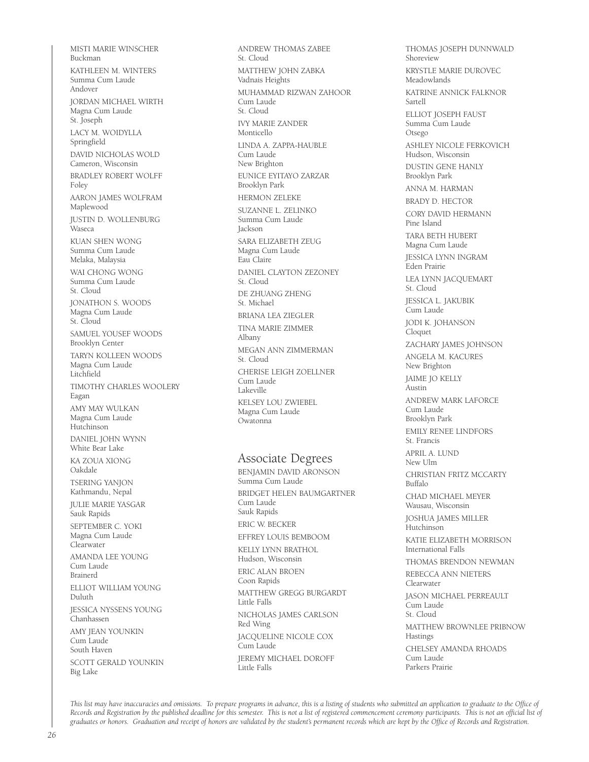MISTI MARIE WINSCHER
Buckman

KATHLEEN M. WINTERS
Summa Cum Laude
Andover

JORDAN MICHAEL WIRTH
Magna Cum Laude
St. Joseph

LACY M. WOIDYLLA
Springfield

DAVID NICHOLAS WOLD
Cameron, Wisconsin

BRADLEY ROBERT WOLFF
Foley

AARON JAMES WOLFRAM
Maplewood

JUSTIN D. WOLLENBURG
Waseca

KUAN SHEN WONG
Summa Cum Laude
Melaka, Malaysia

WAI CHONG WONG
Summa Cum Laude
St. Cloud

JONATHON S. WOODS
Magna Cum Laude
St. Cloud

SAMUEL YOUSEF WOODS
Brooklyn Center

TARYN KOLLEEN WOODS
Magna Cum Laude
Litchfield

TIMOTHY CHARLES WOOLERY
Eagan

AMY MAY WULKAN
Magna Cum Laude
Hutchinson

DANIEL JOHN WYNN
White Bear Lake

KA ZOUA XIONG
Oakdale

TSERING YANJON
Kathmandu, Nepal

JULIE MARIE YASGAR
Sauk Rapids

SEPTEMBER C. YOKI
Magna Cum Laude
Clearwater

AMANDA LEE YOUNG
Cum Laude
Brainerd

ELLIOT WILLIAM YOUNG
Duluth

JESSICA NYSSENS YOUNG
Chanhassen

AMY JEAN YOUNKIN
Cum Laude
South Haven

SCOTT GERALD YOUNKIN
Big Lake

ANDREW THOMAS ZABEE
St. Cloud

MATTHEW JOHN ZABKA
Vadnais Heights

MUHAMMAD RIZWAN ZAHOOR
Cum Laude
St. Cloud

IVY MARIE ZANDER
Monticello

LINDA A. ZAPPA-HAUBLE
Cum Laude
New Brighton

EUNICE EYITAYO ZARZAR
Brooklyn Park

HERMON ZELEKE

SUZANNE L. ZELINKO
Summa Cum Laude
Jackson

SARA ELIZABETH ZEUG
Magna Cum Laude
Eau Claire

DANIEL CLAYTON ZEZONEY
St. Cloud

DE ZHUANG ZHENG
St. Michael

BRIANA LEA ZIEGLER

TINA MARIE ZIMMER
Albany

MEGAN ANN ZIMMERMAN
St. Cloud

CHERISE LEIGH ZOELLNER
Cum Laude
Lakeville

KELSEY LOU ZWIEBEL
Magna Cum Laude
Owatonna

## Associate Degrees

BENJAMIN DAVID ARONSON
Summa Cum Laude

BRIDGET HELEN BAUMGARTNER
Cum Laude
Sauk Rapids

ERIC W. BECKER

EFFREY LOUIS BEMBOOM

KELLY LYNN BRATHOL
Hudson, Wisconsin

ERIC ALAN BROEN
Coon Rapids

MATTHEW GREGG BURGARDT
Little Falls

NICHOLAS JAMES CARLSON
Red Wing

JACQUELINE NICOLE COX
Cum Laude

JEREMY MICHAEL DOROFF
Little Falls

THOMAS JOSEPH DUNNWALD
Shoreview

KRYSTLE MARIE DUROVEC
Meadowlands

KATRINE ANNICK FALKNOR
Sartell

ELLIOT JOSEPH FAUST
Summa Cum Laude
Otsego

ASHLEY NICOLE FERKOVICH
Hudson, Wisconsin

DUSTIN GENE HANLY
Brooklyn Park

ANNA M. HARMAN

BRADY D. HECTOR

CORY DAVID HERMANN
Pine Island

TARA BETH HUBERT
Magna Cum Laude

JESSICA LYNN INGRAM
Eden Prairie

LEA LYNN JACQUEMART
St. Cloud

JESSICA L. JAKUBIK
Cum Laude

JODI K. JOHANSON
Cloquet

ZACHARY JAMES JOHNSON

ANGELA M. KACURES
New Brighton

JAIME JO KELLY
Austin

ANDREW MARK LAFORCE
Cum Laude
Brooklyn Park

EMILY RENEE LINDFORS
St. Francis

APRIL A. LUND
New Ulm

CHRISTIAN FRITZ MCCARTY
Buffalo

CHAD MICHAEL MEYER
Wausau, Wisconsin

JOSHUA JAMES MILLER
Hutchinson

KATIE ELIZABETH MORRISON
International Falls

THOMAS BRENDON NEWMAN

REBECCA ANN NIETERS
Clearwater

JASON MICHAEL PERREAULT
Cum Laude
St. Cloud

MATTHEW BROWNLEE PRIBNOW
Hastings

CHELSEY AMANDA RHOADS
Cum Laude
Parkers Prairie

*This list may have inaccuracies and omissions. To prepare programs in advance, this is a listing of students who submitted an application to graduate to the Office of Records and Registration by the published deadline for this semester. This is not a list of registered commencement ceremony participants. This is not an official list of graduates or honors. Graduation and receipt of honors are validated by the student's permanent records which are kept by the Office of Records and Registration.*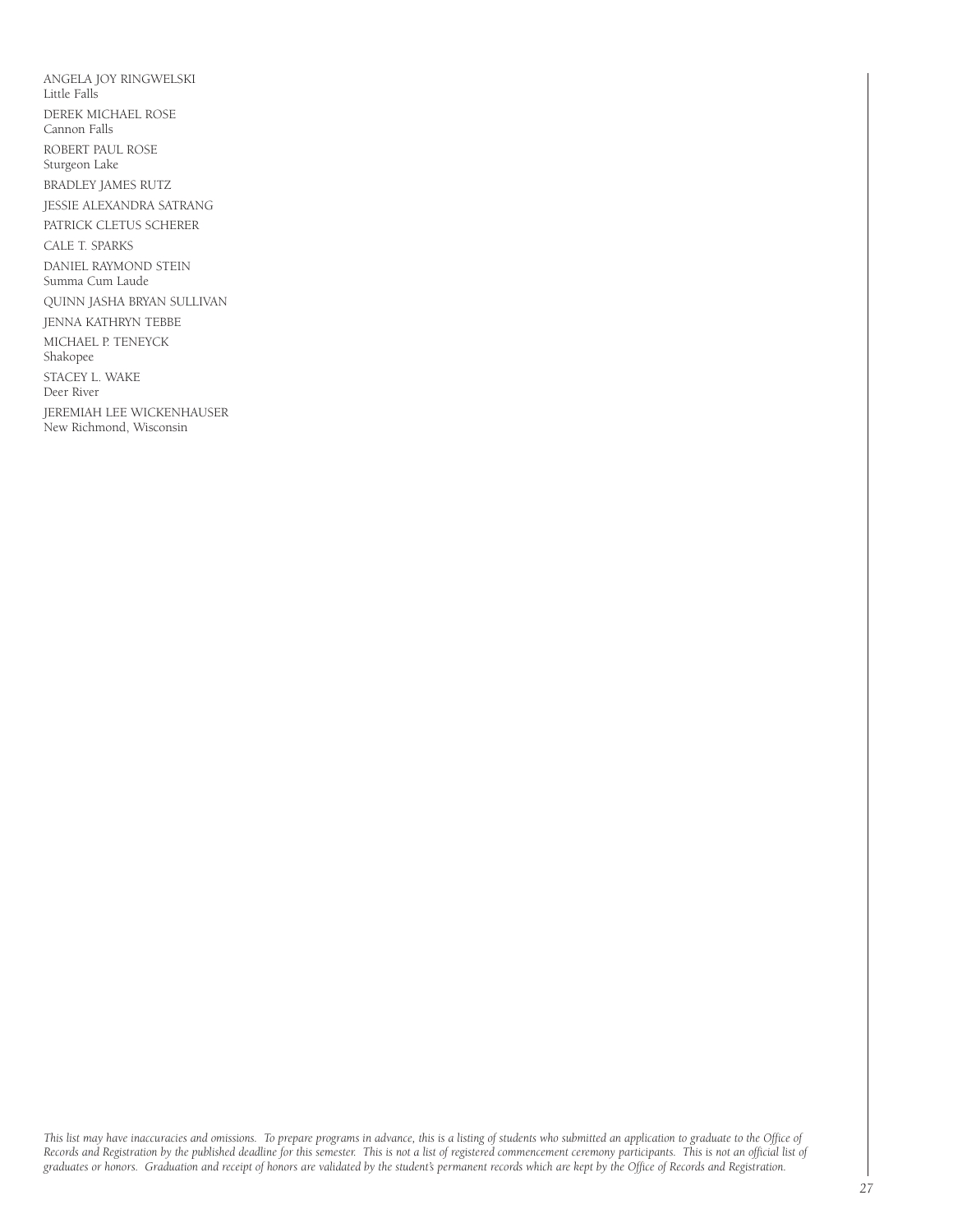ANGELA JOY RINGWELSKI
Little Falls

DEREK MICHAEL ROSE
Cannon Falls

ROBERT PAUL ROSE
Sturgeon Lake

BRADLEY JAMES RUTZ

JESSIE ALEXANDRA SATRANG

PATRICK CLETUS SCHERER

CALE T. SPARKS

DANIEL RAYMOND STEIN
Summa Cum Laude

QUINN JASHA BRYAN SULLIVAN

JENNA KATHRYN TEBBE

MICHAEL P. TENEYCK
Shakopee

STACEY L. WAKE
Deer River

JEREMIAH LEE WICKENHAUSER
New Richmond, Wisconsin

*This list may have inaccuracies and omissions. To prepare programs in advance, this is a listing of students who submitted an application to graduate to the Office of Records and Registration by the published deadline for this semester. This is not a list of registered commencement ceremony participants. This is not an official list of graduates or honors. Graduation and receipt of honors are validated by the student's permanent records which are kept by the Office of Records and Registration.*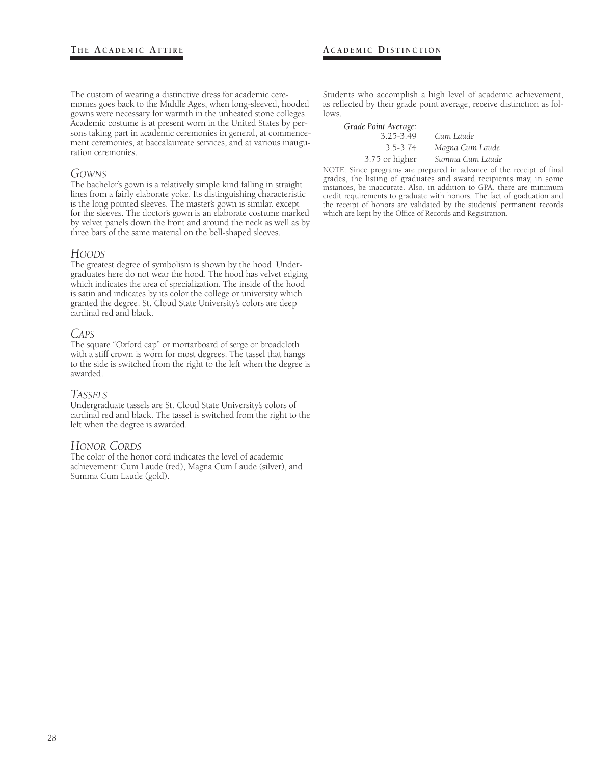## The Academic Attire

The custom of wearing a distinctive dress for academic ceremonies goes back to the Middle Ages, when long-sleeved, hooded gowns were necessary for warmth in the unheated stone colleges. Academic costume is at present worn in the United States by persons taking part in academic ceremonies in general, at commencement ceremonies, at baccalaureate services, and at various inauguration ceremonies.

### *Gowns*

The bachelor's gown is a relatively simple kind falling in straight lines from a fairly elaborate yoke. Its distinguishing characteristic is the long pointed sleeves. The master's gown is similar, except for the sleeves. The doctor's gown is an elaborate costume marked by velvet panels down the front and around the neck as well as by three bars of the same material on the bell-shaped sleeves.

### *Hoods*

The greatest degree of symbolism is shown by the hood. Undergraduates here do not wear the hood. The hood has velvet edging which indicates the area of specialization. The inside of the hood is satin and indicates by its color the college or university which granted the degree. St. Cloud State University's colors are deep cardinal red and black.

### *Caps*

The square "Oxford cap" or mortarboard of serge or broadcloth with a stiff crown is worn for most degrees. The tassel that hangs to the side is switched from the right to the left when the degree is awarded.

### *Tassels*

Undergraduate tassels are St. Cloud State University's colors of cardinal red and black. The tassel is switched from the right to the left when the degree is awarded.

### *Honor Cords*

The color of the honor cord indicates the level of academic achievement: Cum Laude (red), Magna Cum Laude (silver), and Summa Cum Laude (gold).

## Academic Distinction

Students who accomplish a high level of academic achievement, as reflected by their grade point average, receive distinction as follows.

| *Grade Point Average:* | |
|---|---|
| 3.25-3.49 | *Cum Laude* |
| 3.5-3.74 | *Magna Cum Laude* |
| 3.75 or higher | *Summa Cum Laude* |

NOTE: Since programs are prepared in advance of the receipt of final grades, the listing of graduates and award recipients may, in some instances, be inaccurate. Also, in addition to GPA, there are minimum credit requirements to graduate with honors. The fact of graduation and the receipt of honors are validated by the students' permanent records which are kept by the Office of Records and Registration.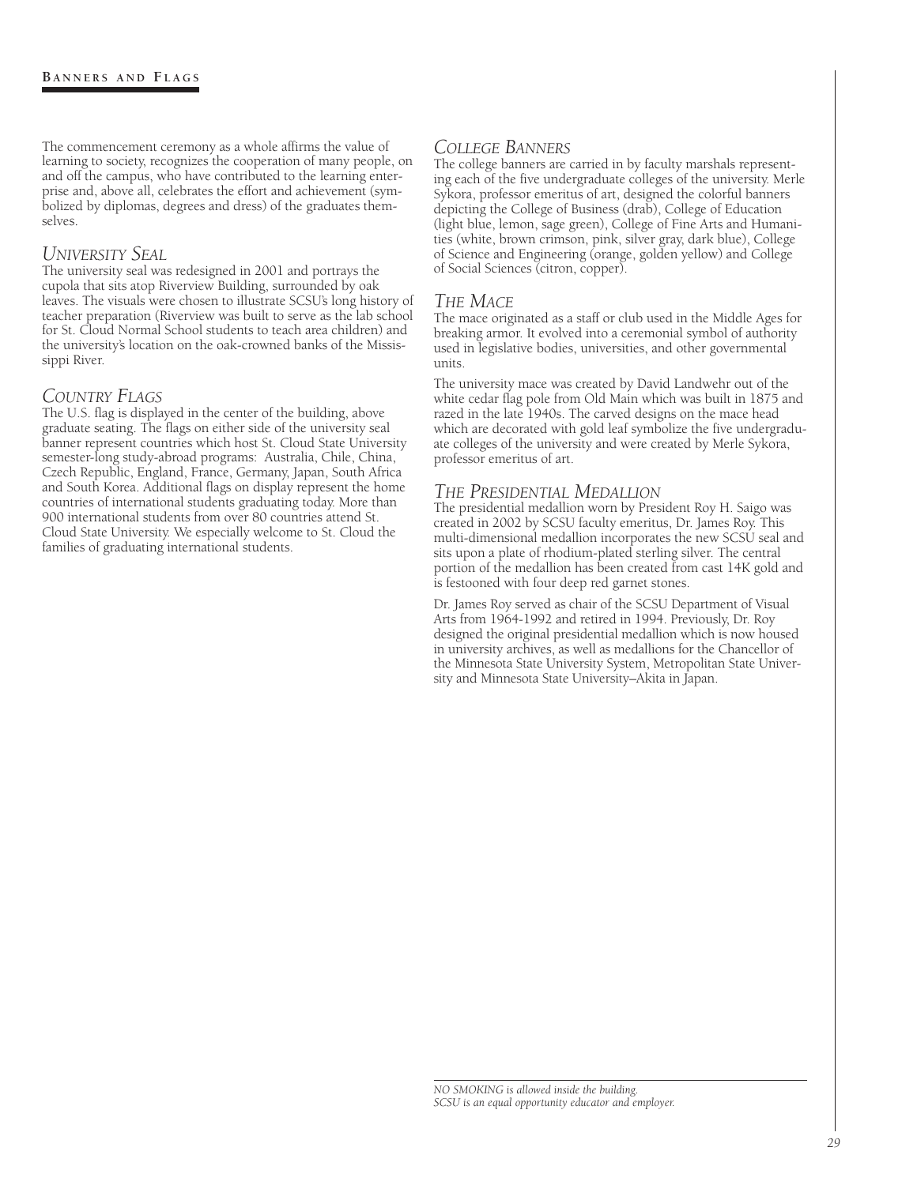The commencement ceremony as a whole affirms the value of learning to society, recognizes the cooperation of many people, on and off the campus, who have contributed to the learning enterprise and, above all, celebrates the effort and achievement (symbolized by diplomas, degrees and dress) of the graduates themselves.

## *University Seal*

The university seal was redesigned in 2001 and portrays the cupola that sits atop Riverview Building, surrounded by oak leaves. The visuals were chosen to illustrate SCSU's long history of teacher preparation (Riverview was built to serve as the lab school for St. Cloud Normal School students to teach area children) and the university's location on the oak-crowned banks of the Mississippi River.

## *Country Flags*

The U.S. flag is displayed in the center of the building, above graduate seating. The flags on either side of the university seal banner represent countries which host St. Cloud State University semester-long study-abroad programs: Australia, Chile, China, Czech Republic, England, France, Germany, Japan, South Africa and South Korea. Additional flags on display represent the home countries of international students graduating today. More than 900 international students from over 80 countries attend St. Cloud State University. We especially welcome to St. Cloud the families of graduating international students.

## *College Banners*

The college banners are carried in by faculty marshals representing each of the five undergraduate colleges of the university. Merle Sykora, professor emeritus of art, designed the colorful banners depicting the College of Business (drab), College of Education (light blue, lemon, sage green), College of Fine Arts and Humanities (white, brown crimson, pink, silver gray, dark blue), College of Science and Engineering (orange, golden yellow) and College of Social Sciences (citron, copper).

## *The Mace*

The mace originated as a staff or club used in the Middle Ages for breaking armor. It evolved into a ceremonial symbol of authority used in legislative bodies, universities, and other governmental units.

The university mace was created by David Landwehr out of the white cedar flag pole from Old Main which was built in 1875 and razed in the late 1940s. The carved designs on the mace head which are decorated with gold leaf symbolize the five undergraduate colleges of the university and were created by Merle Sykora, professor emeritus of art.

## *The Presidential Medallion*

The presidential medallion worn by President Roy H. Saigo was created in 2002 by SCSU faculty emeritus, Dr. James Roy. This multi-dimensional medallion incorporates the new SCSU seal and sits upon a plate of rhodium-plated sterling silver. The central portion of the medallion has been created from cast 14K gold and is festooned with four deep red garnet stones.

Dr. James Roy served as chair of the SCSU Department of Visual Arts from 1964-1992 and retired in 1994. Previously, Dr. Roy designed the original presidential medallion which is now housed in university archives, as well as medallions for the Chancellor of the Minnesota State University System, Metropolitan State University and Minnesota State University–Akita in Japan.

*NO SMOKING is allowed inside the building.*
*SCSU is an equal opportunity educator and employer.*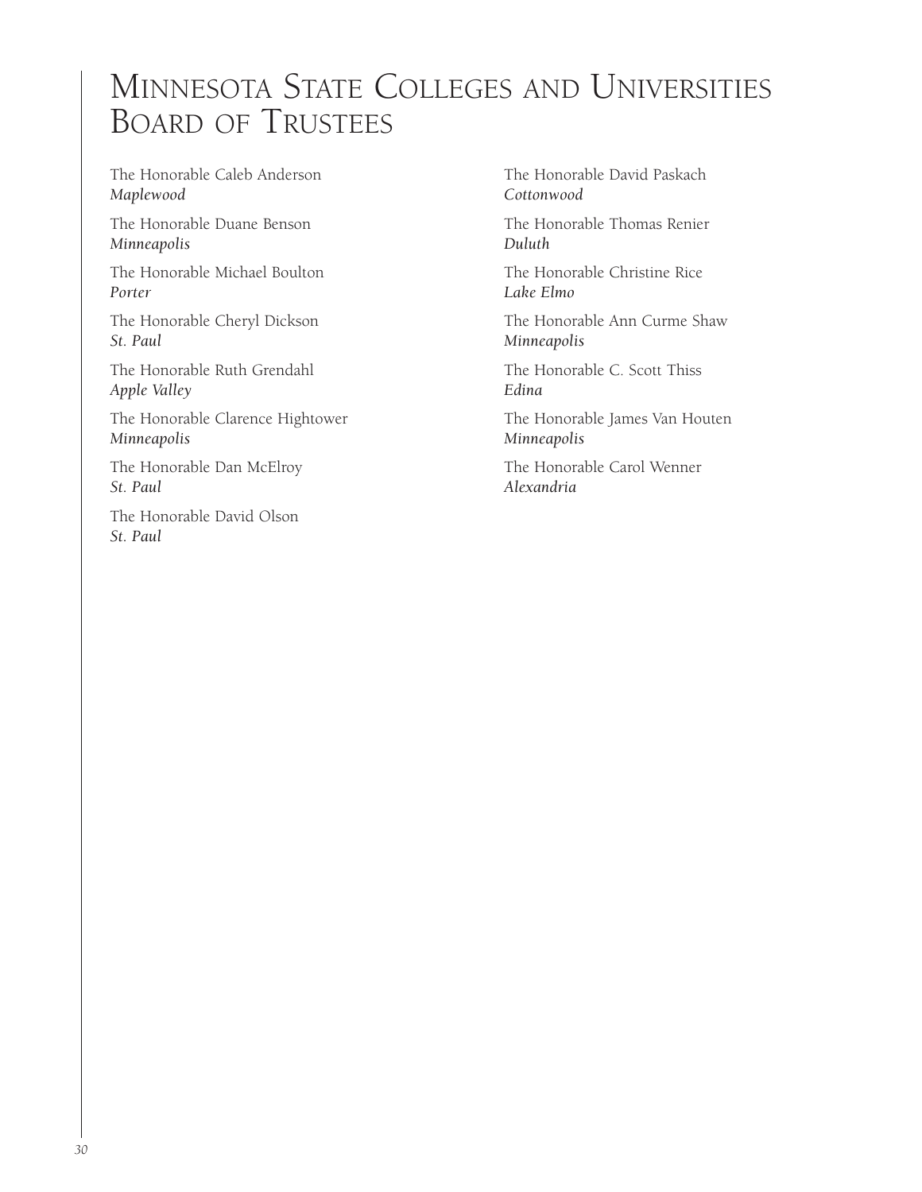# Minnesota State Colleges and Universities Board of Trustees

The Honorable Caleb Anderson
*Maplewood*

The Honorable Duane Benson
*Minneapolis*

The Honorable Michael Boulton
*Porter*

The Honorable Cheryl Dickson
*St. Paul*

The Honorable Ruth Grendahl
*Apple Valley*

The Honorable Clarence Hightower
*Minneapolis*

The Honorable Dan McElroy
*St. Paul*

The Honorable David Olson
*St. Paul*

The Honorable David Paskach
*Cottonwood*

The Honorable Thomas Renier
*Duluth*

The Honorable Christine Rice
*Lake Elmo*

The Honorable Ann Curme Shaw
*Minneapolis*

The Honorable C. Scott Thiss
*Edina*

The Honorable James Van Houten
*Minneapolis*

The Honorable Carol Wenner
*Alexandria*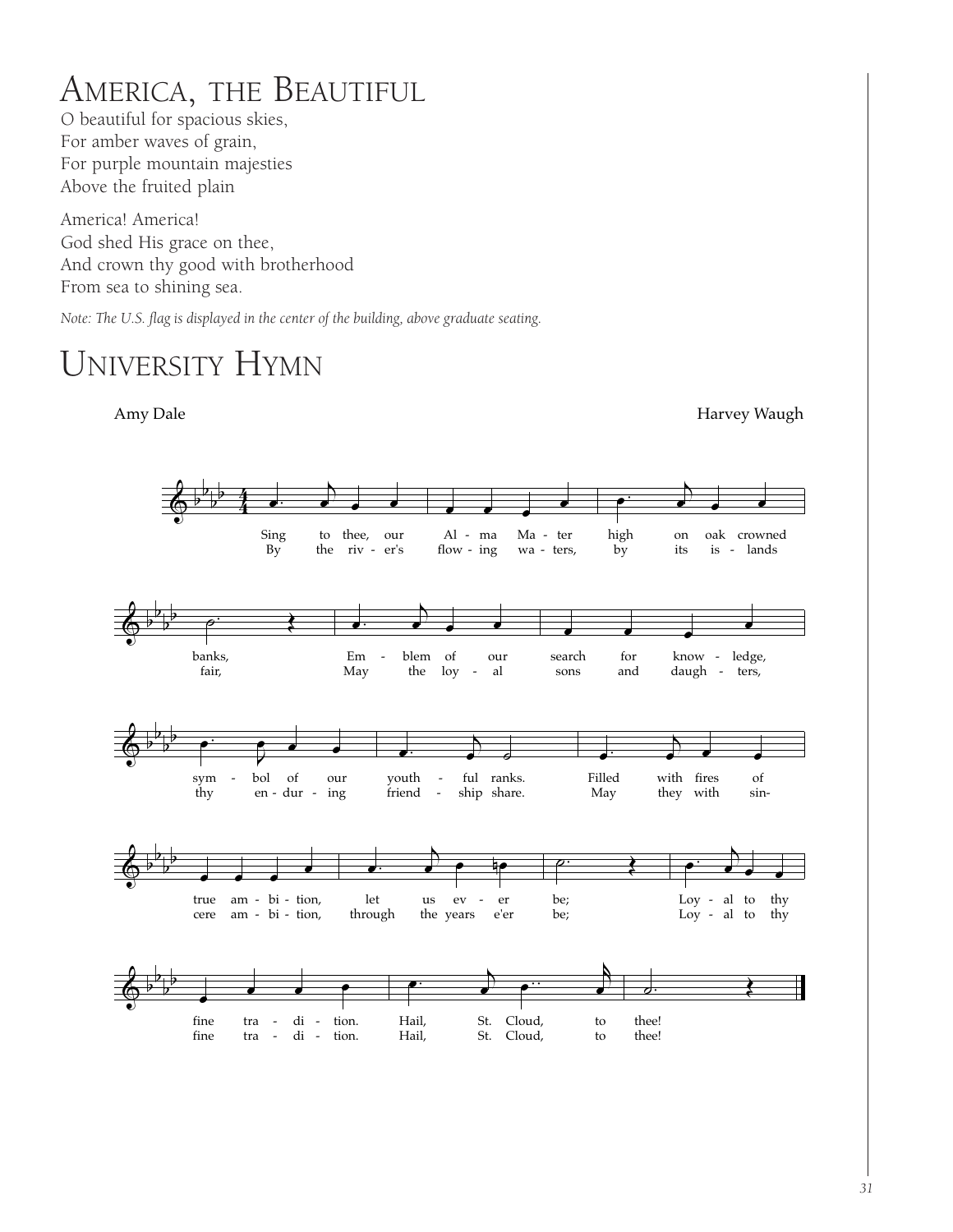# America, the Beautiful

O beautiful for spacious skies,
For amber waves of grain,
For purple mountain majesties
Above the fruited plain

America! America!
God shed His grace on thee,
And crown thy good with brotherhood
From sea to shining sea.

*Note: The U.S. flag is displayed in the center of the building, above graduate seating.*

# University Hymn

Amy Dale

Harvey Waugh

Sing to thee, our Al - ma Ma - ter high on oak crowned banks,
Em - blem of our search for know - ledge, sym - bol of our youth - ful ranks.
Filled with fires of true am - bi - tion, let us ev - er be;
Loy - al to thy fine tra - di - tion. Hail, St. Cloud, to thee!

By the riv - er's flow - ing wa - ters, by its is - lands fair,
May the loy - al sons and daugh - ters, thy en - dur - ing friend - ship share.
May they with sin- cere am - bi - tion, through the years e'er be;
Loy - al to thy fine tra - di - tion. Hail, St. Cloud, to thee!